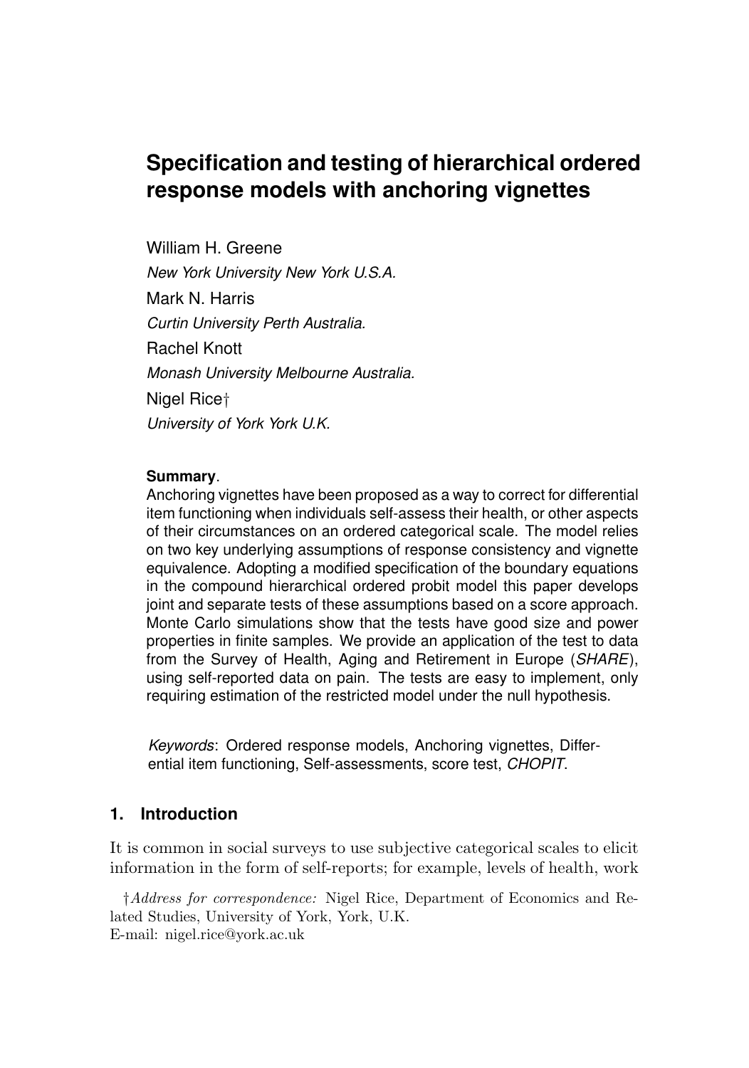# Specification and testing of hierarchical ordered response models with anchoring vignettes

William H. Greene

*New York University New York U.S.A.*

Mark N. Harris

*Curtin University Perth Australia.*

Rachel Knott

*Monash University Melbourne Australia.*

Nigel Rice†

*University of York York U.K.*

**Summary**.

Anchoring vignettes have been proposed as a way to correct for differential item functioning when individuals self-assess their health, or other aspects of their circumstances on an ordered categorical scale. The model relies on two key underlying assumptions of response consistency and vignette equivalence. Adopting a modified specification of the boundary equations in the compound hierarchical ordered probit model this paper develops joint and separate tests of these assumptions based on a score approach. Monte Carlo simulations show that the tests have good size and power properties in finite samples. We provide an application of the test to data from the Survey of Health, Aging and Retirement in Europe (*SHARE*), using self-reported data on pain. The tests are easy to implement, only requiring estimation of the restricted model under the null hypothesis.

*Keywords*: Ordered response models, Anchoring vignettes, Differential item functioning, Self-assessments, score test, *CHOPIT*.

## 1. Introduction

It is common in social surveys to use subjective categorical scales to elicit information in the form of self-reports; for example, levels of health, work

†*Address for correspondence:* Nigel Rice, Department of Economics and Related Studies, University of York, York, U.K.
E-mail: nigel.rice@york.ac.uk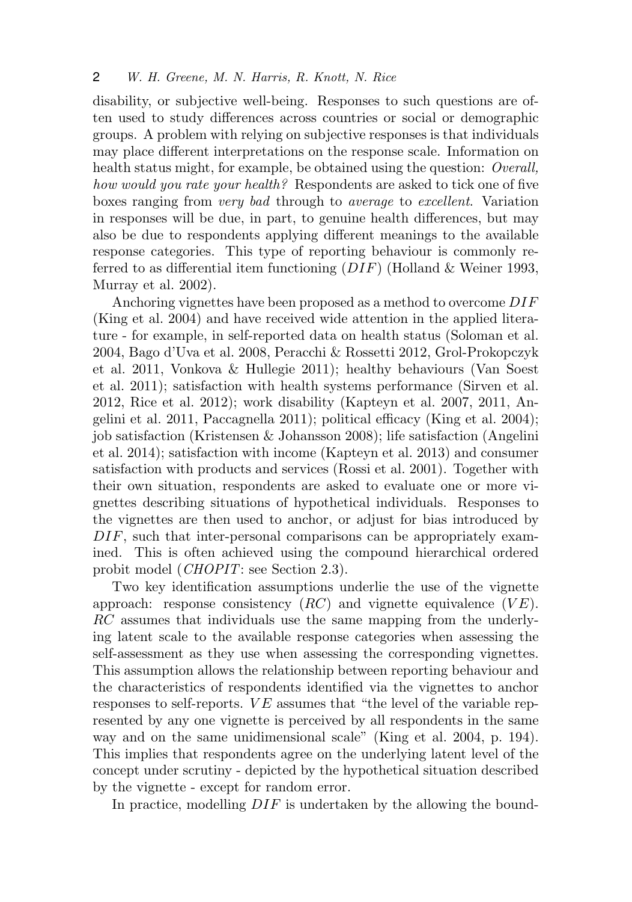disability, or subjective well-being. Responses to such questions are often used to study differences across countries or social or demographic groups. A problem with relying on subjective responses is that individuals may place different interpretations on the response scale. Information on health status might, for example, be obtained using the question: *Overall, how would you rate your health?* Respondents are asked to tick one of five boxes ranging from *very bad* through to *average* to *excellent*. Variation in responses will be due, in part, to genuine health differences, but may also be due to respondents applying different meanings to the available response categories. This type of reporting behaviour is commonly referred to as differential item functioning ($DIF$) (Holland & Weiner 1993, Murray et al. 2002).

Anchoring vignettes have been proposed as a method to overcome $DIF$ (King et al. 2004) and have received wide attention in the applied literature - for example, in self-reported data on health status (Soloman et al. 2004, Bago d'Uva et al. 2008, Peracchi & Rossetti 2012, Grol-Prokopczyk et al. 2011, Vonkova & Hullegie 2011); healthy behaviours (Van Soest et al. 2011); satisfaction with health systems performance (Sirven et al. 2012, Rice et al. 2012); work disability (Kapteyn et al. 2007, 2011, Angelini et al. 2011, Paccagnella 2011); political efficacy (King et al. 2004); job satisfaction (Kristensen & Johansson 2008); life satisfaction (Angelini et al. 2014); satisfaction with income (Kapteyn et al. 2013) and consumer satisfaction with products and services (Rossi et al. 2001). Together with their own situation, respondents are asked to evaluate one or more vignettes describing situations of hypothetical individuals. Responses to the vignettes are then used to anchor, or adjust for bias introduced by $DIF$, such that inter-personal comparisons can be appropriately examined. This is often achieved using the compound hierarchical ordered probit model ($CHOPIT$: see Section 2.3).

Two key identification assumptions underlie the use of the vignette approach: response consistency ($RC$) and vignette equivalence ($VE$). $RC$ assumes that individuals use the same mapping from the underlying latent scale to the available response categories when assessing the self-assessment as they use when assessing the corresponding vignettes. This assumption allows the relationship between reporting behaviour and the characteristics of respondents identified via the vignettes to anchor responses to self-reports. $VE$ assumes that "the level of the variable represented by any one vignette is perceived by all respondents in the same way and on the same unidimensional scale" (King et al. 2004, p. 194). This implies that respondents agree on the underlying latent level of the concept under scrutiny - depicted by the hypothetical situation described by the vignette - except for random error.

In practice, modelling $DIF$ is undertaken by the allowing the bound-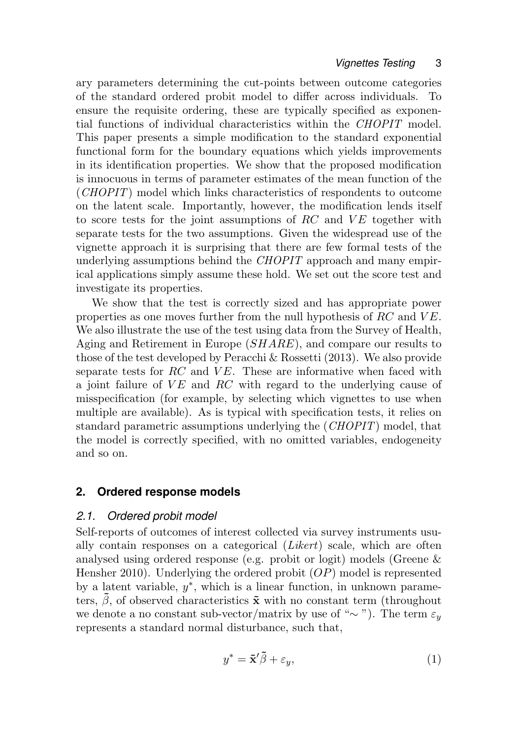ary parameters determining the cut-points between outcome categories of the standard ordered probit model to differ across individuals. To ensure the requisite ordering, these are typically specified as exponential functions of individual characteristics within the *CHOPIT* model. This paper presents a simple modification to the standard exponential functional form for the boundary equations which yields improvements in its identification properties. We show that the proposed modification is innocuous in terms of parameter estimates of the mean function of the (*CHOPIT*) model which links characteristics of respondents to outcome on the latent scale. Importantly, however, the modification lends itself to score tests for the joint assumptions of $RC$ and $VE$ together with separate tests for the two assumptions. Given the widespread use of the vignette approach it is surprising that there are few formal tests of the underlying assumptions behind the *CHOPIT* approach and many empirical applications simply assume these hold. We set out the score test and investigate its properties.

We show that the test is correctly sized and has appropriate power properties as one moves further from the null hypothesis of $RC$ and $VE$. We also illustrate the use of the test using data from the Survey of Health, Aging and Retirement in Europe ($SHARE$), and compare our results to those of the test developed by Peracchi & Rossetti (2013). We also provide separate tests for $RC$ and $VE$. These are informative when faced with a joint failure of $VE$ and $RC$ with regard to the underlying cause of misspecification (for example, by selecting which vignettes to use when multiple are available). As is typical with specification tests, it relies on standard parametric assumptions underlying the (*CHOPIT*) model, that the model is correctly specified, with no omitted variables, endogeneity and so on.

## 2. Ordered response models

### 2.1. Ordered probit model

Self-reports of outcomes of interest collected via survey instruments usually contain responses on a categorical (*Likert*) scale, which are often analysed using ordered response (e.g. probit or logit) models (Greene & Hensher 2010). Underlying the ordered probit ($OP$) model is represented by a latent variable, $y^*$, which is a linear function, in unknown parameters, $\tilde{\beta}$, of observed characteristics $\tilde{\mathbf{x}}$ with no constant term (throughout we denote a no constant sub-vector/matrix by use of "$\sim$"). The term $\varepsilon_y$ represents a standard normal disturbance, such that,

$$y^* = \tilde{\mathbf{x}}'\tilde{\beta} + \varepsilon_y, \tag{1}$$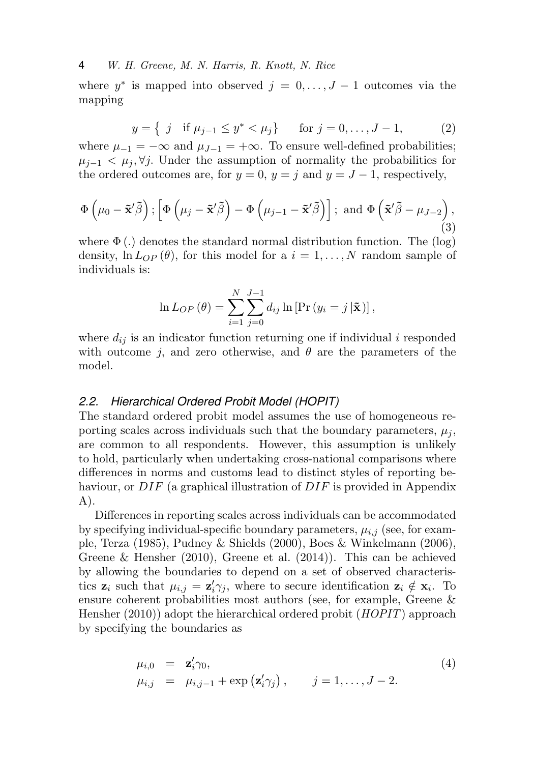where $y^*$ is mapped into observed $j = 0, \ldots, J-1$ outcomes via the mapping

$$y = \left\{ \; j \quad \text{if } \mu_{j-1} \leq y^* < \mu_j \right\} \qquad \text{for } j = 0, \ldots, J-1, \tag{2}$$

where $\mu_{-1} = -\infty$ and $\mu_{J-1} = +\infty$. To ensure well-defined probabilities; $\mu_{j-1} < \mu_j, \forall j$. Under the assumption of normality the probabilities for the ordered outcomes are, for $y = 0$, $y = j$ and $y = J-1$, respectively,

$$\Phi\left(\mu_0 - \tilde{\mathbf{x}}'\tilde{\beta}\right); \left[\Phi\left(\mu_j - \tilde{\mathbf{x}}'\tilde{\beta}\right) - \Phi\left(\mu_{j-1} - \tilde{\mathbf{x}}'\tilde{\beta}\right)\right]; \text{ and } \Phi\left(\tilde{\mathbf{x}}'\tilde{\beta} - \mu_{J-2}\right), \tag{3}$$

where $\Phi(.)$ denotes the standard normal distribution function. The (log) density, $\ln L_{OP}(\theta)$, for this model for a $i = 1, \ldots, N$ random sample of individuals is:

$$\ln L_{OP}(\theta) = \sum_{i=1}^{N} \sum_{j=0}^{J-1} d_{ij} \ln\left[\Pr\left(y_i = j \,|\tilde{\mathbf{x}}\right)\right],$$

where $d_{ij}$ is an indicator function returning one if individual $i$ responded with outcome $j$, and zero otherwise, and $\theta$ are the parameters of the model.

### 2.2. Hierarchical Ordered Probit Model (HOPIT)

The standard ordered probit model assumes the use of homogeneous reporting scales across individuals such that the boundary parameters, $\mu_j$, are common to all respondents. However, this assumption is unlikely to hold, particularly when undertaking cross-national comparisons where differences in norms and customs lead to distinct styles of reporting behaviour, or $DIF$ (a graphical illustration of $DIF$ is provided in Appendix A).

Differences in reporting scales across individuals can be accommodated by specifying individual-specific boundary parameters, $\mu_{i,j}$ (see, for example, Terza (1985), Pudney & Shields (2000), Boes & Winkelmann (2006), Greene & Hensher (2010), Greene et al. (2014)). This can be achieved by allowing the boundaries to depend on a set of observed characteristics $\mathbf{z}_i$ such that $\mu_{i,j} = \mathbf{z}_i'\gamma_j$, where to secure identification $\mathbf{z}_i \notin \mathbf{x}_i$. To ensure coherent probabilities most authors (see, for example, Greene & Hensher (2010)) adopt the hierarchical ordered probit ($HOPIT$) approach by specifying the boundaries as

$$\begin{aligned} \mu_{i,0} &= \mathbf{z}_i'\gamma_0, \\ \mu_{i,j} &= \mu_{i,j-1} + \exp\left(\mathbf{z}_i'\gamma_j\right), \qquad j = 1, \ldots, J-2. \end{aligned} \tag{4}$$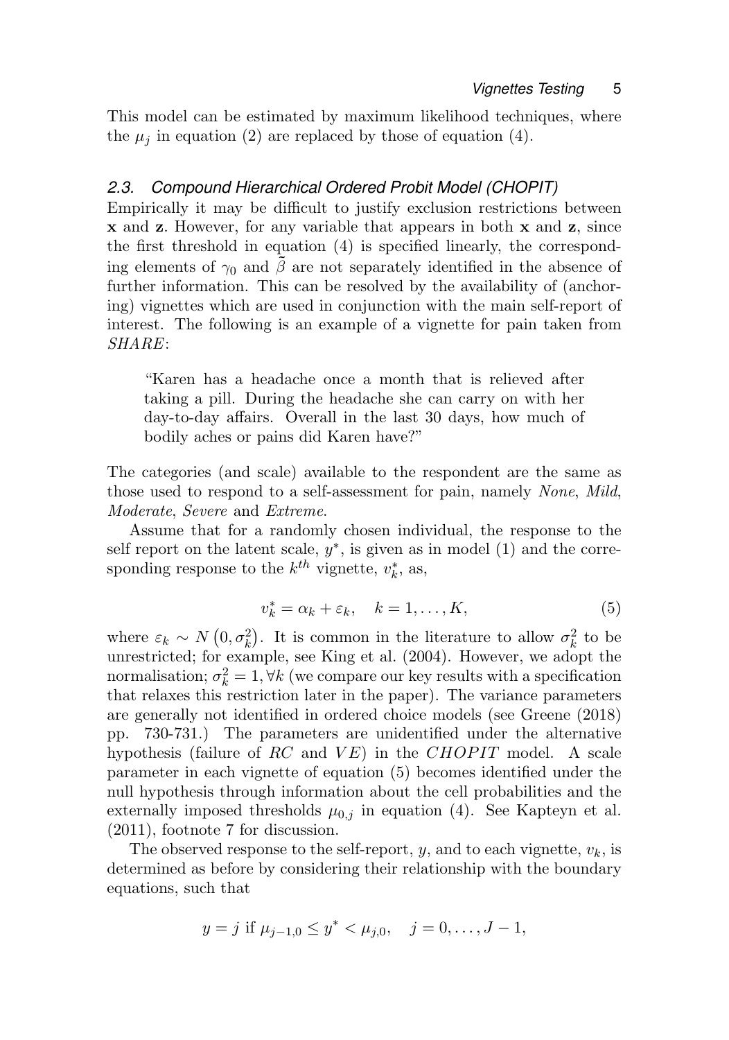This model can be estimated by maximum likelihood techniques, where the $\mu_j$ in equation (2) are replaced by those of equation (4).

### 2.3. Compound Hierarchical Ordered Probit Model (CHOPIT)

Empirically it may be difficult to justify exclusion restrictions between $\mathbf{x}$ and $\mathbf{z}$. However, for any variable that appears in both $\mathbf{x}$ and $\mathbf{z}$, since the first threshold in equation (4) is specified linearly, the corresponding elements of $\gamma_0$ and $\widetilde{\beta}$ are not separately identified in the absence of further information. This can be resolved by the availability of (anchoring) vignettes which are used in conjunction with the main self-report of interest. The following is an example of a vignette for pain taken from *SHARE*:

> "Karen has a headache once a month that is relieved after taking a pill. During the headache she can carry on with her day-to-day affairs. Overall in the last 30 days, how much of bodily aches or pains did Karen have?"

The categories (and scale) available to the respondent are the same as those used to respond to a self-assessment for pain, namely *None*, *Mild*, *Moderate*, *Severe* and *Extreme*.

Assume that for a randomly chosen individual, the response to the self report on the latent scale, $y^*$, is given as in model (1) and the corresponding response to the $k^{th}$ vignette, $v_k^*$, as,

$$v_k^* = \alpha_k + \varepsilon_k, \quad k = 1, \ldots, K, \tag{5}$$

where $\varepsilon_k \sim N\left(0, \sigma_k^2\right)$. It is common in the literature to allow $\sigma_k^2$ to be unrestricted; for example, see King et al. (2004). However, we adopt the normalisation; $\sigma_k^2 = 1, \forall k$ (we compare our key results with a specification that relaxes this restriction later in the paper). The variance parameters are generally not identified in ordered choice models (see Greene (2018) pp. 730-731.) The parameters are unidentified under the alternative hypothesis (failure of $RC$ and $VE$) in the $CHOPIT$ model. A scale parameter in each vignette of equation (5) becomes identified under the null hypothesis through information about the cell probabilities and the externally imposed thresholds $\mu_{0,j}$ in equation (4). See Kapteyn et al. (2011), footnote 7 for discussion.

The observed response to the self-report, $y$, and to each vignette, $v_k$, is determined as before by considering their relationship with the boundary equations, such that

$$y = j \text{ if } \mu_{j-1,0} \leq y^* < \mu_{j,0}, \quad j = 0, \ldots, J-1,$$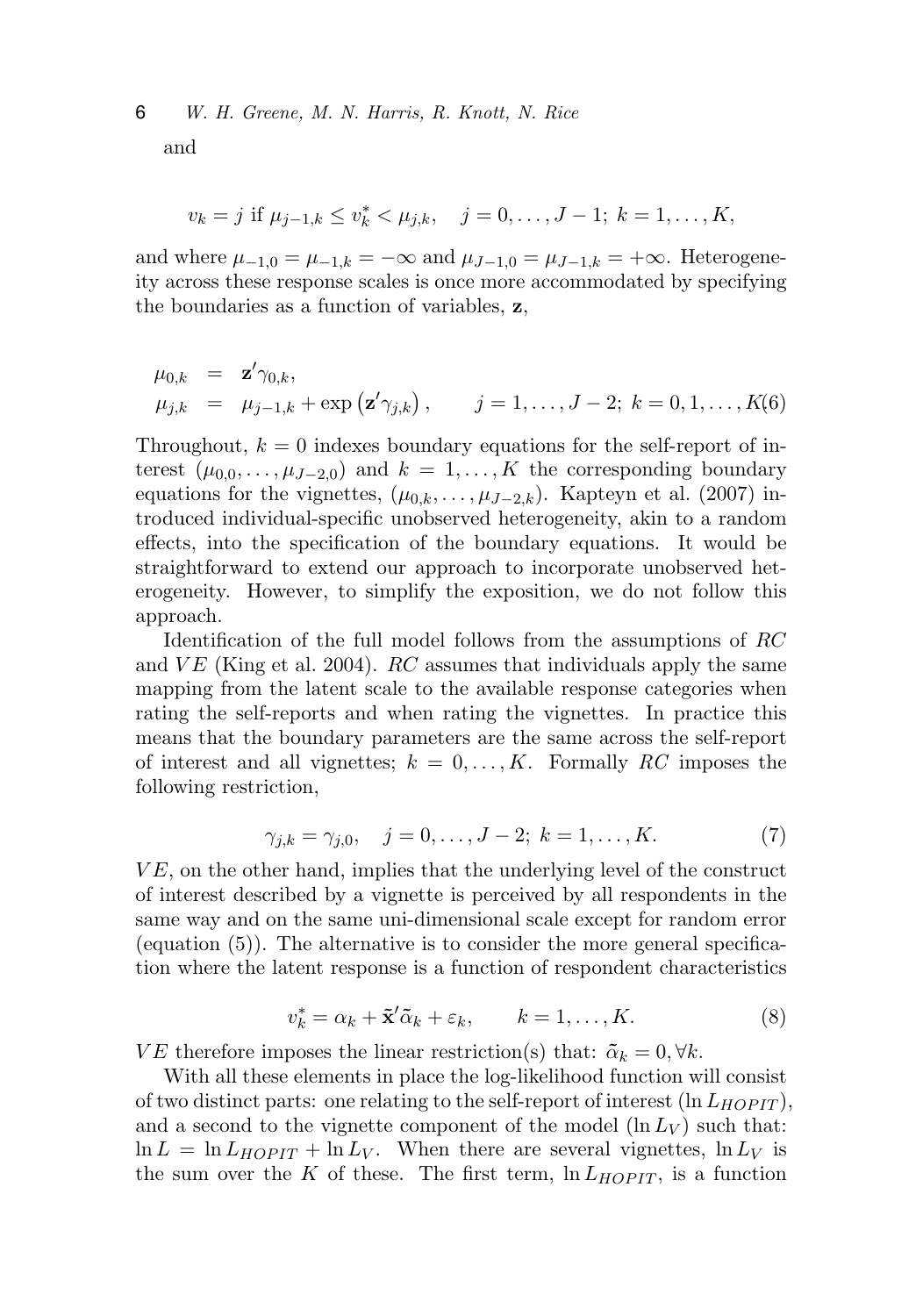and

$$v_k = j \text{ if } \mu_{j-1,k} \leq v_k^* < \mu_{j,k}, \quad j = 0, \ldots, J-1;\ k = 1, \ldots, K,$$

and where $\mu_{-1,0} = \mu_{-1,k} = -\infty$ and $\mu_{J-1,0} = \mu_{J-1,k} = +\infty$. Heterogeneity across these response scales is once more accommodated by specifying the boundaries as a function of variables, $\mathbf{z}$,

$$\begin{aligned} \mu_{0,k} &= \mathbf{z}'\gamma_{0,k}, \\ \mu_{j,k} &= \mu_{j-1,k} + \exp\left(\mathbf{z}'\gamma_{j,k}\right), \qquad j = 1, \ldots, J-2;\ k = 0, 1, \ldots, K \end{aligned} \tag{6}$$

Throughout, $k = 0$ indexes boundary equations for the self-report of interest $(\mu_{0,0}, \ldots, \mu_{J-2,0})$ and $k = 1, \ldots, K$ the corresponding boundary equations for the vignettes, $(\mu_{0,k}, \ldots, \mu_{J-2,k})$. Kapteyn et al. (2007) introduced individual-specific unobserved heterogeneity, akin to a random effects, into the specification of the boundary equations. It would be straightforward to extend our approach to incorporate unobserved heterogeneity. However, to simplify the exposition, we do not follow this approach.

Identification of the full model follows from the assumptions of *RC* and *VE* (King et al. 2004). *RC* assumes that individuals apply the same mapping from the latent scale to the available response categories when rating the self-reports and when rating the vignettes. In practice this means that the boundary parameters are the same across the self-report of interest and all vignettes; $k = 0, \ldots, K$. Formally *RC* imposes the following restriction,

$$\gamma_{j,k} = \gamma_{j,0}, \quad j = 0, \ldots, J-2;\ k = 1, \ldots, K. \tag{7}$$

*VE*, on the other hand, implies that the underlying level of the construct of interest described by a vignette is perceived by all respondents in the same way and on the same uni-dimensional scale except for random error (equation (5)). The alternative is to consider the more general specification where the latent response is a function of respondent characteristics

$$v_k^* = \alpha_k + \tilde{\mathbf{x}}'\tilde{\alpha}_k + \varepsilon_k, \qquad k = 1, \ldots, K. \tag{8}$$

*VE* therefore imposes the linear restriction(s) that: $\tilde{\alpha}_k = 0, \forall k$.

With all these elements in place the log-likelihood function will consist of two distinct parts: one relating to the self-report of interest ($\ln L_{HOPIT}$), and a second to the vignette component of the model ($\ln L_V$) such that: $\ln L = \ln L_{HOPIT} + \ln L_V$. When there are several vignettes, $\ln L_V$ is the sum over the $K$ of these. The first term, $\ln L_{HOPIT}$, is a function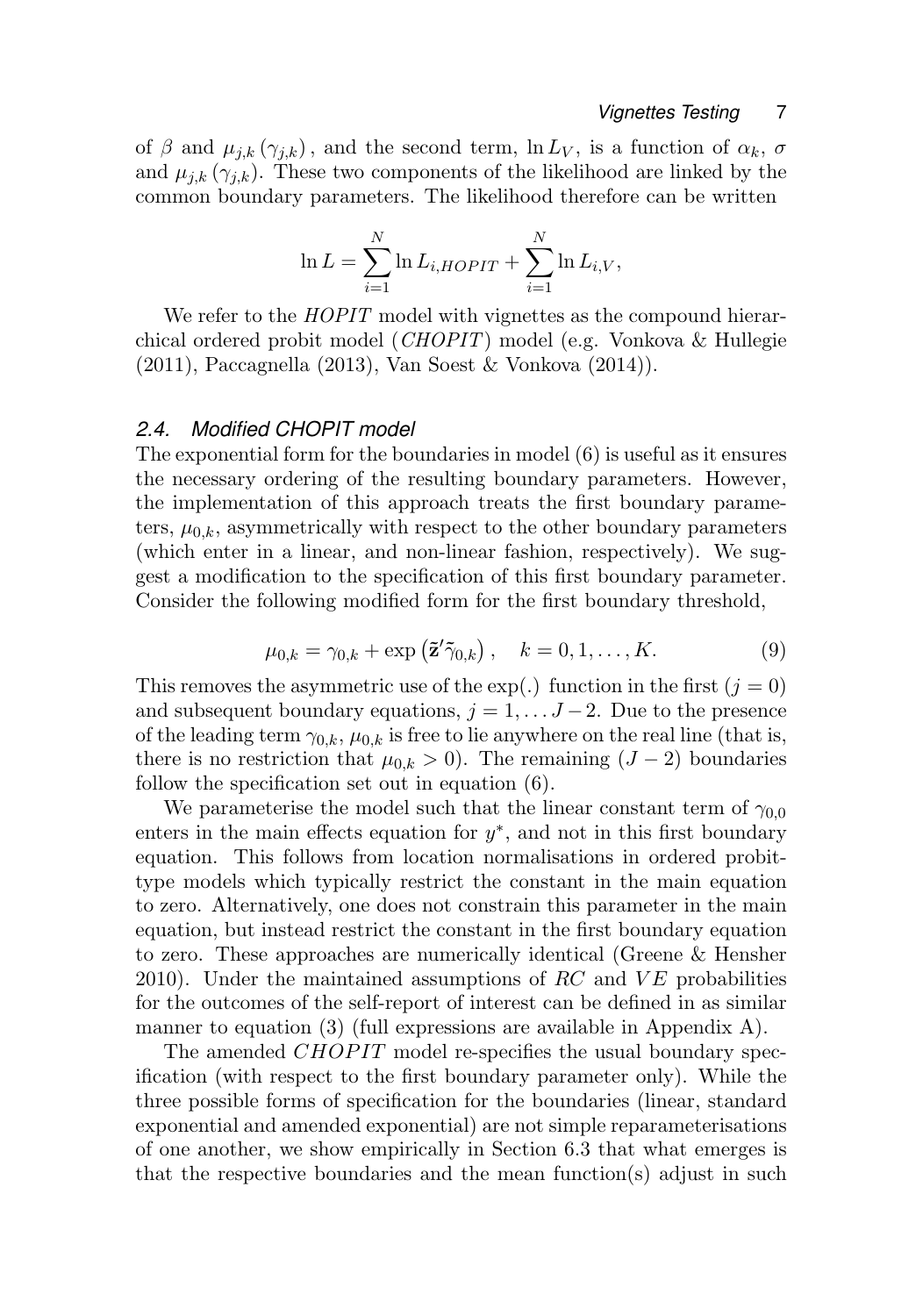of $\beta$ and $\mu_{j,k}(\gamma_{j,k})$, and the second term, $\ln L_V$, is a function of $\alpha_k$, $\sigma$ and $\mu_{j,k}(\gamma_{j,k})$. These two components of the likelihood are linked by the common boundary parameters. The likelihood therefore can be written

$$\ln L = \sum_{i=1}^{N} \ln L_{i,HOPIT} + \sum_{i=1}^{N} \ln L_{i,V},$$

We refer to the *HOPIT* model with vignettes as the compound hierarchical ordered probit model (*CHOPIT*) model (e.g. Vonkova & Hullegie (2011), Paccagnella (2013), Van Soest & Vonkova (2014)).

### 2.4. Modified CHOPIT model

The exponential form for the boundaries in model (6) is useful as it ensures the necessary ordering of the resulting boundary parameters. However, the implementation of this approach treats the first boundary parameters, $\mu_{0,k}$, asymmetrically with respect to the other boundary parameters (which enter in a linear, and non-linear fashion, respectively). We suggest a modification to the specification of this first boundary parameter. Consider the following modified form for the first boundary threshold,

$$\mu_{0,k} = \gamma_{0,k} + \exp\left(\tilde{\mathbf{z}}'\tilde{\gamma}_{0,k}\right), \quad k = 0, 1, \ldots, K. \tag{9}$$

This removes the asymmetric use of the exp(.) function in the first ($j = 0$) and subsequent boundary equations, $j = 1, \ldots J-2$. Due to the presence of the leading term $\gamma_{0,k}$, $\mu_{0,k}$ is free to lie anywhere on the real line (that is, there is no restriction that $\mu_{0,k} > 0$). The remaining $(J-2)$ boundaries follow the specification set out in equation (6).

We parameterise the model such that the linear constant term of $\gamma_{0,0}$ enters in the main effects equation for $y^*$, and not in this first boundary equation. This follows from location normalisations in ordered probit-type models which typically restrict the constant in the main equation to zero. Alternatively, one does not constrain this parameter in the main equation, but instead restrict the constant in the first boundary equation to zero. These approaches are numerically identical (Greene & Hensher 2010). Under the maintained assumptions of $RC$ and $VE$ probabilities for the outcomes of the self-report of interest can be defined in as similar manner to equation (3) (full expressions are available in Appendix A).

The amended $CHOPIT$ model re-specifies the usual boundary specification (with respect to the first boundary parameter only). While the three possible forms of specification for the boundaries (linear, standard exponential and amended exponential) are not simple reparameterisations of one another, we show empirically in Section 6.3 that what emerges is that the respective boundaries and the mean function(s) adjust in such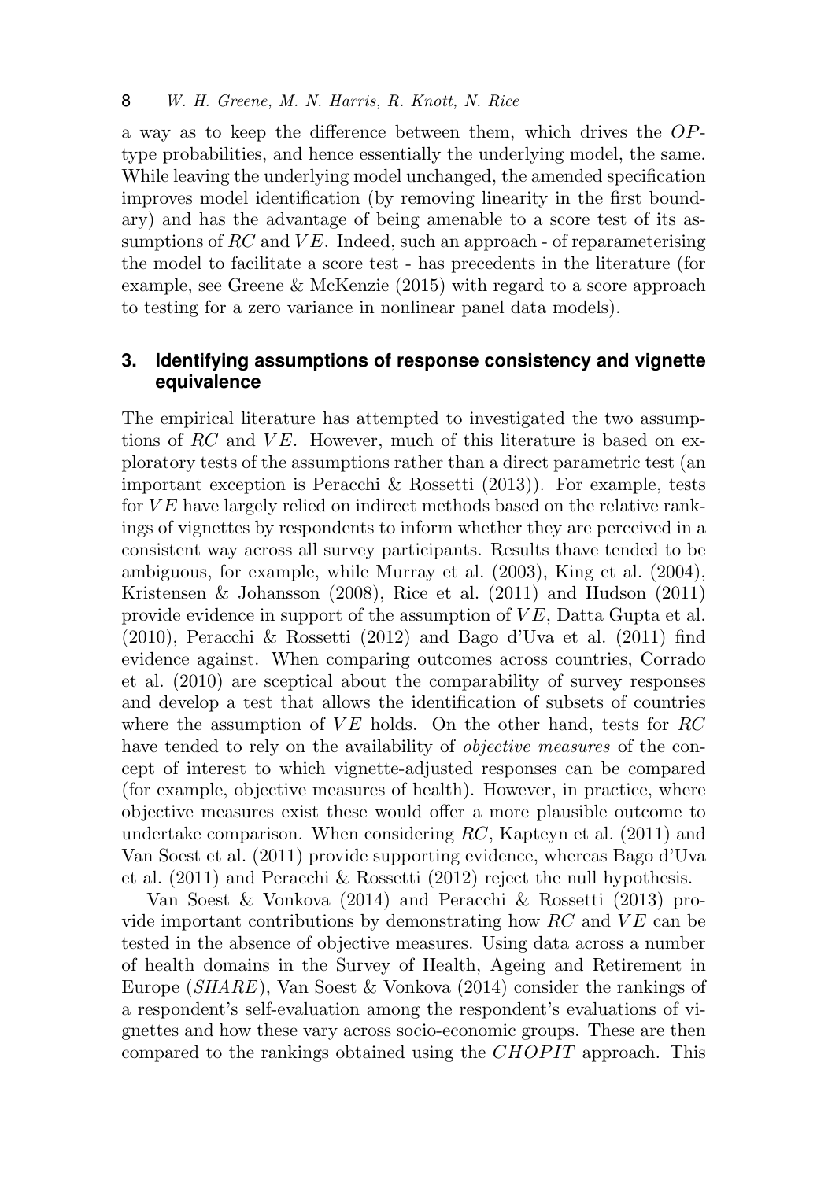a way as to keep the difference between them, which drives the $OP$-type probabilities, and hence essentially the underlying model, the same. While leaving the underlying model unchanged, the amended specification improves model identification (by removing linearity in the first boundary) and has the advantage of being amenable to a score test of its assumptions of $RC$ and $VE$. Indeed, such an approach - of reparameterising the model to facilitate a score test - has precedents in the literature (for example, see Greene & McKenzie (2015) with regard to a score approach to testing for a zero variance in nonlinear panel data models).

## 3. Identifying assumptions of response consistency and vignette equivalence

The empirical literature has attempted to investigated the two assumptions of $RC$ and $VE$. However, much of this literature is based on exploratory tests of the assumptions rather than a direct parametric test (an important exception is Peracchi & Rossetti (2013)). For example, tests for $VE$ have largely relied on indirect methods based on the relative rankings of vignettes by respondents to inform whether they are perceived in a consistent way across all survey participants. Results thave tended to be ambiguous, for example, while Murray et al. (2003), King et al. (2004), Kristensen & Johansson (2008), Rice et al. (2011) and Hudson (2011) provide evidence in support of the assumption of $VE$, Datta Gupta et al. (2010), Peracchi & Rossetti (2012) and Bago d'Uva et al. (2011) find evidence against. When comparing outcomes across countries, Corrado et al. (2010) are sceptical about the comparability of survey responses and develop a test that allows the identification of subsets of countries where the assumption of $VE$ holds. On the other hand, tests for $RC$ have tended to rely on the availability of *objective measures* of the concept of interest to which vignette-adjusted responses can be compared (for example, objective measures of health). However, in practice, where objective measures exist these would offer a more plausible outcome to undertake comparison. When considering $RC$, Kapteyn et al. (2011) and Van Soest et al. (2011) provide supporting evidence, whereas Bago d'Uva et al. (2011) and Peracchi & Rossetti (2012) reject the null hypothesis.

Van Soest & Vonkova (2014) and Peracchi & Rossetti (2013) provide important contributions by demonstrating how $RC$ and $VE$ can be tested in the absence of objective measures. Using data across a number of health domains in the Survey of Health, Ageing and Retirement in Europe (*SHARE*), Van Soest & Vonkova (2014) consider the rankings of a respondent's self-evaluation among the respondent's evaluations of vignettes and how these vary across socio-economic groups. These are then compared to the rankings obtained using the $CHOPIT$ approach. This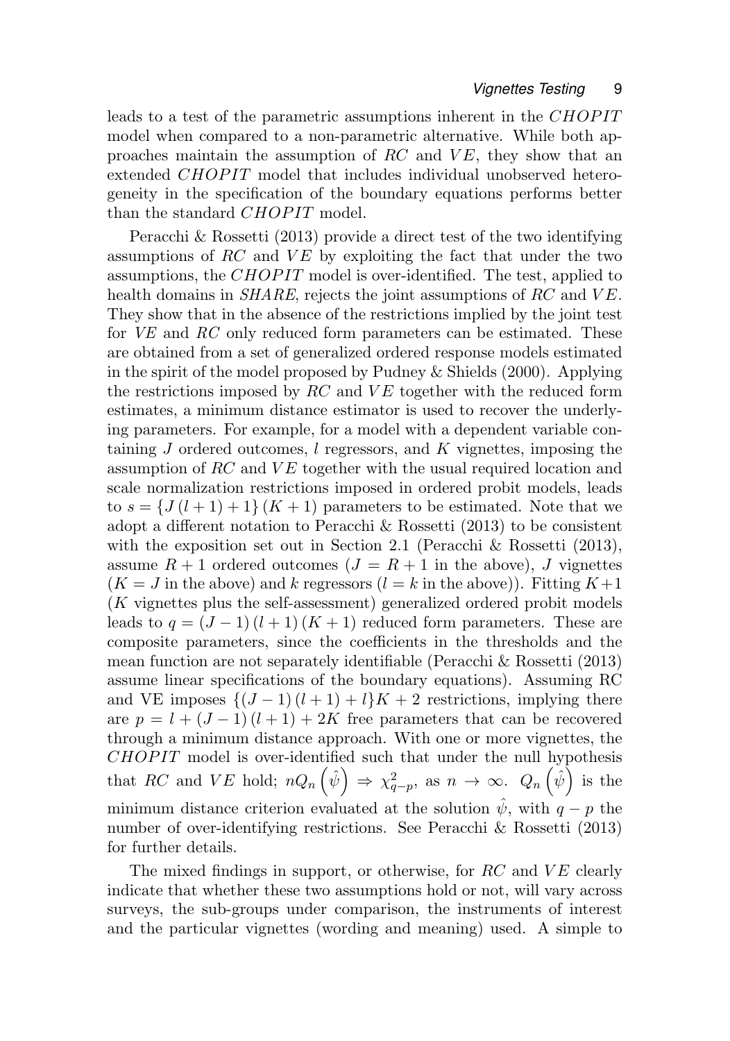leads to a test of the parametric assumptions inherent in the $CHOPIT$ model when compared to a non-parametric alternative. While both approaches maintain the assumption of $RC$ and $VE$, they show that an extended $CHOPIT$ model that includes individual unobserved heterogeneity in the specification of the boundary equations performs better than the standard $CHOPIT$ model.

Peracchi & Rossetti (2013) provide a direct test of the two identifying assumptions of $RC$ and $VE$ by exploiting the fact that under the two assumptions, the $CHOPIT$ model is over-identified. The test, applied to health domains in *SHARE*, rejects the joint assumptions of $RC$ and $VE$. They show that in the absence of the restrictions implied by the joint test for *VE* and *RC* only reduced form parameters can be estimated. These are obtained from a set of generalized ordered response models estimated in the spirit of the model proposed by Pudney & Shields (2000). Applying the restrictions imposed by $RC$ and $VE$ together with the reduced form estimates, a minimum distance estimator is used to recover the underlying parameters. For example, for a model with a dependent variable containing $J$ ordered outcomes, $l$ regressors, and $K$ vignettes, imposing the assumption of $RC$ and $VE$ together with the usual required location and scale normalization restrictions imposed in ordered probit models, leads to $s = \{J(l+1)+1\}(K+1)$ parameters to be estimated. Note that we adopt a different notation to Peracchi & Rossetti (2013) to be consistent with the exposition set out in Section 2.1 (Peracchi & Rossetti (2013), assume $R+1$ ordered outcomes ($J = R+1$ in the above), $J$ vignettes ($K = J$ in the above) and $k$ regressors ($l = k$ in the above)). Fitting $K+1$ ($K$ vignettes plus the self-assessment) generalized ordered probit models leads to $q = (J-1)(l+1)(K+1)$ reduced form parameters. These are composite parameters, since the coefficients in the thresholds and the mean function are not separately identifiable (Peracchi & Rossetti (2013) assume linear specifications of the boundary equations). Assuming RC and VE imposes $\{(J-1)(l+1)+l\}K+2$ restrictions, implying there are $p = l + (J-1)(l+1) + 2K$ free parameters that can be recovered through a minimum distance approach. With one or more vignettes, the $CHOPIT$ model is over-identified such that under the null hypothesis that $RC$ and $VE$ hold; $nQ_n\left(\hat{\psi}\right) \Rightarrow \chi^2_{q-p}$, as $n \to \infty$. $Q_n\left(\hat{\psi}\right)$ is the minimum distance criterion evaluated at the solution $\hat{\psi}$, with $q-p$ the number of over-identifying restrictions. See Peracchi & Rossetti (2013) for further details.

The mixed findings in support, or otherwise, for $RC$ and $VE$ clearly indicate that whether these two assumptions hold or not, will vary across surveys, the sub-groups under comparison, the instruments of interest and the particular vignettes (wording and meaning) used. A simple to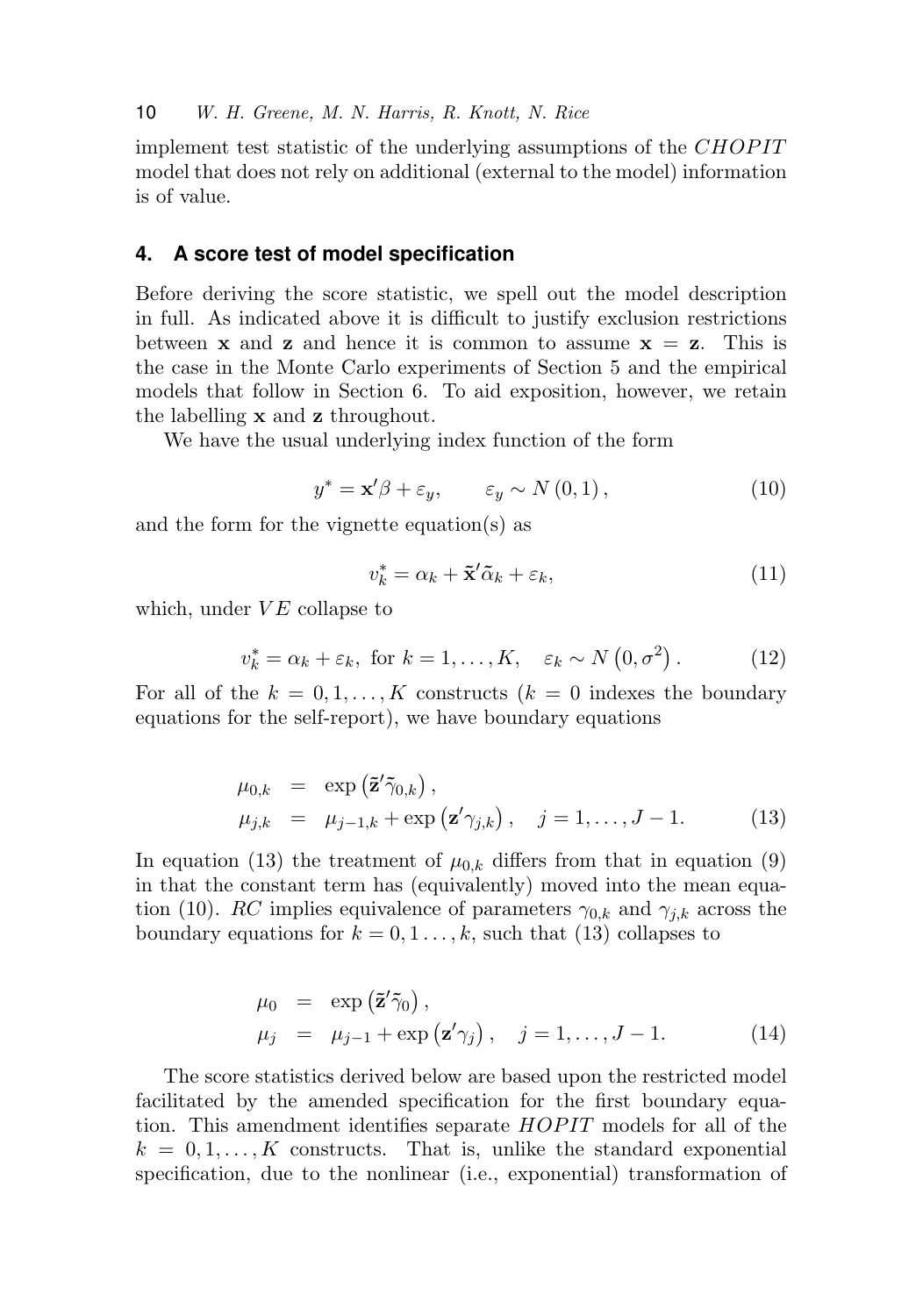implement test statistic of the underlying assumptions of the $CHOPIT$ model that does not rely on additional (external to the model) information is of value.

## 4. A score test of model specification

Before deriving the score statistic, we spell out the model description in full. As indicated above it is difficult to justify exclusion restrictions between $\mathbf{x}$ and $\mathbf{z}$ and hence it is common to assume $\mathbf{x} = \mathbf{z}$. This is the case in the Monte Carlo experiments of Section 5 and the empirical models that follow in Section 6. To aid exposition, however, we retain the labelling $\mathbf{x}$ and $\mathbf{z}$ throughout.

We have the usual underlying index function of the form

$$y^* = \mathbf{x}'\beta + \varepsilon_y, \qquad \varepsilon_y \sim N(0, 1), \tag{10}$$

and the form for the vignette equation(s) as

$$v_k^* = \alpha_k + \tilde{\mathbf{x}}'\tilde{\alpha}_k + \varepsilon_k, \tag{11}$$

which, under $VE$ collapse to

$$v_k^* = \alpha_k + \varepsilon_k, \text{ for } k = 1, \ldots, K, \quad \varepsilon_k \sim N\left(0, \sigma^2\right). \tag{12}$$

For all of the $k = 0, 1, \ldots, K$ constructs ($k = 0$ indexes the boundary equations for the self-report), we have boundary equations

$$\begin{aligned}
\mu_{0,k} &= \exp\left(\tilde{\mathbf{z}}'\tilde{\gamma}_{0,k}\right), \\
\mu_{j,k} &= \mu_{j-1,k} + \exp\left(\mathbf{z}'\gamma_{j,k}\right), \quad j = 1, \ldots, J-1.
\end{aligned} \tag{13}$$

In equation (13) the treatment of $\mu_{0,k}$ differs from that in equation (9) in that the constant term has (equivalently) moved into the mean equation (10). $RC$ implies equivalence of parameters $\gamma_{0,k}$ and $\gamma_{j,k}$ across the boundary equations for $k = 0, 1 \ldots, k$, such that (13) collapses to

$$\begin{aligned}
\mu_0 &= \exp\left(\tilde{\mathbf{z}}'\tilde{\gamma}_0\right), \\
\mu_j &= \mu_{j-1} + \exp\left(\mathbf{z}'\gamma_j\right), \quad j = 1, \ldots, J-1.
\end{aligned} \tag{14}$$

The score statistics derived below are based upon the restricted model facilitated by the amended specification for the first boundary equation. This amendment identifies separate $HOPIT$ models for all of the $k = 0, 1, \ldots, K$ constructs. That is, unlike the standard exponential specification, due to the nonlinear (i.e., exponential) transformation of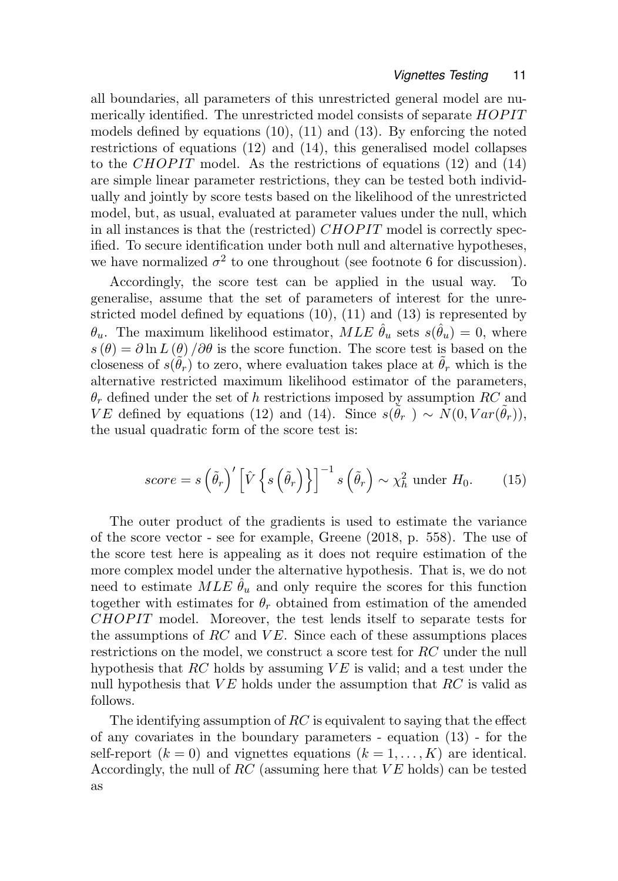all boundaries, all parameters of this unrestricted general model are numerically identified. The unrestricted model consists of separate $HOPIT$ models defined by equations (10), (11) and (13). By enforcing the noted restrictions of equations (12) and (14), this generalised model collapses to the $CHOPIT$ model. As the restrictions of equations (12) and (14) are simple linear parameter restrictions, they can be tested both individually and jointly by score tests based on the likelihood of the unrestricted model, but, as usual, evaluated at parameter values under the null, which in all instances is that the (restricted) $CHOPIT$ model is correctly specified. To secure identification under both null and alternative hypotheses, we have normalized $\sigma^2$ to one throughout (see footnote 6 for discussion).

Accordingly, the score test can be applied in the usual way. To generalise, assume that the set of parameters of interest for the unrestricted model defined by equations (10), (11) and (13) is represented by $\theta_u$. The maximum likelihood estimator, $MLE\ \hat{\theta}_u$ sets $s(\hat{\theta}_u) = 0$, where $s(\theta) = \partial \ln L(\theta) / \partial \theta$ is the score function. The score test is based on the closeness of $s(\tilde{\theta}_r)$ to zero, where evaluation takes place at $\tilde{\theta}_r$ which is the alternative restricted maximum likelihood estimator of the parameters, $\theta_r$ defined under the set of $h$ restrictions imposed by assumption $RC$ and $VE$ defined by equations (12) and (14). Since $s(\tilde{\theta}_r) \sim N(0, Var(\tilde{\theta}_r))$, the usual quadratic form of the score test is:

$$score = s\left(\tilde{\theta}_r\right)' \left[\hat{V}\left\{s\left(\tilde{\theta}_r\right)\right\}\right]^{-1} s\left(\tilde{\theta}_r\right) \sim \chi^2_h \text{ under } H_0. \tag{15}$$

The outer product of the gradients is used to estimate the variance of the score vector - see for example, Greene (2018, p. 558). The use of the score test here is appealing as it does not require estimation of the more complex model under the alternative hypothesis. That is, we do not need to estimate $MLE\ \hat{\theta}_u$ and only require the scores for this function together with estimates for $\theta_r$ obtained from estimation of the amended $CHOPIT$ model. Moreover, the test lends itself to separate tests for the assumptions of $RC$ and $VE$. Since each of these assumptions places restrictions on the model, we construct a score test for $RC$ under the null hypothesis that $RC$ holds by assuming $VE$ is valid; and a test under the null hypothesis that $VE$ holds under the assumption that $RC$ is valid as follows.

The identifying assumption of $RC$ is equivalent to saying that the effect of any covariates in the boundary parameters - equation (13) - for the self-report ($k = 0$) and vignettes equations ($k = 1, \ldots, K$) are identical. Accordingly, the null of $RC$ (assuming here that $VE$ holds) can be tested as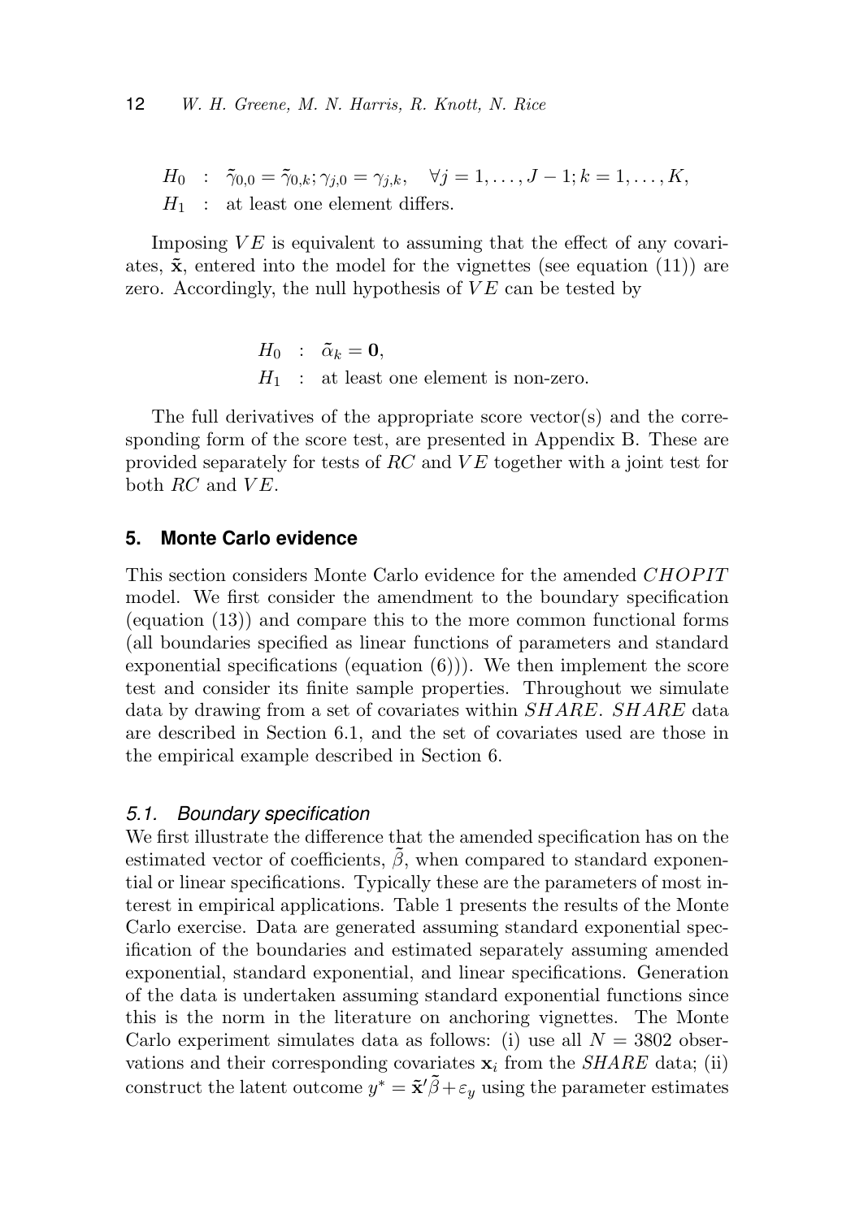$$
\begin{aligned}
H_0 &: \tilde{\gamma}_{0,0} = \tilde{\gamma}_{0,k}; \gamma_{j,0} = \gamma_{j,k}, \quad \forall j = 1, \ldots, J-1; k = 1, \ldots, K, \\
H_1 &: \text{at least one element differs.}
\end{aligned}
$$

Imposing $VE$ is equivalent to assuming that the effect of any covariates, $\tilde{\mathbf{x}}$, entered into the model for the vignettes (see equation (11)) are zero. Accordingly, the null hypothesis of $VE$ can be tested by

$$
\begin{aligned}
H_0 &: \tilde{\alpha}_k = \mathbf{0}, \\
H_1 &: \text{at least one element is non-zero.}
\end{aligned}
$$

The full derivatives of the appropriate score vector(s) and the corresponding form of the score test, are presented in Appendix B. These are provided separately for tests of $RC$ and $VE$ together with a joint test for both $RC$ and $VE$.

## 5. Monte Carlo evidence

This section considers Monte Carlo evidence for the amended $CHOPIT$ model. We first consider the amendment to the boundary specification (equation (13)) and compare this to the more common functional forms (all boundaries specified as linear functions of parameters and standard exponential specifications (equation (6))). We then implement the score test and consider its finite sample properties. Throughout we simulate data by drawing from a set of covariates within $SHARE$. $SHARE$ data are described in Section 6.1, and the set of covariates used are those in the empirical example described in Section 6.

### 5.1. Boundary specification

We first illustrate the difference that the amended specification has on the estimated vector of coefficients, $\tilde{\beta}$, when compared to standard exponential or linear specifications. Typically these are the parameters of most interest in empirical applications. Table 1 presents the results of the Monte Carlo exercise. Data are generated assuming standard exponential specification of the boundaries and estimated separately assuming amended exponential, standard exponential, and linear specifications. Generation of the data is undertaken assuming standard exponential functions since this is the norm in the literature on anchoring vignettes. The Monte Carlo experiment simulates data as follows: (i) use all $N = 3802$ observations and their corresponding covariates $\mathbf{x}_i$ from the $SHARE$ data; (ii) construct the latent outcome $y^* = \tilde{\mathbf{x}}'\tilde{\beta} + \varepsilon_y$ using the parameter estimates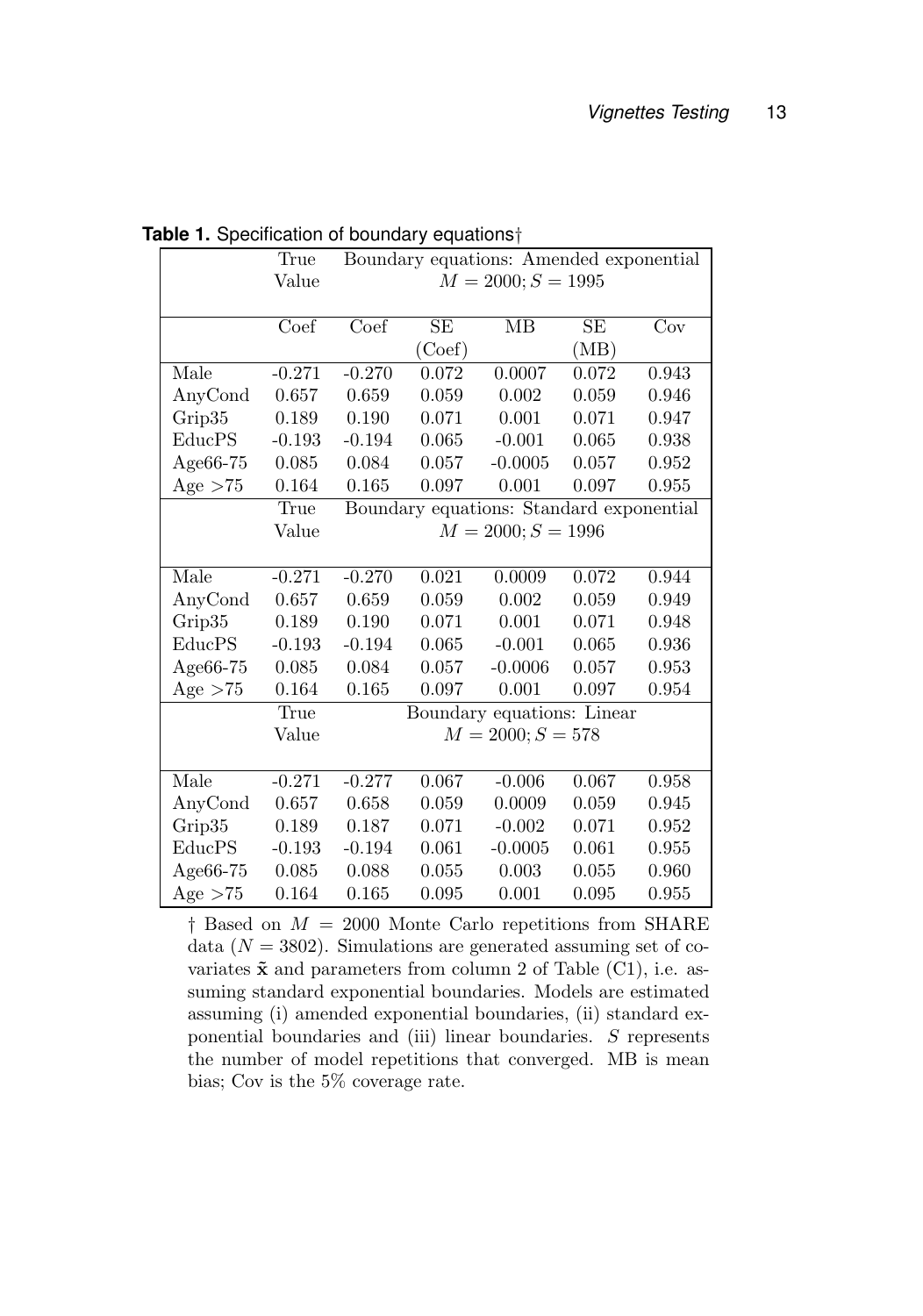**Table 1.** Specification of boundary equations†

| | True Value | Boundary equations: Amended exponential $M = 2000; S = 1995$ | | | | |
|---|---|---|---|---|---|---|
| | Coef | Coef | SE (Coef) | MB | SE (MB) | Cov |
| Male | -0.271 | -0.270 | 0.072 | 0.0007 | 0.072 | 0.943 |
| AnyCond | 0.657 | 0.659 | 0.059 | 0.002 | 0.059 | 0.946 |
| Grip35 | 0.189 | 0.190 | 0.071 | 0.001 | 0.071 | 0.947 |
| EducPS | -0.193 | -0.194 | 0.065 | -0.001 | 0.065 | 0.938 |
| Age66-75 | 0.085 | 0.084 | 0.057 | -0.0005 | 0.057 | 0.952 |
| Age >75 | 0.164 | 0.165 | 0.097 | 0.001 | 0.097 | 0.955 |
| | True Value | Boundary equations: Standard exponential $M = 2000; S = 1996$ | | | | |
| Male | -0.271 | -0.270 | 0.021 | 0.0009 | 0.072 | 0.944 |
| AnyCond | 0.657 | 0.659 | 0.059 | 0.002 | 0.059 | 0.949 |
| Grip35 | 0.189 | 0.190 | 0.071 | 0.001 | 0.071 | 0.948 |
| EducPS | -0.193 | -0.194 | 0.065 | -0.001 | 0.065 | 0.936 |
| Age66-75 | 0.085 | 0.084 | 0.057 | -0.0006 | 0.057 | 0.953 |
| Age >75 | 0.164 | 0.165 | 0.097 | 0.001 | 0.097 | 0.954 |
| | True Value | Boundary equations: Linear $M = 2000; S = 578$ | | | | |
| Male | -0.271 | -0.277 | 0.067 | -0.006 | 0.067 | 0.958 |
| AnyCond | 0.657 | 0.658 | 0.059 | 0.0009 | 0.059 | 0.945 |
| Grip35 | 0.189 | 0.187 | 0.071 | -0.002 | 0.071 | 0.952 |
| EducPS | -0.193 | -0.194 | 0.061 | -0.0005 | 0.061 | 0.955 |
| Age66-75 | 0.085 | 0.088 | 0.055 | 0.003 | 0.055 | 0.960 |
| Age >75 | 0.164 | 0.165 | 0.095 | 0.001 | 0.095 | 0.955 |

† Based on $M = 2000$ Monte Carlo repetitions from SHARE data ($N = 3802$). Simulations are generated assuming set of covariates $\tilde{\mathbf{x}}$ and parameters from column 2 of Table (C1), i.e. assuming standard exponential boundaries. Models are estimated assuming (i) amended exponential boundaries, (ii) standard exponential boundaries and (iii) linear boundaries. $S$ represents the number of model repetitions that converged. MB is mean bias; Cov is the 5% coverage rate.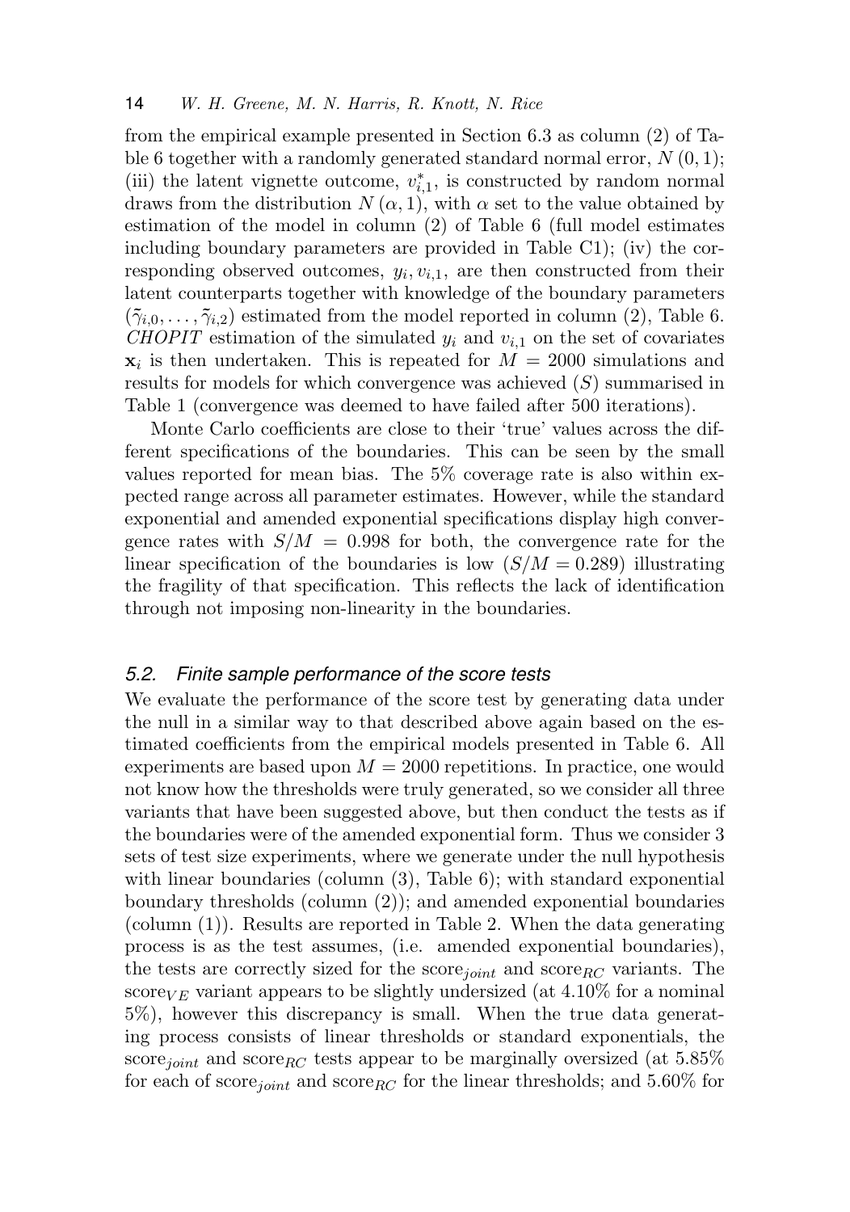from the empirical example presented in Section 6.3 as column (2) of Table 6 together with a randomly generated standard normal error, $N(0,1)$; (iii) the latent vignette outcome, $v_{i,1}^{*}$, is constructed by random normal draws from the distribution $N(\alpha, 1)$, with $\alpha$ set to the value obtained by estimation of the model in column (2) of Table 6 (full model estimates including boundary parameters are provided in Table C1); (iv) the corresponding observed outcomes, $y_i, v_{i,1}$, are then constructed from their latent counterparts together with knowledge of the boundary parameters $(\tilde{\gamma}_{i,0}, \ldots, \tilde{\gamma}_{i,2})$ estimated from the model reported in column (2), Table 6. *CHOPIT* estimation of the simulated $y_i$ and $v_{i,1}$ on the set of covariates $\mathbf{x}_i$ is then undertaken. This is repeated for $M = 2000$ simulations and results for models for which convergence was achieved ($S$) summarised in Table 1 (convergence was deemed to have failed after 500 iterations).

Monte Carlo coefficients are close to their 'true' values across the different specifications of the boundaries. This can be seen by the small values reported for mean bias. The 5% coverage rate is also within expected range across all parameter estimates. However, while the standard exponential and amended exponential specifications display high convergence rates with $S/M = 0.998$ for both, the convergence rate for the linear specification of the boundaries is low ($S/M = 0.289$) illustrating the fragility of that specification. This reflects the lack of identification through not imposing non-linearity in the boundaries.

### *5.2. Finite sample performance of the score tests*

We evaluate the performance of the score test by generating data under the null in a similar way to that described above again based on the estimated coefficients from the empirical models presented in Table 6. All experiments are based upon $M = 2000$ repetitions. In practice, one would not know how the thresholds were truly generated, so we consider all three variants that have been suggested above, but then conduct the tests as if the boundaries were of the amended exponential form. Thus we consider 3 sets of test size experiments, where we generate under the null hypothesis with linear boundaries (column (3), Table 6); with standard exponential boundary thresholds (column (2)); and amended exponential boundaries (column (1)). Results are reported in Table 2. When the data generating process is as the test assumes, (i.e. amended exponential boundaries), the tests are correctly sized for the $\text{score}_{joint}$ and $\text{score}_{RC}$ variants. The $\text{score}_{VE}$ variant appears to be slightly undersized (at 4.10% for a nominal 5%), however this discrepancy is small. When the true data generating process consists of linear thresholds or standard exponentials, the $\text{score}_{joint}$ and $\text{score}_{RC}$ tests appear to be marginally oversized (at 5.85% for each of $\text{score}_{joint}$ and $\text{score}_{RC}$ for the linear thresholds; and 5.60% for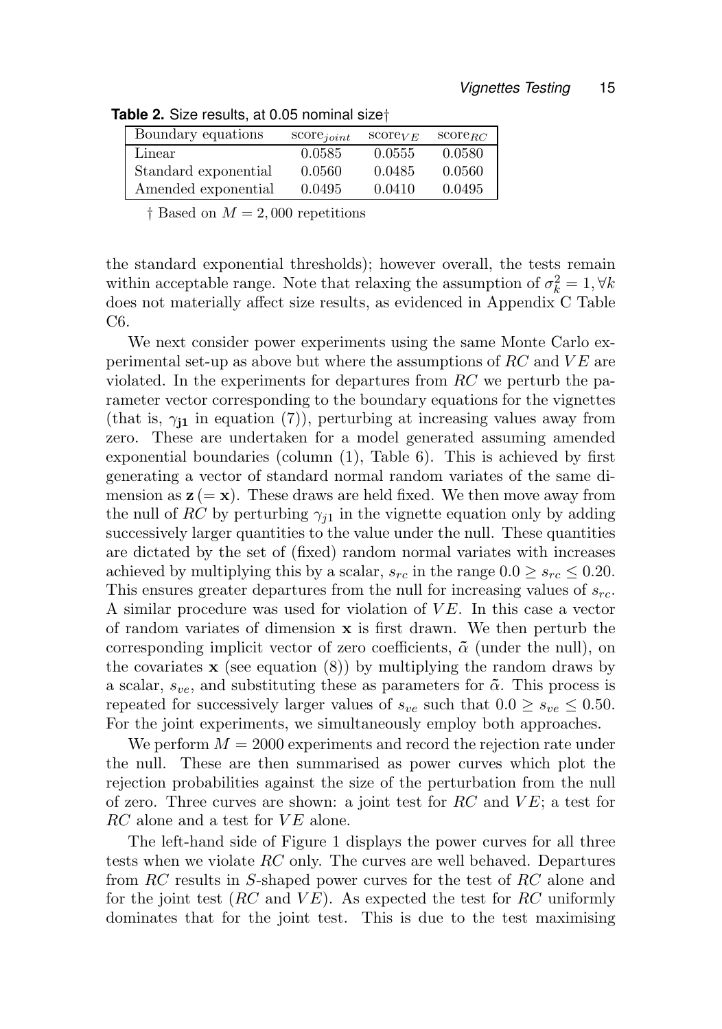**Table 2.** Size results, at 0.05 nominal size†

| Boundary equations | $\text{score}_{joint}$ | $\text{score}_{VE}$ | $\text{score}_{RC}$ |
|---|---|---|---|
| Linear | 0.0585 | 0.0555 | 0.0580 |
| Standard exponential | 0.0560 | 0.0485 | 0.0560 |
| Amended exponential | 0.0495 | 0.0410 | 0.0495 |

† Based on $M = 2,000$ repetitions

the standard exponential thresholds); however overall, the tests remain within acceptable range. Note that relaxing the assumption of $\sigma_k^2 = 1, \forall k$ does not materially affect size results, as evidenced in Appendix C Table C6.

We next consider power experiments using the same Monte Carlo experimental set-up as above but where the assumptions of $RC$ and $VE$ are violated. In the experiments for departures from $RC$ we perturb the parameter vector corresponding to the boundary equations for the vignettes (that is, $\gamma_{\mathbf{j1}}$ in equation (7)), perturbing at increasing values away from zero. These are undertaken for a model generated assuming amended exponential boundaries (column (1), Table 6). This is achieved by first generating a vector of standard normal random variates of the same dimension as $\mathbf{z}\,(= \mathbf{x})$. These draws are held fixed. We then move away from the null of $RC$ by perturbing $\gamma_{j1}$ in the vignette equation only by adding successively larger quantities to the value under the null. These quantities are dictated by the set of (fixed) random normal variates with increases achieved by multiplying this by a scalar, $s_{rc}$ in the range $0.0 \geq s_{rc} \leq 0.20$. This ensures greater departures from the null for increasing values of $s_{rc}$. A similar procedure was used for violation of $VE$. In this case a vector of random variates of dimension $\mathbf{x}$ is first drawn. We then perturb the corresponding implicit vector of zero coefficients, $\tilde{\alpha}$ (under the null), on the covariates $\mathbf{x}$ (see equation (8)) by multiplying the random draws by a scalar, $s_{ve}$, and substituting these as parameters for $\tilde{\alpha}$. This process is repeated for successively larger values of $s_{ve}$ such that $0.0 \geq s_{ve} \leq 0.50$. For the joint experiments, we simultaneously employ both approaches.

We perform $M = 2000$ experiments and record the rejection rate under the null. These are then summarised as power curves which plot the rejection probabilities against the size of the perturbation from the null of zero. Three curves are shown: a joint test for $RC$ and $VE$; a test for $RC$ alone and a test for $VE$ alone.

The left-hand side of Figure 1 displays the power curves for all three tests when we violate $RC$ only. The curves are well behaved. Departures from $RC$ results in $S$-shaped power curves for the test of $RC$ alone and for the joint test ($RC$ and $VE$). As expected the test for $RC$ uniformly dominates that for the joint test. This is due to the test maximising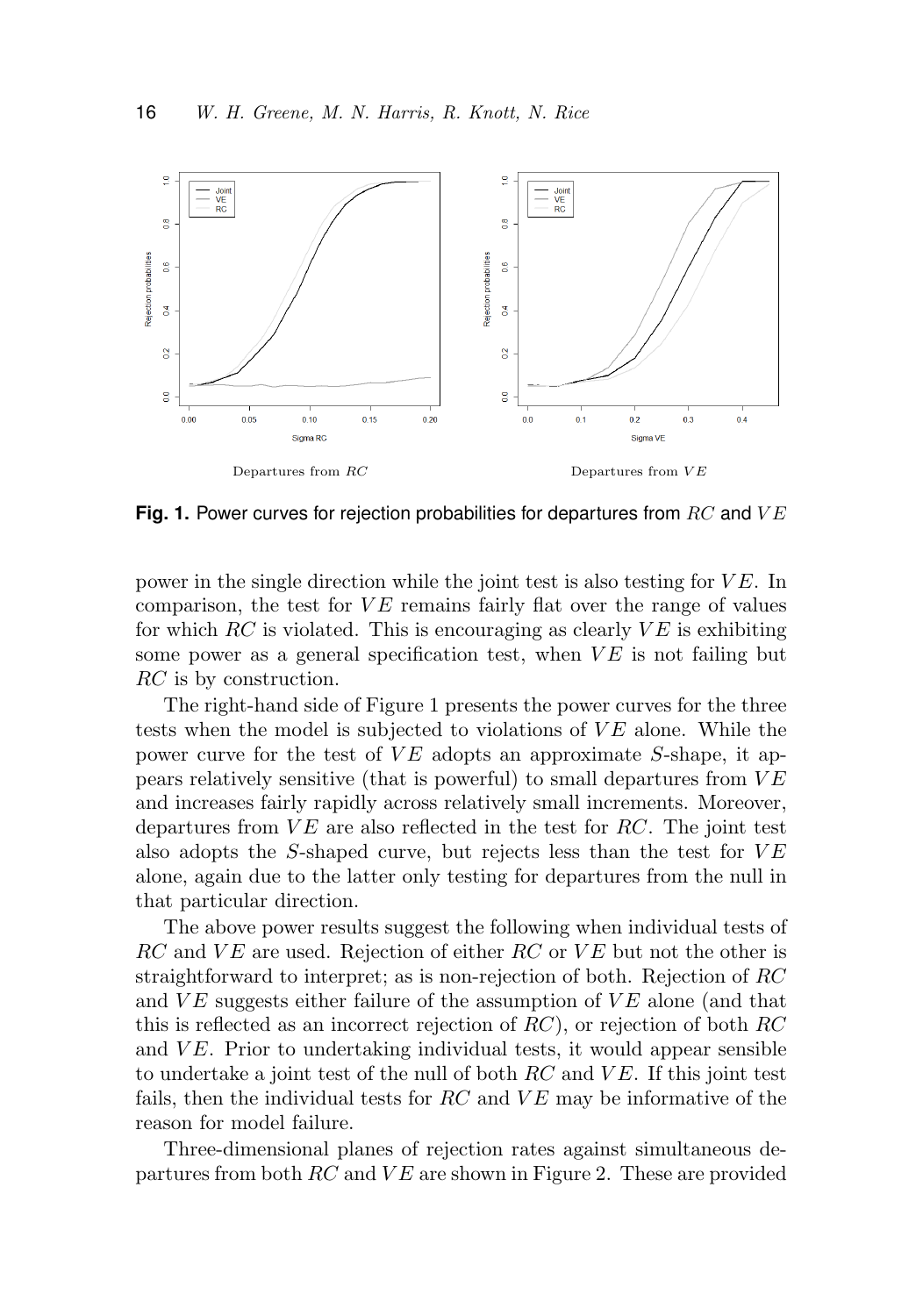Departures from $RC$

Departures from $VE$

**Fig. 1.** Power curves for rejection probabilities for departures from $RC$ and $VE$

power in the single direction while the joint test is also testing for $VE$. In comparison, the test for $VE$ remains fairly flat over the range of values for which $RC$ is violated. This is encouraging as clearly $VE$ is exhibiting some power as a general specification test, when $VE$ is not failing but $RC$ is by construction.

The right-hand side of Figure 1 presents the power curves for the three tests when the model is subjected to violations of $VE$ alone. While the power curve for the test of $VE$ adopts an approximate $S$-shape, it appears relatively sensitive (that is powerful) to small departures from $VE$ and increases fairly rapidly across relatively small increments. Moreover, departures from $VE$ are also reflected in the test for $RC$. The joint test also adopts the $S$-shaped curve, but rejects less than the test for $VE$ alone, again due to the latter only testing for departures from the null in that particular direction.

The above power results suggest the following when individual tests of $RC$ and $VE$ are used. Rejection of either $RC$ or $VE$ but not the other is straightforward to interpret; as is non-rejection of both. Rejection of $RC$ and $VE$ suggests either failure of the assumption of $VE$ alone (and that this is reflected as an incorrect rejection of $RC$), or rejection of both $RC$ and $VE$. Prior to undertaking individual tests, it would appear sensible to undertake a joint test of the null of both $RC$ and $VE$. If this joint test fails, then the individual tests for $RC$ and $VE$ may be informative of the reason for model failure.

Three-dimensional planes of rejection rates against simultaneous departures from both $RC$ and $VE$ are shown in Figure 2. These are provided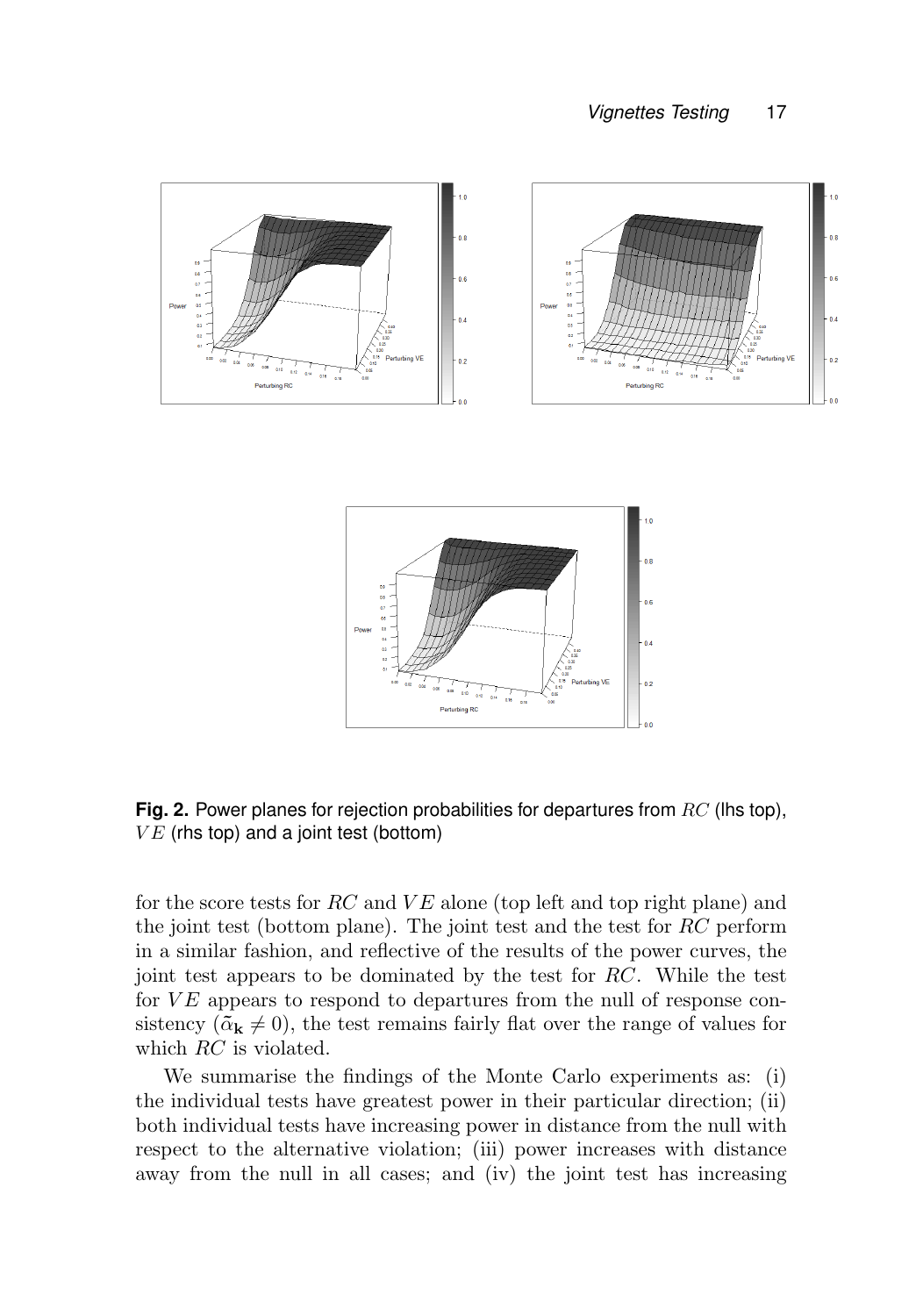**Fig. 2.** Power planes for rejection probabilities for departures from $RC$ (lhs top), $VE$ (rhs top) and a joint test (bottom)

for the score tests for $RC$ and $VE$ alone (top left and top right plane) and the joint test (bottom plane). The joint test and the test for $RC$ perform in a similar fashion, and reflective of the results of the power curves, the joint test appears to be dominated by the test for $RC$. While the test for $VE$ appears to respond to departures from the null of response consistency ($\tilde{\alpha}_{\mathbf{k}} \neq 0$), the test remains fairly flat over the range of values for which $RC$ is violated.

We summarise the findings of the Monte Carlo experiments as: (i) the individual tests have greatest power in their particular direction; (ii) both individual tests have increasing power in distance from the null with respect to the alternative violation; (iii) power increases with distance away from the null in all cases; and (iv) the joint test has increasing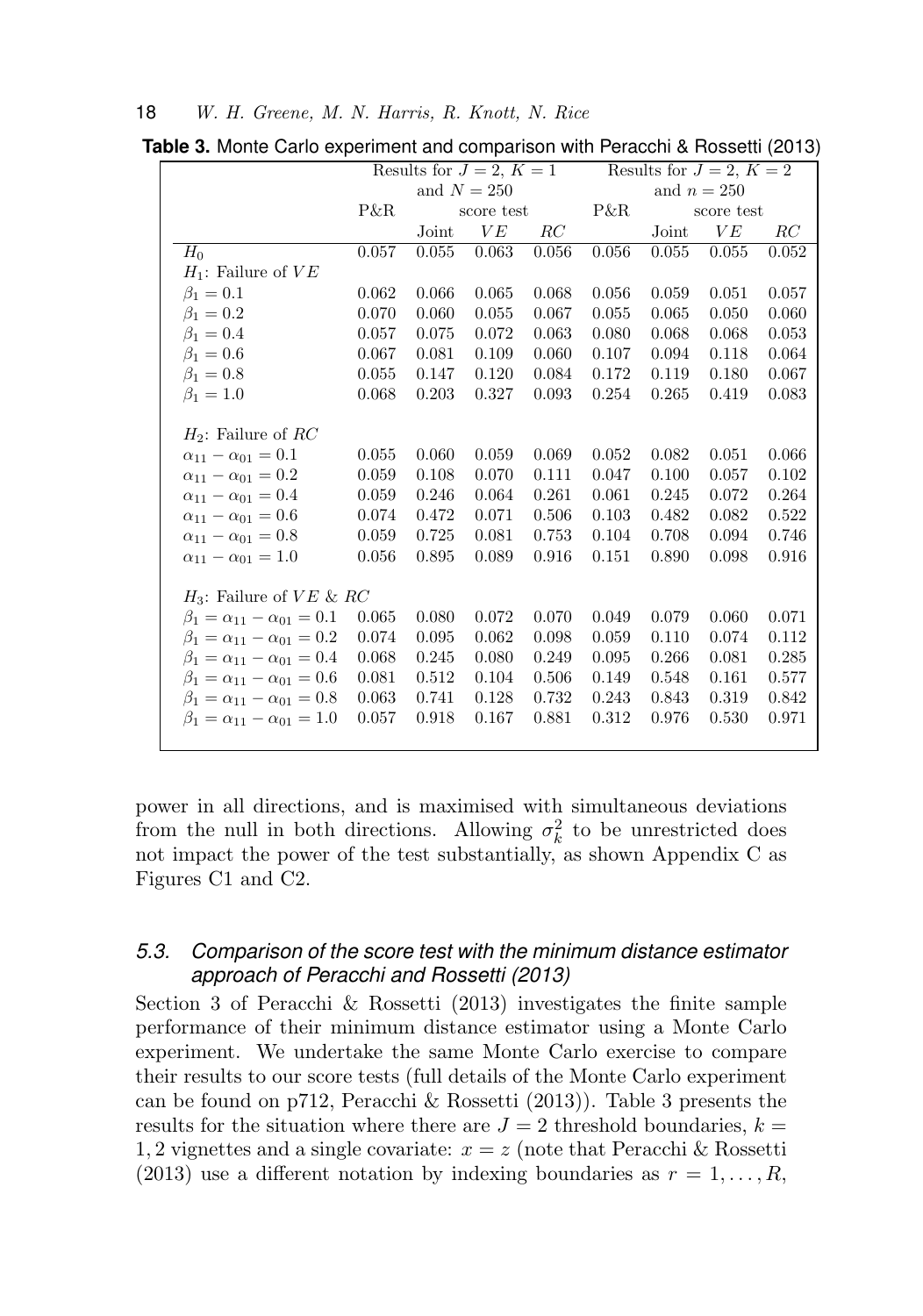**Table 3.** Monte Carlo experiment and comparison with Peracchi & Rossetti (2013)

| | Results for $J=2$, $K=1$ and $N=250$ | | | | Results for $J=2$, $K=2$ and $n=250$ | | | |
|---|---|---|---|---|---|---|---|---|
| | P&R | score test | | | P&R | score test | | |
| | | Joint | $VE$ | $RC$ | | Joint | $VE$ | $RC$ |
| $H_0$ | 0.057 | 0.055 | 0.063 | 0.056 | 0.056 | 0.055 | 0.055 | 0.052 |
| $H_1$: Failure of $VE$ | | | | | | | | |
| $\beta_1 = 0.1$ | 0.062 | 0.066 | 0.065 | 0.068 | 0.056 | 0.059 | 0.051 | 0.057 |
| $\beta_1 = 0.2$ | 0.070 | 0.060 | 0.055 | 0.067 | 0.055 | 0.065 | 0.050 | 0.060 |
| $\beta_1 = 0.4$ | 0.057 | 0.075 | 0.072 | 0.063 | 0.080 | 0.068 | 0.068 | 0.053 |
| $\beta_1 = 0.6$ | 0.067 | 0.081 | 0.109 | 0.060 | 0.107 | 0.094 | 0.118 | 0.064 |
| $\beta_1 = 0.8$ | 0.055 | 0.147 | 0.120 | 0.084 | 0.172 | 0.119 | 0.180 | 0.067 |
| $\beta_1 = 1.0$ | 0.068 | 0.203 | 0.327 | 0.093 | 0.254 | 0.265 | 0.419 | 0.083 |
| $H_2$: Failure of $RC$ | | | | | | | | |
| $\alpha_{11} - \alpha_{01} = 0.1$ | 0.055 | 0.060 | 0.059 | 0.069 | 0.052 | 0.082 | 0.051 | 0.066 |
| $\alpha_{11} - \alpha_{01} = 0.2$ | 0.059 | 0.108 | 0.070 | 0.111 | 0.047 | 0.100 | 0.057 | 0.102 |
| $\alpha_{11} - \alpha_{01} = 0.4$ | 0.059 | 0.246 | 0.064 | 0.261 | 0.061 | 0.245 | 0.072 | 0.264 |
| $\alpha_{11} - \alpha_{01} = 0.6$ | 0.074 | 0.472 | 0.071 | 0.506 | 0.103 | 0.482 | 0.082 | 0.522 |
| $\alpha_{11} - \alpha_{01} = 0.8$ | 0.059 | 0.725 | 0.081 | 0.753 | 0.104 | 0.708 | 0.094 | 0.746 |
| $\alpha_{11} - \alpha_{01} = 1.0$ | 0.056 | 0.895 | 0.089 | 0.916 | 0.151 | 0.890 | 0.098 | 0.916 |
| $H_3$: Failure of $VE$ & $RC$ | | | | | | | | |
| $\beta_1 = \alpha_{11} - \alpha_{01} = 0.1$ | 0.065 | 0.080 | 0.072 | 0.070 | 0.049 | 0.079 | 0.060 | 0.071 |
| $\beta_1 = \alpha_{11} - \alpha_{01} = 0.2$ | 0.074 | 0.095 | 0.062 | 0.098 | 0.059 | 0.110 | 0.074 | 0.112 |
| $\beta_1 = \alpha_{11} - \alpha_{01} = 0.4$ | 0.068 | 0.245 | 0.080 | 0.249 | 0.095 | 0.266 | 0.081 | 0.285 |
| $\beta_1 = \alpha_{11} - \alpha_{01} = 0.6$ | 0.081 | 0.512 | 0.104 | 0.506 | 0.149 | 0.548 | 0.161 | 0.577 |
| $\beta_1 = \alpha_{11} - \alpha_{01} = 0.8$ | 0.063 | 0.741 | 0.128 | 0.732 | 0.243 | 0.843 | 0.319 | 0.842 |
| $\beta_1 = \alpha_{11} - \alpha_{01} = 1.0$ | 0.057 | 0.918 | 0.167 | 0.881 | 0.312 | 0.976 | 0.530 | 0.971 |

power in all directions, and is maximised with simultaneous deviations from the null in both directions. Allowing $\sigma_k^2$ to be unrestricted does not impact the power of the test substantially, as shown Appendix C as Figures C1 and C2.

### 5.3. Comparison of the score test with the minimum distance estimator approach of Peracchi and Rossetti (2013)

Section 3 of Peracchi & Rossetti (2013) investigates the finite sample performance of their minimum distance estimator using a Monte Carlo experiment. We undertake the same Monte Carlo exercise to compare their results to our score tests (full details of the Monte Carlo experiment can be found on p712, Peracchi & Rossetti (2013)). Table 3 presents the results for the situation where there are $J = 2$ threshold boundaries, $k = 1, 2$ vignettes and a single covariate: $x = z$ (note that Peracchi & Rossetti (2013) use a different notation by indexing boundaries as $r = 1, \ldots, R$,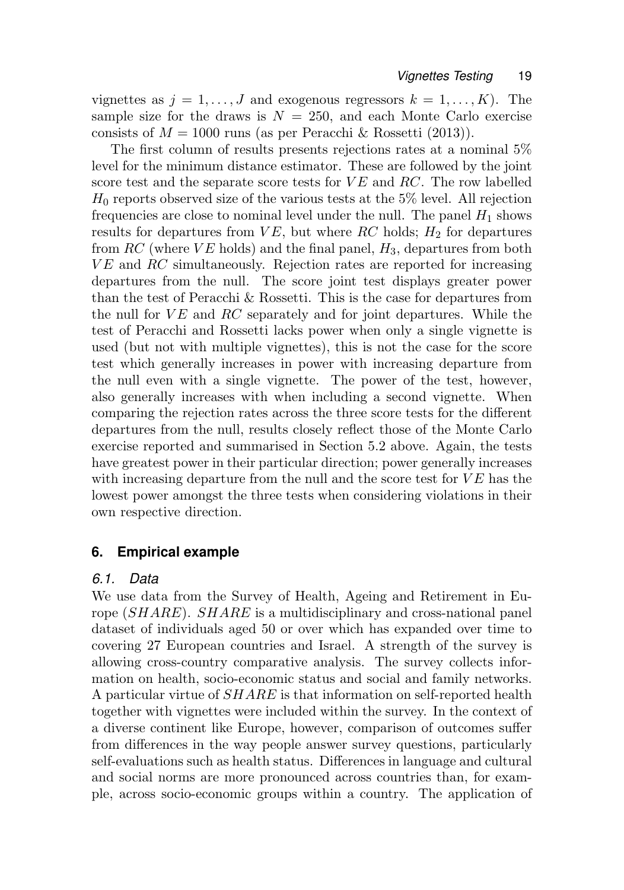vignettes as $j = 1, \ldots, J$ and exogenous regressors $k = 1, \ldots, K$). The sample size for the draws is $N = 250$, and each Monte Carlo exercise consists of $M = 1000$ runs (as per Peracchi & Rossetti (2013)).

The first column of results presents rejections rates at a nominal 5% level for the minimum distance estimator. These are followed by the joint score test and the separate score tests for $VE$ and $RC$. The row labelled $H_0$ reports observed size of the various tests at the 5% level. All rejection frequencies are close to nominal level under the null. The panel $H_1$ shows results for departures from $VE$, but where $RC$ holds; $H_2$ for departures from $RC$ (where $VE$ holds) and the final panel, $H_3$, departures from both $VE$ and $RC$ simultaneously. Rejection rates are reported for increasing departures from the null. The score joint test displays greater power than the test of Peracchi & Rossetti. This is the case for departures from the null for $VE$ and $RC$ separately and for joint departures. While the test of Peracchi and Rossetti lacks power when only a single vignette is used (but not with multiple vignettes), this is not the case for the score test which generally increases in power with increasing departure from the null even with a single vignette. The power of the test, however, also generally increases with when including a second vignette. When comparing the rejection rates across the three score tests for the different departures from the null, results closely reflect those of the Monte Carlo exercise reported and summarised in Section 5.2 above. Again, the tests have greatest power in their particular direction; power generally increases with increasing departure from the null and the score test for $VE$ has the lowest power amongst the three tests when considering violations in their own respective direction.

## 6. Empirical example

### 6.1. Data

We use data from the Survey of Health, Ageing and Retirement in Europe ($SHARE$). $SHARE$ is a multidisciplinary and cross-national panel dataset of individuals aged 50 or over which has expanded over time to covering 27 European countries and Israel. A strength of the survey is allowing cross-country comparative analysis. The survey collects information on health, socio-economic status and social and family networks. A particular virtue of $SHARE$ is that information on self-reported health together with vignettes were included within the survey. In the context of a diverse continent like Europe, however, comparison of outcomes suffer from differences in the way people answer survey questions, particularly self-evaluations such as health status. Differences in language and cultural and social norms are more pronounced across countries than, for example, across socio-economic groups within a country. The application of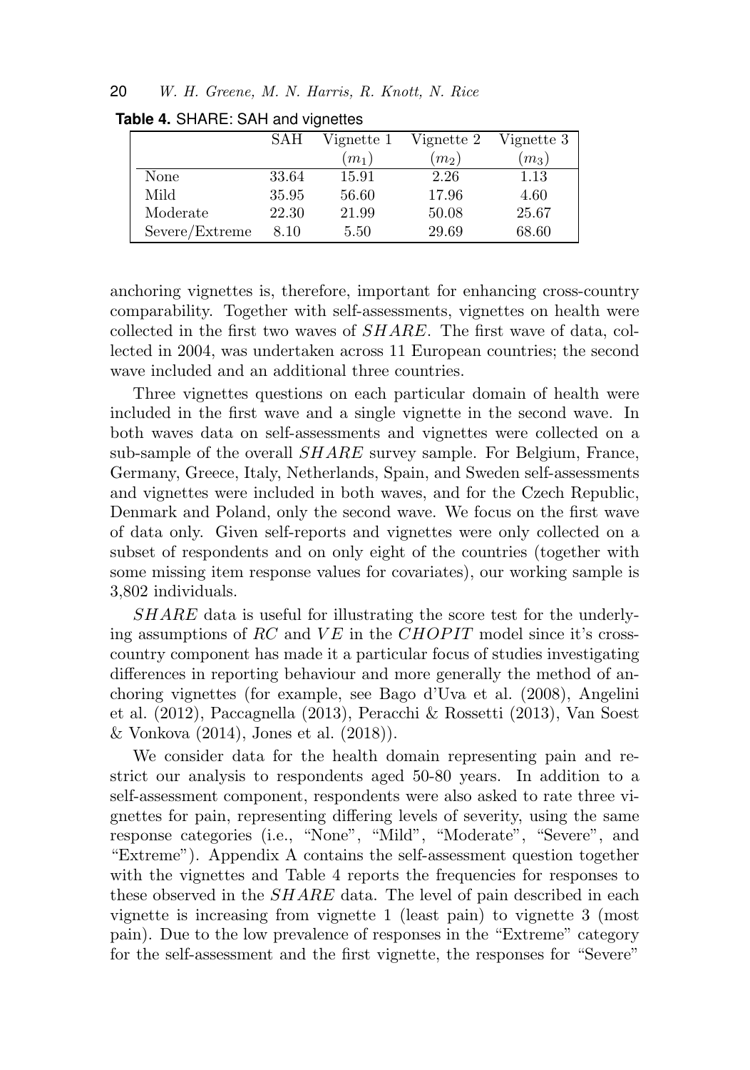**Table 4.** SHARE: SAH and vignettes

| | SAH | Vignette 1 ($m_1$) | Vignette 2 ($m_2$) | Vignette 3 ($m_3$) |
|---|---|---|---|---|
| None | 33.64 | 15.91 | 2.26 | 1.13 |
| Mild | 35.95 | 56.60 | 17.96 | 4.60 |
| Moderate | 22.30 | 21.99 | 50.08 | 25.67 |
| Severe/Extreme | 8.10 | 5.50 | 29.69 | 68.60 |

anchoring vignettes is, therefore, important for enhancing cross-country comparability. Together with self-assessments, vignettes on health were collected in the first two waves of $SHARE$. The first wave of data, collected in 2004, was undertaken across 11 European countries; the second wave included and an additional three countries.

Three vignettes questions on each particular domain of health were included in the first wave and a single vignette in the second wave. In both waves data on self-assessments and vignettes were collected on a sub-sample of the overall $SHARE$ survey sample. For Belgium, France, Germany, Greece, Italy, Netherlands, Spain, and Sweden self-assessments and vignettes were included in both waves, and for the Czech Republic, Denmark and Poland, only the second wave. We focus on the first wave of data only. Given self-reports and vignettes were only collected on a subset of respondents and on only eight of the countries (together with some missing item response values for covariates), our working sample is 3,802 individuals.

$SHARE$ data is useful for illustrating the score test for the underlying assumptions of $RC$ and $VE$ in the $CHOPIT$ model since it's cross-country component has made it a particular focus of studies investigating differences in reporting behaviour and more generally the method of anchoring vignettes (for example, see Bago d'Uva et al. (2008), Angelini et al. (2012), Paccagnella (2013), Peracchi & Rossetti (2013), Van Soest & Vonkova (2014), Jones et al. (2018)).

We consider data for the health domain representing pain and restrict our analysis to respondents aged 50-80 years. In addition to a self-assessment component, respondents were also asked to rate three vignettes for pain, representing differing levels of severity, using the same response categories (i.e., "None", "Mild", "Moderate", "Severe", and "Extreme"). Appendix A contains the self-assessment question together with the vignettes and Table 4 reports the frequencies for responses to these observed in the $SHARE$ data. The level of pain described in each vignette is increasing from vignette 1 (least pain) to vignette 3 (most pain). Due to the low prevalence of responses in the "Extreme" category for the self-assessment and the first vignette, the responses for "Severe"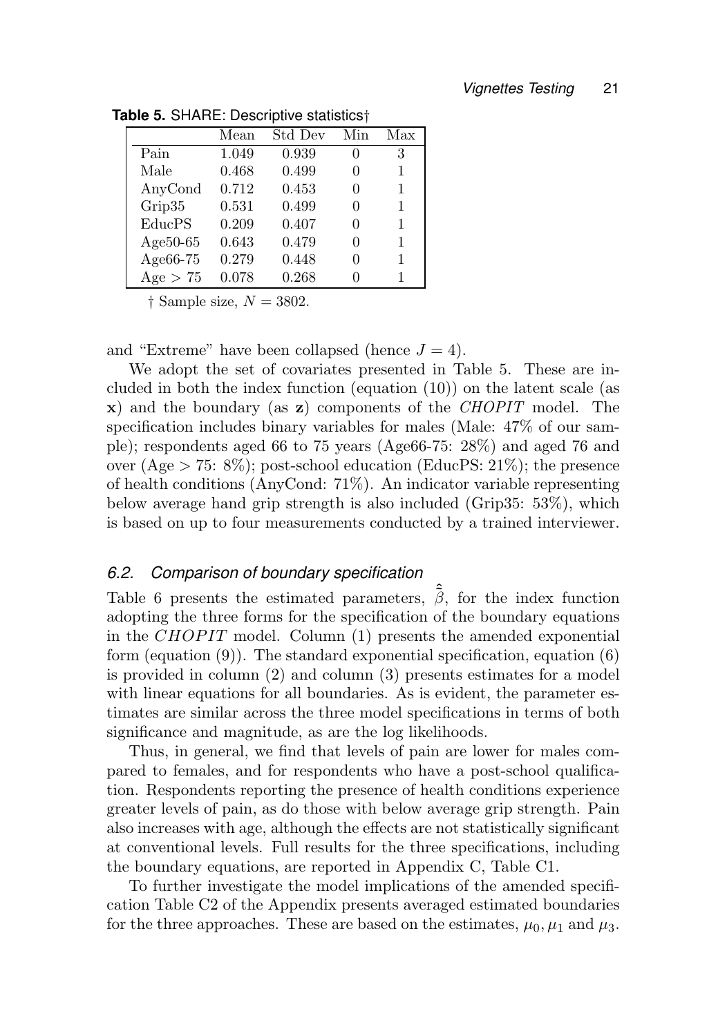**Table 5.** SHARE: Descriptive statistics†

| | Mean | Std Dev | Min | Max |
|---|---|---|---|---|
| Pain | 1.049 | 0.939 | 0 | 3 |
| Male | 0.468 | 0.499 | 0 | 1 |
| AnyCond | 0.712 | 0.453 | 0 | 1 |
| Grip35 | 0.531 | 0.499 | 0 | 1 |
| EducPS | 0.209 | 0.407 | 0 | 1 |
| Age50-65 | 0.643 | 0.479 | 0 | 1 |
| Age66-75 | 0.279 | 0.448 | 0 | 1 |
| Age > 75 | 0.078 | 0.268 | 0 | 1 |

† Sample size, $N = 3802$.

and "Extreme" have been collapsed (hence $J = 4$).

We adopt the set of covariates presented in Table 5. These are included in both the index function (equation (10)) on the latent scale (as $\mathbf{x}$) and the boundary (as $\mathbf{z}$) components of the *CHOPIT* model. The specification includes binary variables for males (Male: 47% of our sample); respondents aged 66 to 75 years (Age66-75: 28%) and aged 76 and over (Age > 75: 8%); post-school education (EducPS: 21%); the presence of health conditions (AnyCond: 71%). An indicator variable representing below average hand grip strength is also included (Grip35: 53%), which is based on up to four measurements conducted by a trained interviewer.

### 6.2. Comparison of boundary specification

Table 6 presents the estimated parameters, $\hat{\tilde{\beta}}$, for the index function adopting the three forms for the specification of the boundary equations in the $CHOPIT$ model. Column (1) presents the amended exponential form (equation (9)). The standard exponential specification, equation (6) is provided in column (2) and column (3) presents estimates for a model with linear equations for all boundaries. As is evident, the parameter estimates are similar across the three model specifications in terms of both significance and magnitude, as are the log likelihoods.

Thus, in general, we find that levels of pain are lower for males compared to females, and for respondents who have a post-school qualification. Respondents reporting the presence of health conditions experience greater levels of pain, as do those with below average grip strength. Pain also increases with age, although the effects are not statistically significant at conventional levels. Full results for the three specifications, including the boundary equations, are reported in Appendix C, Table C1.

To further investigate the model implications of the amended specification Table C2 of the Appendix presents averaged estimated boundaries for the three approaches. These are based on the estimates, $\mu_0, \mu_1$ and $\mu_3$.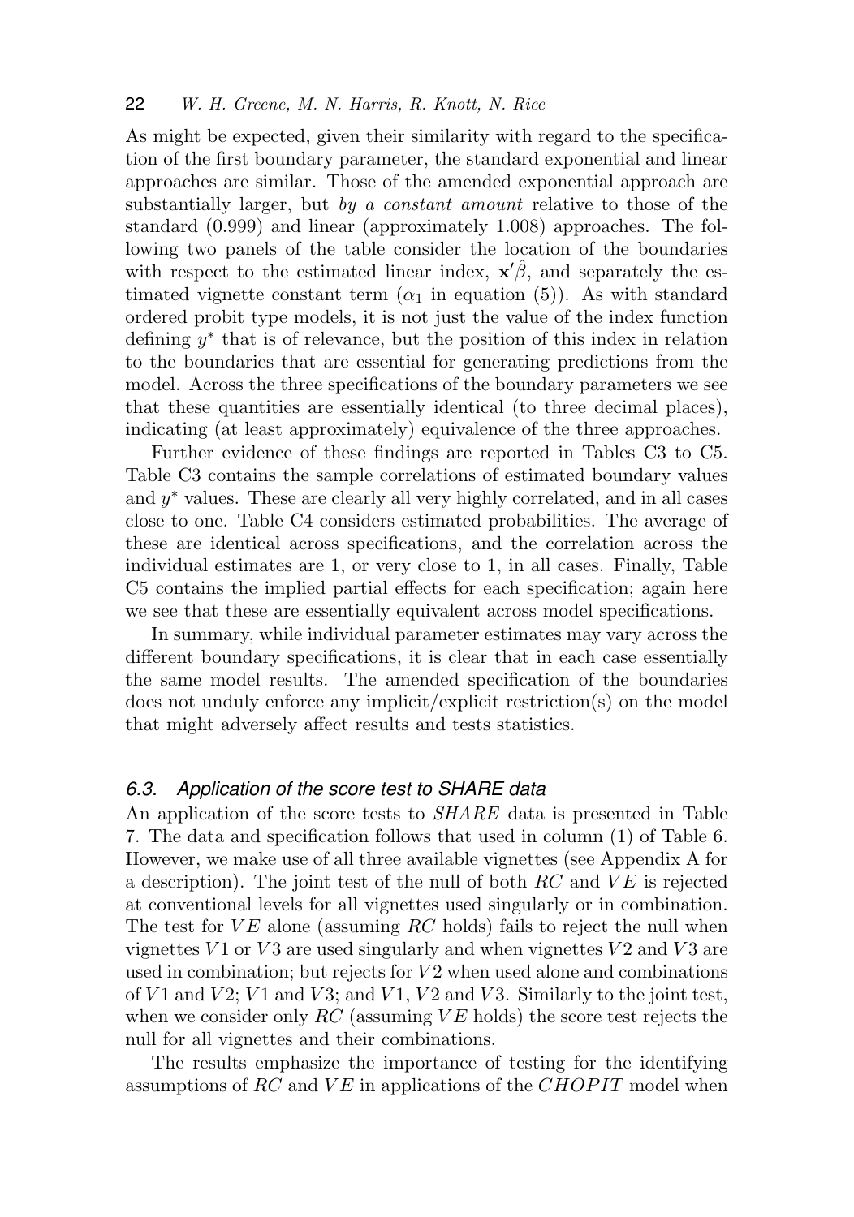As might be expected, given their similarity with regard to the specification of the first boundary parameter, the standard exponential and linear approaches are similar. Those of the amended exponential approach are substantially larger, but *by a constant amount* relative to those of the standard (0.999) and linear (approximately 1.008) approaches. The following two panels of the table consider the location of the boundaries with respect to the estimated linear index, $\mathbf{x}'\hat{\beta}$, and separately the estimated vignette constant term ($\alpha_1$ in equation (5)). As with standard ordered probit type models, it is not just the value of the index function defining $y^*$ that is of relevance, but the position of this index in relation to the boundaries that are essential for generating predictions from the model. Across the three specifications of the boundary parameters we see that these quantities are essentially identical (to three decimal places), indicating (at least approximately) equivalence of the three approaches.

Further evidence of these findings are reported in Tables C3 to C5. Table C3 contains the sample correlations of estimated boundary values and $y^*$ values. These are clearly all very highly correlated, and in all cases close to one. Table C4 considers estimated probabilities. The average of these are identical across specifications, and the correlation across the individual estimates are 1, or very close to 1, in all cases. Finally, Table C5 contains the implied partial effects for each specification; again here we see that these are essentially equivalent across model specifications.

In summary, while individual parameter estimates may vary across the different boundary specifications, it is clear that in each case essentially the same model results. The amended specification of the boundaries does not unduly enforce any implicit/explicit restriction(s) on the model that might adversely affect results and tests statistics.

### 6.3. Application of the score test to SHARE data

An application of the score tests to *SHARE* data is presented in Table 7. The data and specification follows that used in column (1) of Table 6. However, we make use of all three available vignettes (see Appendix A for a description). The joint test of the null of both $RC$ and $VE$ is rejected at conventional levels for all vignettes used singularly or in combination. The test for $VE$ alone (assuming $RC$ holds) fails to reject the null when vignettes $V1$ or $V3$ are used singularly and when vignettes $V2$ and $V3$ are used in combination; but rejects for $V2$ when used alone and combinations of $V1$ and $V2$; $V1$ and $V3$; and $V1$, $V2$ and $V3$. Similarly to the joint test, when we consider only $RC$ (assuming $VE$ holds) the score test rejects the null for all vignettes and their combinations.

The results emphasize the importance of testing for the identifying assumptions of $RC$ and $VE$ in applications of the $CHOPIT$ model when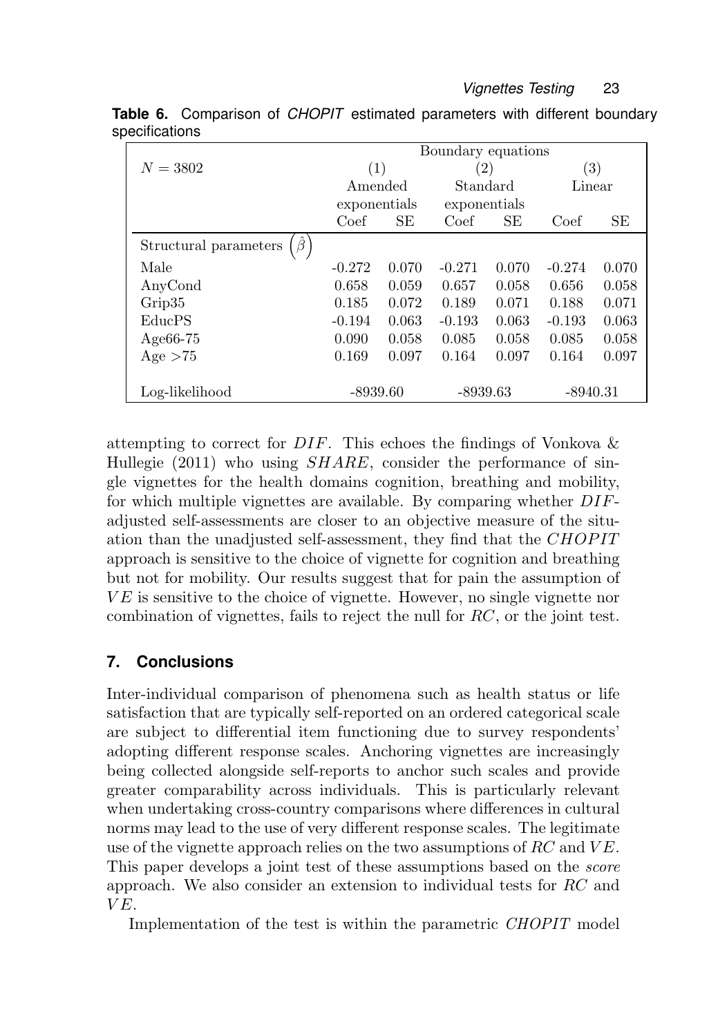**Table 6.** Comparison of *CHOPIT* estimated parameters with different boundary specifications

| $N = 3802$ | Boundary equations | | | | | |
|---|---|---|---|---|---|---|
| | (1) | | (2) | | (3) | |
| | Amended exponentials | | Standard exponentials | | Linear | |
| | Coef | SE | Coef | SE | Coef | SE |
| Structural parameters $\left(\hat{\beta}\right)$ | | | | | | |
| Male | -0.272 | 0.070 | -0.271 | 0.070 | -0.274 | 0.070 |
| AnyCond | 0.658 | 0.059 | 0.657 | 0.058 | 0.656 | 0.058 |
| Grip35 | 0.185 | 0.072 | 0.189 | 0.071 | 0.188 | 0.071 |
| EducPS | -0.194 | 0.063 | -0.193 | 0.063 | -0.193 | 0.063 |
| Age66-75 | 0.090 | 0.058 | 0.085 | 0.058 | 0.085 | 0.058 |
| Age >75 | 0.169 | 0.097 | 0.164 | 0.097 | 0.164 | 0.097 |
| Log-likelihood | -8939.60 | | -8939.63 | | -8940.31 | |

attempting to correct for $DIF$. This echoes the findings of Vonkova & Hullegie (2011) who using $SHARE$, consider the performance of single vignettes for the health domains cognition, breathing and mobility, for which multiple vignettes are available. By comparing whether $DIF$-adjusted self-assessments are closer to an objective measure of the situation than the unadjusted self-assessment, they find that the $CHOPIT$ approach is sensitive to the choice of vignette for cognition and breathing but not for mobility. Our results suggest that for pain the assumption of $VE$ is sensitive to the choice of vignette. However, no single vignette nor combination of vignettes, fails to reject the null for $RC$, or the joint test.

## 7. Conclusions

Inter-individual comparison of phenomena such as health status or life satisfaction that are typically self-reported on an ordered categorical scale are subject to differential item functioning due to survey respondents' adopting different response scales. Anchoring vignettes are increasingly being collected alongside self-reports to anchor such scales and provide greater comparability across individuals. This is particularly relevant when undertaking cross-country comparisons where differences in cultural norms may lead to the use of very different response scales. The legitimate use of the vignette approach relies on the two assumptions of $RC$ and $VE$. This paper develops a joint test of these assumptions based on the *score* approach. We also consider an extension to individual tests for $RC$ and $VE$.

Implementation of the test is within the parametric *CHOPIT* model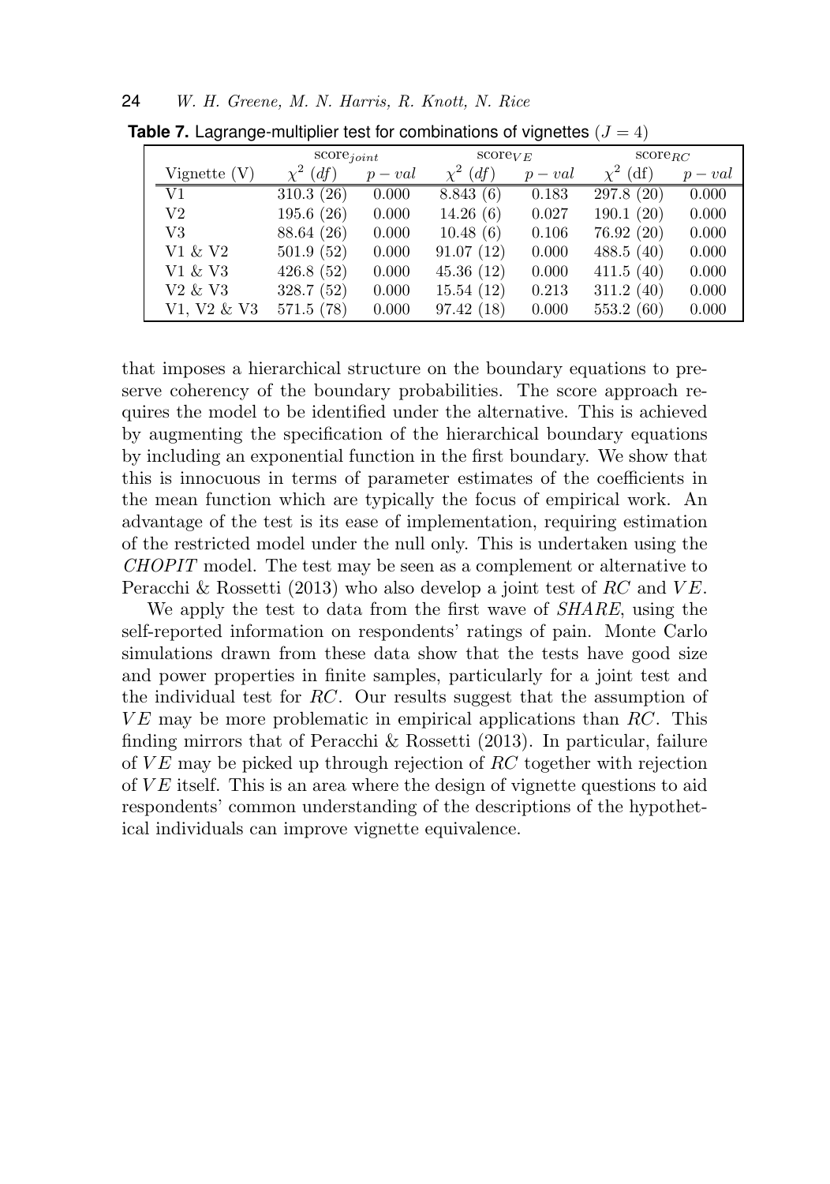**Table 7.** Lagrange-multiplier test for combinations of vignettes ($J = 4$)

| | score$_{joint}$ | | score$_{VE}$ | | score$_{RC}$ | |
|---|---|---|---|---|---|---|
| Vignette (V) | $\chi^2$ $(df)$ | $p-val$ | $\chi^2$ $(df)$ | $p-val$ | $\chi^2$ (df) | $p-val$ |
| V1 | 310.3 (26) | 0.000 | 8.843 (6) | 0.183 | 297.8 (20) | 0.000 |
| V2 | 195.6 (26) | 0.000 | 14.26 (6) | 0.027 | 190.1 (20) | 0.000 |
| V3 | 88.64 (26) | 0.000 | 10.48 (6) | 0.106 | 76.92 (20) | 0.000 |
| V1 & V2 | 501.9 (52) | 0.000 | 91.07 (12) | 0.000 | 488.5 (40) | 0.000 |
| V1 & V3 | 426.8 (52) | 0.000 | 45.36 (12) | 0.000 | 411.5 (40) | 0.000 |
| V2 & V3 | 328.7 (52) | 0.000 | 15.54 (12) | 0.213 | 311.2 (40) | 0.000 |
| V1, V2 & V3 | 571.5 (78) | 0.000 | 97.42 (18) | 0.000 | 553.2 (60) | 0.000 |

that imposes a hierarchical structure on the boundary equations to preserve coherency of the boundary probabilities. The score approach requires the model to be identified under the alternative. This is achieved by augmenting the specification of the hierarchical boundary equations by including an exponential function in the first boundary. We show that this is innocuous in terms of parameter estimates of the coefficients in the mean function which are typically the focus of empirical work. An advantage of the test is its ease of implementation, requiring estimation of the restricted model under the null only. This is undertaken using the *CHOPIT* model. The test may be seen as a complement or alternative to Peracchi & Rossetti (2013) who also develop a joint test of $RC$ and $VE$.

We apply the test to data from the first wave of *SHARE*, using the self-reported information on respondents' ratings of pain. Monte Carlo simulations drawn from these data show that the tests have good size and power properties in finite samples, particularly for a joint test and the individual test for $RC$. Our results suggest that the assumption of $VE$ may be more problematic in empirical applications than $RC$. This finding mirrors that of Peracchi & Rossetti (2013). In particular, failure of $VE$ may be picked up through rejection of $RC$ together with rejection of $VE$ itself. This is an area where the design of vignette questions to aid respondents' common understanding of the descriptions of the hypothetical individuals can improve vignette equivalence.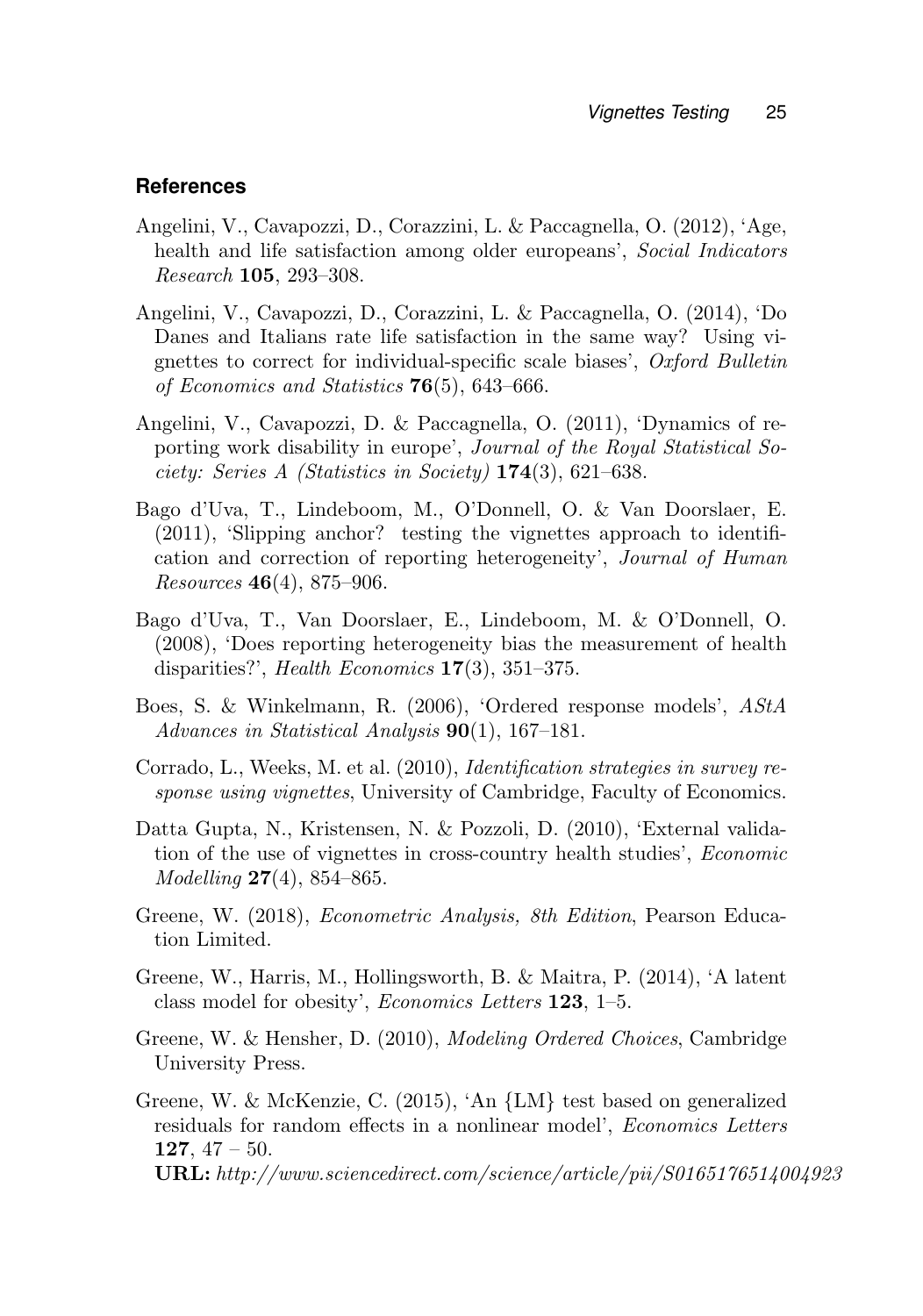## References

Angelini, V., Cavapozzi, D., Corazzini, L. & Paccagnella, O. (2012), 'Age, health and life satisfaction among older europeans', *Social Indicators Research* **105**, 293–308.

Angelini, V., Cavapozzi, D., Corazzini, L. & Paccagnella, O. (2014), 'Do Danes and Italians rate life satisfaction in the same way? Using vignettes to correct for individual-specific scale biases', *Oxford Bulletin of Economics and Statistics* **76**(5), 643–666.

Angelini, V., Cavapozzi, D. & Paccagnella, O. (2011), 'Dynamics of reporting work disability in europe', *Journal of the Royal Statistical Society: Series A (Statistics in Society)* **174**(3), 621–638.

Bago d'Uva, T., Lindeboom, M., O'Donnell, O. & Van Doorslaer, E. (2011), 'Slipping anchor? testing the vignettes approach to identification and correction of reporting heterogeneity', *Journal of Human Resources* **46**(4), 875–906.

Bago d'Uva, T., Van Doorslaer, E., Lindeboom, M. & O'Donnell, O. (2008), 'Does reporting heterogeneity bias the measurement of health disparities?', *Health Economics* **17**(3), 351–375.

Boes, S. & Winkelmann, R. (2006), 'Ordered response models', *AStA Advances in Statistical Analysis* **90**(1), 167–181.

Corrado, L., Weeks, M. et al. (2010), *Identification strategies in survey response using vignettes*, University of Cambridge, Faculty of Economics.

Datta Gupta, N., Kristensen, N. & Pozzoli, D. (2010), 'External validation of the use of vignettes in cross-country health studies', *Economic Modelling* **27**(4), 854–865.

Greene, W. (2018), *Econometric Analysis, 8th Edition*, Pearson Education Limited.

Greene, W., Harris, M., Hollingsworth, B. & Maitra, P. (2014), 'A latent class model for obesity', *Economics Letters* **123**, 1–5.

Greene, W. & Hensher, D. (2010), *Modeling Ordered Choices*, Cambridge University Press.

Greene, W. & McKenzie, C. (2015), 'An {LM} test based on generalized residuals for random effects in a nonlinear model', *Economics Letters* **127**, 47 – 50.
**URL:** *http://www.sciencedirect.com/science/article/pii/S0165176514004923*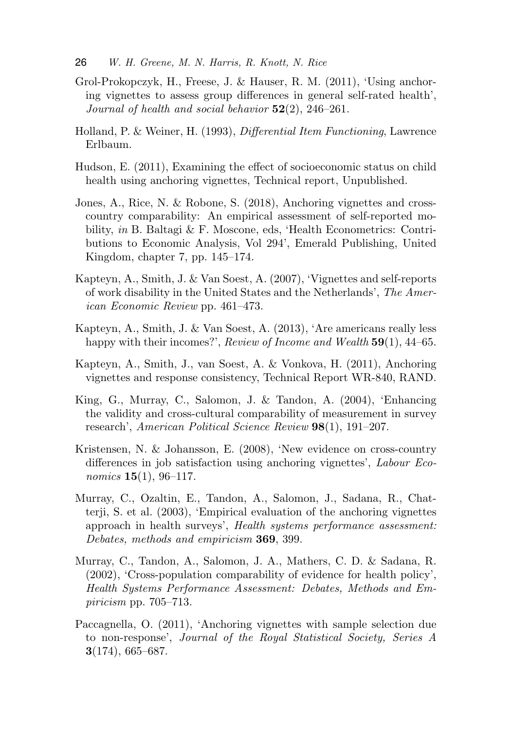Grol-Prokopczyk, H., Freese, J. & Hauser, R. M. (2011), 'Using anchoring vignettes to assess group differences in general self-rated health', *Journal of health and social behavior* **52**(2), 246–261.

Holland, P. & Weiner, H. (1993), *Differential Item Functioning*, Lawrence Erlbaum.

Hudson, E. (2011), Examining the effect of socioeconomic status on child health using anchoring vignettes, Technical report, Unpublished.

Jones, A., Rice, N. & Robone, S. (2018), Anchoring vignettes and cross-country comparability: An empirical assessment of self-reported mobility, *in* B. Baltagi & F. Moscone, eds, 'Health Econometrics: Contributions to Economic Analysis, Vol 294', Emerald Publishing, United Kingdom, chapter 7, pp. 145–174.

Kapteyn, A., Smith, J. & Van Soest, A. (2007), 'Vignettes and self-reports of work disability in the United States and the Netherlands', *The American Economic Review* pp. 461–473.

Kapteyn, A., Smith, J. & Van Soest, A. (2013), 'Are americans really less happy with their incomes?', *Review of Income and Wealth* **59**(1), 44–65.

Kapteyn, A., Smith, J., van Soest, A. & Vonkova, H. (2011), Anchoring vignettes and response consistency, Technical Report WR-840, RAND.

King, G., Murray, C., Salomon, J. & Tandon, A. (2004), 'Enhancing the validity and cross-cultural comparability of measurement in survey research', *American Political Science Review* **98**(1), 191–207.

Kristensen, N. & Johansson, E. (2008), 'New evidence on cross-country differences in job satisfaction using anchoring vignettes', *Labour Economics* **15**(1), 96–117.

Murray, C., Ozaltin, E., Tandon, A., Salomon, J., Sadana, R., Chatterji, S. et al. (2003), 'Empirical evaluation of the anchoring vignettes approach in health surveys', *Health systems performance assessment: Debates, methods and empiricism* **369**, 399.

Murray, C., Tandon, A., Salomon, J. A., Mathers, C. D. & Sadana, R. (2002), 'Cross-population comparability of evidence for health policy', *Health Systems Performance Assessment: Debates, Methods and Empiricism* pp. 705–713.

Paccagnella, O. (2011), 'Anchoring vignettes with sample selection due to non-response', *Journal of the Royal Statistical Society, Series A* **3**(174), 665–687.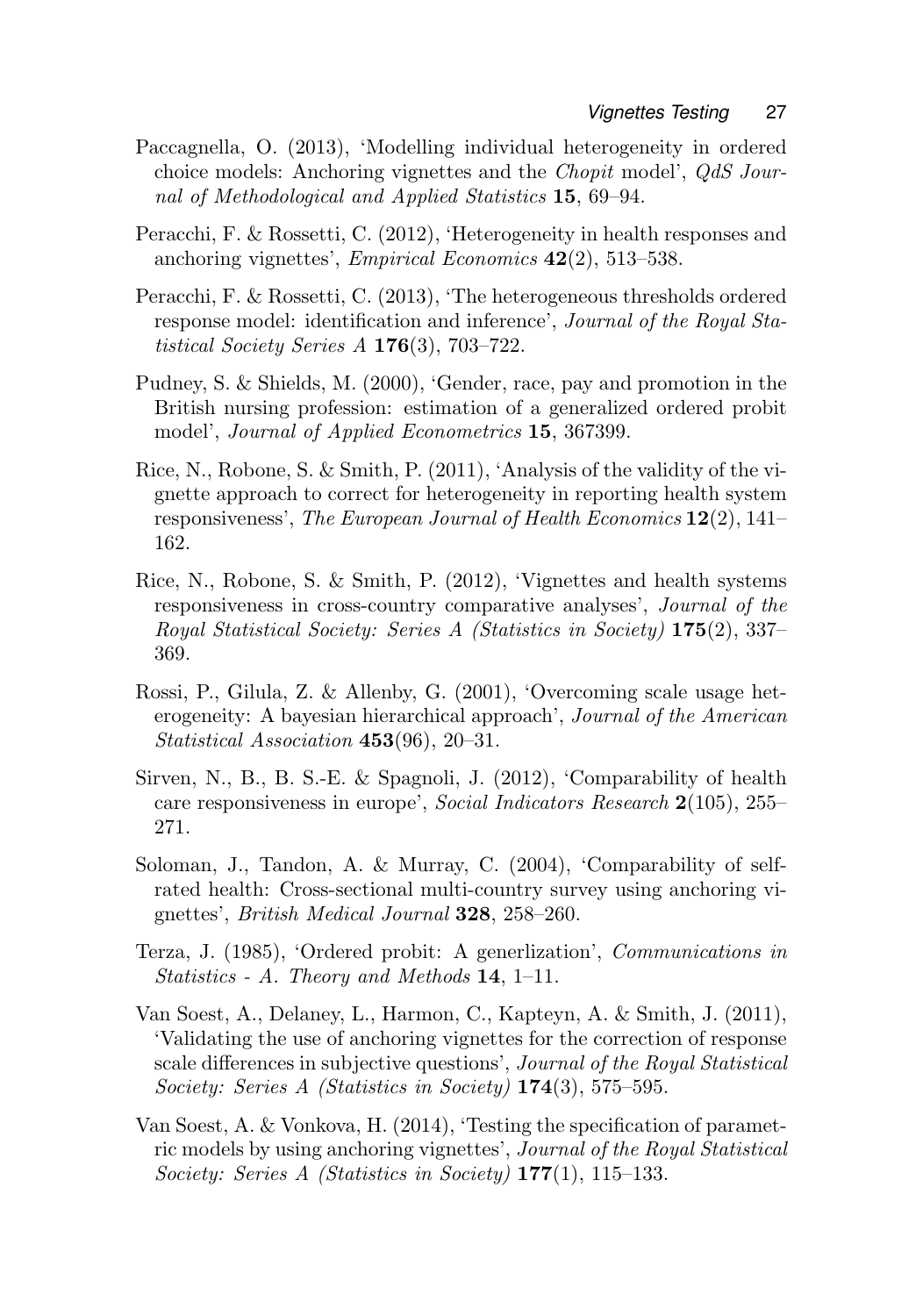Paccagnella, O. (2013), 'Modelling individual heterogeneity in ordered choice models: Anchoring vignettes and the *Chopit* model', *QdS Journal of Methodological and Applied Statistics* **15**, 69–94.

Peracchi, F. & Rossetti, C. (2012), 'Heterogeneity in health responses and anchoring vignettes', *Empirical Economics* **42**(2), 513–538.

Peracchi, F. & Rossetti, C. (2013), 'The heterogeneous thresholds ordered response model: identification and inference', *Journal of the Royal Statistical Society Series A* **176**(3), 703–722.

Pudney, S. & Shields, M. (2000), 'Gender, race, pay and promotion in the British nursing profession: estimation of a generalized ordered probit model', *Journal of Applied Econometrics* **15**, 367399.

Rice, N., Robone, S. & Smith, P. (2011), 'Analysis of the validity of the vignette approach to correct for heterogeneity in reporting health system responsiveness', *The European Journal of Health Economics* **12**(2), 141–162.

Rice, N., Robone, S. & Smith, P. (2012), 'Vignettes and health systems responsiveness in cross-country comparative analyses', *Journal of the Royal Statistical Society: Series A (Statistics in Society)* **175**(2), 337–369.

Rossi, P., Gilula, Z. & Allenby, G. (2001), 'Overcoming scale usage heterogeneity: A bayesian hierarchical approach', *Journal of the American Statistical Association* **453**(96), 20–31.

Sirven, N., B., B. S.-E. & Spagnoli, J. (2012), 'Comparability of health care responsiveness in europe', *Social Indicators Research* **2**(105), 255–271.

Soloman, J., Tandon, A. & Murray, C. (2004), 'Comparability of self-rated health: Cross-sectional multi-country survey using anchoring vignettes', *British Medical Journal* **328**, 258–260.

Terza, J. (1985), 'Ordered probit: A generlization', *Communications in Statistics - A. Theory and Methods* **14**, 1–11.

Van Soest, A., Delaney, L., Harmon, C., Kapteyn, A. & Smith, J. (2011), 'Validating the use of anchoring vignettes for the correction of response scale differences in subjective questions', *Journal of the Royal Statistical Society: Series A (Statistics in Society)* **174**(3), 575–595.

Van Soest, A. & Vonkova, H. (2014), 'Testing the specification of parametric models by using anchoring vignettes', *Journal of the Royal Statistical Society: Series A (Statistics in Society)* **177**(1), 115–133.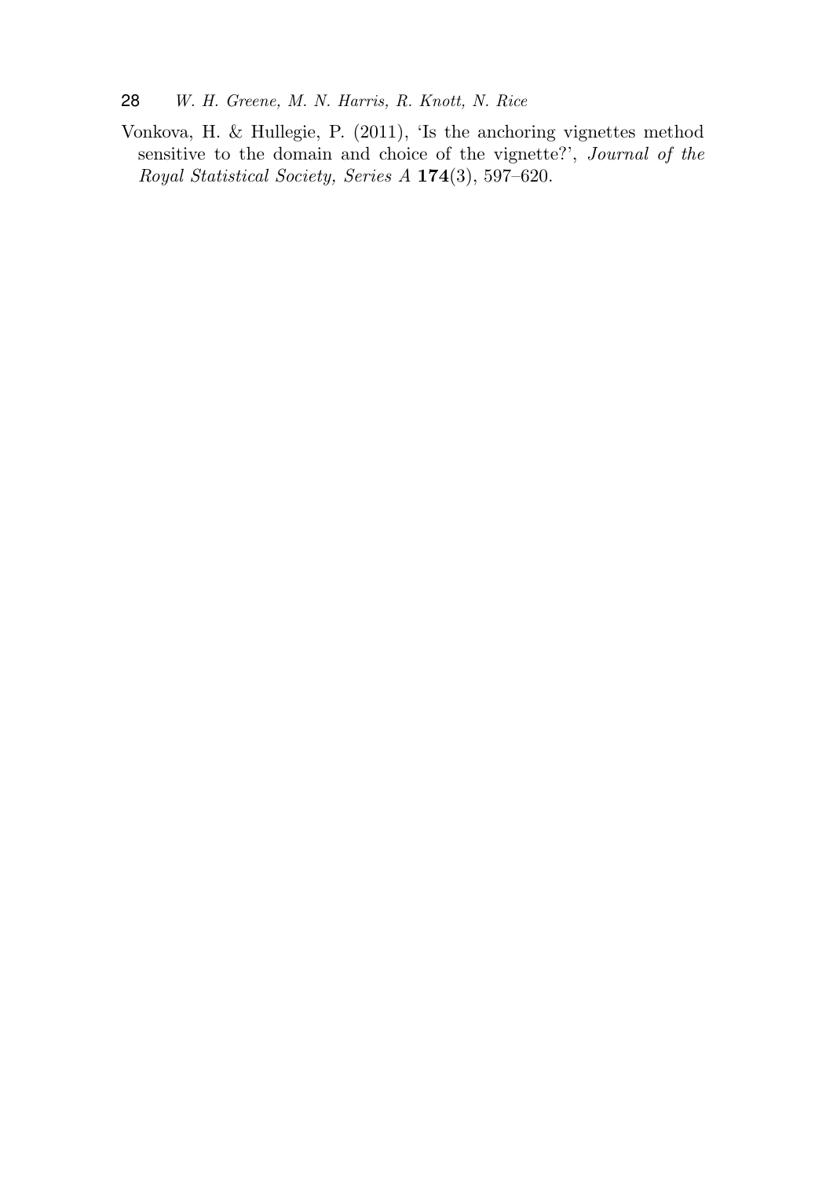Vonkova, H. & Hullegie, P. (2011), 'Is the anchoring vignettes method sensitive to the domain and choice of the vignette?', *Journal of the Royal Statistical Society, Series A* **174**(3), 597–620.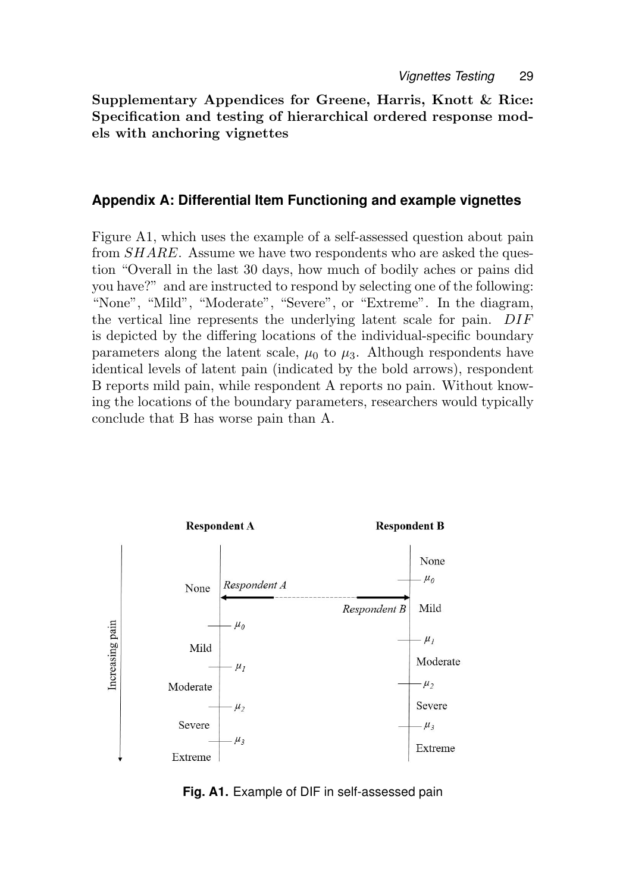**Supplementary Appendices for Greene, Harris, Knott & Rice: Specification and testing of hierarchical ordered response models with anchoring vignettes**

## Appendix A: Differential Item Functioning and example vignettes

Figure A1, which uses the example of a self-assessed question about pain from *SHARE*. Assume we have two respondents who are asked the question "Overall in the last 30 days, how much of bodily aches or pains did you have?" and are instructed to respond by selecting one of the following: "None", "Mild", "Moderate", "Severe", or "Extreme". In the diagram, the vertical line represents the underlying latent scale for pain. *DIF* is depicted by the differing locations of the individual-specific boundary parameters along the latent scale, $\mu_0$ to $\mu_3$. Although respondents have identical levels of latent pain (indicated by the bold arrows), respondent B reports mild pain, while respondent A reports no pain. Without knowing the locations of the boundary parameters, researchers would typically conclude that B has worse pain than A.

**Fig. A1.** Example of DIF in self-assessed pain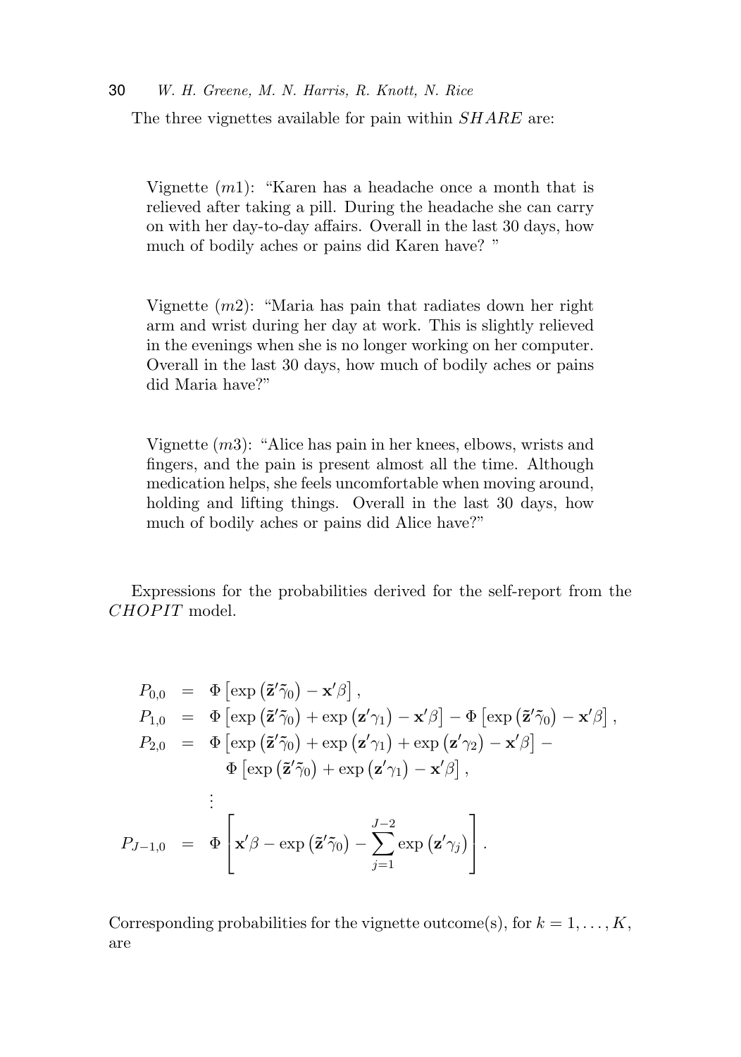The three vignettes available for pain within *SHARE* are:

> Vignette ($m1$): "Karen has a headache once a month that is relieved after taking a pill. During the headache she can carry on with her day-to-day affairs. Overall in the last 30 days, how much of bodily aches or pains did Karen have? "

> Vignette ($m2$): "Maria has pain that radiates down her right arm and wrist during her day at work. This is slightly relieved in the evenings when she is no longer working on her computer. Overall in the last 30 days, how much of bodily aches or pains did Maria have?"

> Vignette ($m3$): "Alice has pain in her knees, elbows, wrists and fingers, and the pain is present almost all the time. Although medication helps, she feels uncomfortable when moving around, holding and lifting things. Overall in the last 30 days, how much of bodily aches or pains did Alice have?"

Expressions for the probabilities derived for the self-report from the *CHOPIT* model.

$$
\begin{aligned}
P_{0,0} &= \Phi\left[\exp\left(\tilde{\mathbf{z}}'\tilde{\gamma}_0\right) - \mathbf{x}'\beta\right], \\
P_{1,0} &= \Phi\left[\exp\left(\tilde{\mathbf{z}}'\tilde{\gamma}_0\right) + \exp\left(\mathbf{z}'\gamma_1\right) - \mathbf{x}'\beta\right] - \Phi\left[\exp\left(\tilde{\mathbf{z}}'\tilde{\gamma}_0\right) - \mathbf{x}'\beta\right], \\
P_{2,0} &= \Phi\left[\exp\left(\tilde{\mathbf{z}}'\tilde{\gamma}_0\right) + \exp\left(\mathbf{z}'\gamma_1\right) + \exp\left(\mathbf{z}'\gamma_2\right) - \mathbf{x}'\beta\right] - \\
&\quad \Phi\left[\exp\left(\tilde{\mathbf{z}}'\tilde{\gamma}_0\right) + \exp\left(\mathbf{z}'\gamma_1\right) - \mathbf{x}'\beta\right], \\
&\vdots \\
P_{J-1,0} &= \Phi\left[\mathbf{x}'\beta - \exp\left(\tilde{\mathbf{z}}'\tilde{\gamma}_0\right) - \sum_{j=1}^{J-2} \exp\left(\mathbf{z}'\gamma_j\right)\right].
\end{aligned}
$$

Corresponding probabilities for the vignette outcome(s), for $k = 1, \ldots, K$, are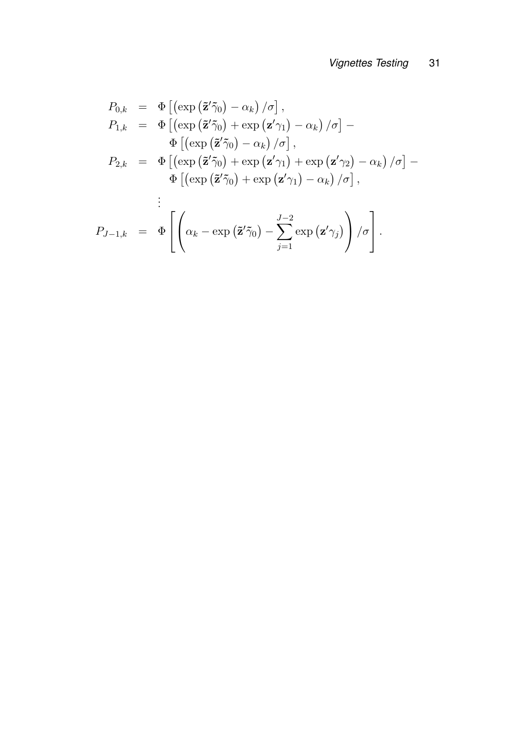$$
\begin{aligned}
P_{0,k} &= \Phi\left[\left(\exp\left(\tilde{\mathbf{z}}'\tilde{\gamma}_0\right) - \alpha_k\right)/\sigma\right], \\
P_{1,k} &= \Phi\left[\left(\exp\left(\tilde{\mathbf{z}}'\tilde{\gamma}_0\right) + \exp\left(\mathbf{z}'\gamma_1\right) - \alpha_k\right)/\sigma\right] - \\
&\quad\; \Phi\left[\left(\exp\left(\tilde{\mathbf{z}}'\tilde{\gamma}_0\right) - \alpha_k\right)/\sigma\right], \\
P_{2,k} &= \Phi\left[\left(\exp\left(\tilde{\mathbf{z}}'\tilde{\gamma}_0\right) + \exp\left(\mathbf{z}'\gamma_1\right) + \exp\left(\mathbf{z}'\gamma_2\right) - \alpha_k\right)/\sigma\right] - \\
&\quad\; \Phi\left[\left(\exp\left(\tilde{\mathbf{z}}'\tilde{\gamma}_0\right) + \exp\left(\mathbf{z}'\gamma_1\right) - \alpha_k\right)/\sigma\right], \\
&\;\;\vdots \\
P_{J-1,k} &= \Phi\left[\left(\alpha_k - \exp\left(\tilde{\mathbf{z}}'\tilde{\gamma}_0\right) - \sum_{j=1}^{J-2}\exp\left(\mathbf{z}'\gamma_j\right)\right)/\sigma\right].
\end{aligned}
$$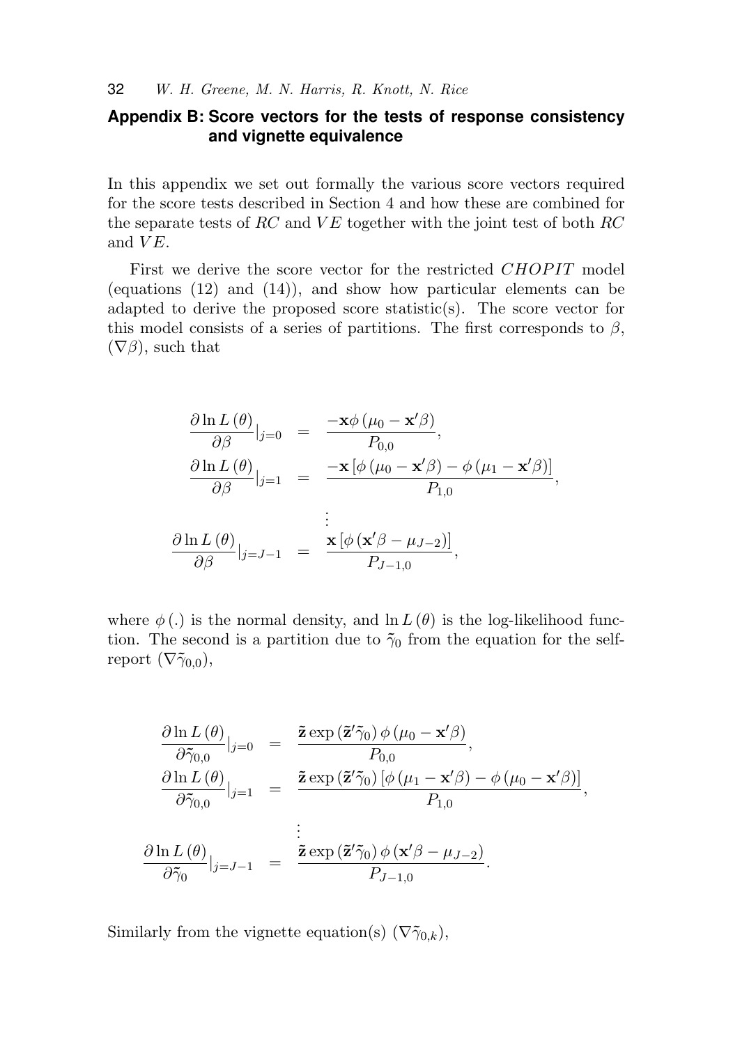## Appendix B: Score vectors for the tests of response consistency and vignette equivalence

In this appendix we set out formally the various score vectors required for the score tests described in Section 4 and how these are combined for the separate tests of $RC$ and $VE$ together with the joint test of both $RC$ and $VE$.

First we derive the score vector for the restricted $CHOPIT$ model (equations (12) and (14)), and show how particular elements can be adapted to derive the proposed score statistic(s). The score vector for this model consists of a series of partitions. The first corresponds to $\beta$, $(\nabla\beta)$, such that

$$
\begin{aligned}
\frac{\partial \ln L(\theta)}{\partial \beta}|_{j=0} &= \frac{-\mathbf{x}\phi(\mu_0 - \mathbf{x}'\beta)}{P_{0,0}}, \\
\frac{\partial \ln L(\theta)}{\partial \beta}|_{j=1} &= \frac{-\mathbf{x}\left[\phi(\mu_0 - \mathbf{x}'\beta) - \phi(\mu_1 - \mathbf{x}'\beta)\right]}{P_{1,0}}, \\
&\vdots \\
\frac{\partial \ln L(\theta)}{\partial \beta}|_{j=J-1} &= \frac{\mathbf{x}\left[\phi(\mathbf{x}'\beta - \mu_{J-2})\right]}{P_{J-1,0}},
\end{aligned}
$$

where $\phi(.)$ is the normal density, and $\ln L(\theta)$ is the log-likelihood function. The second is a partition due to $\tilde{\gamma}_0$ from the equation for the self-report $(\nabla\tilde{\gamma}_{0,0})$,

$$
\begin{aligned}
\frac{\partial \ln L(\theta)}{\partial \tilde{\gamma}_{0,0}}|_{j=0} &= \frac{\tilde{\mathbf{z}}\exp(\tilde{\mathbf{z}}'\tilde{\gamma}_0)\,\phi(\mu_0 - \mathbf{x}'\beta)}{P_{0,0}}, \\
\frac{\partial \ln L(\theta)}{\partial \tilde{\gamma}_{0,0}}|_{j=1} &= \frac{\tilde{\mathbf{z}}\exp(\tilde{\mathbf{z}}'\tilde{\gamma}_0)\left[\phi(\mu_1 - \mathbf{x}'\beta) - \phi(\mu_0 - \mathbf{x}'\beta)\right]}{P_{1,0}}, \\
&\vdots \\
\frac{\partial \ln L(\theta)}{\partial \tilde{\gamma}_0}|_{j=J-1} &= \frac{\tilde{\mathbf{z}}\exp(\tilde{\mathbf{z}}'\tilde{\gamma}_0)\,\phi(\mathbf{x}'\beta - \mu_{J-2})}{P_{J-1,0}}.
\end{aligned}
$$

Similarly from the vignette equation(s) $(\nabla\tilde{\gamma}_{0,k})$,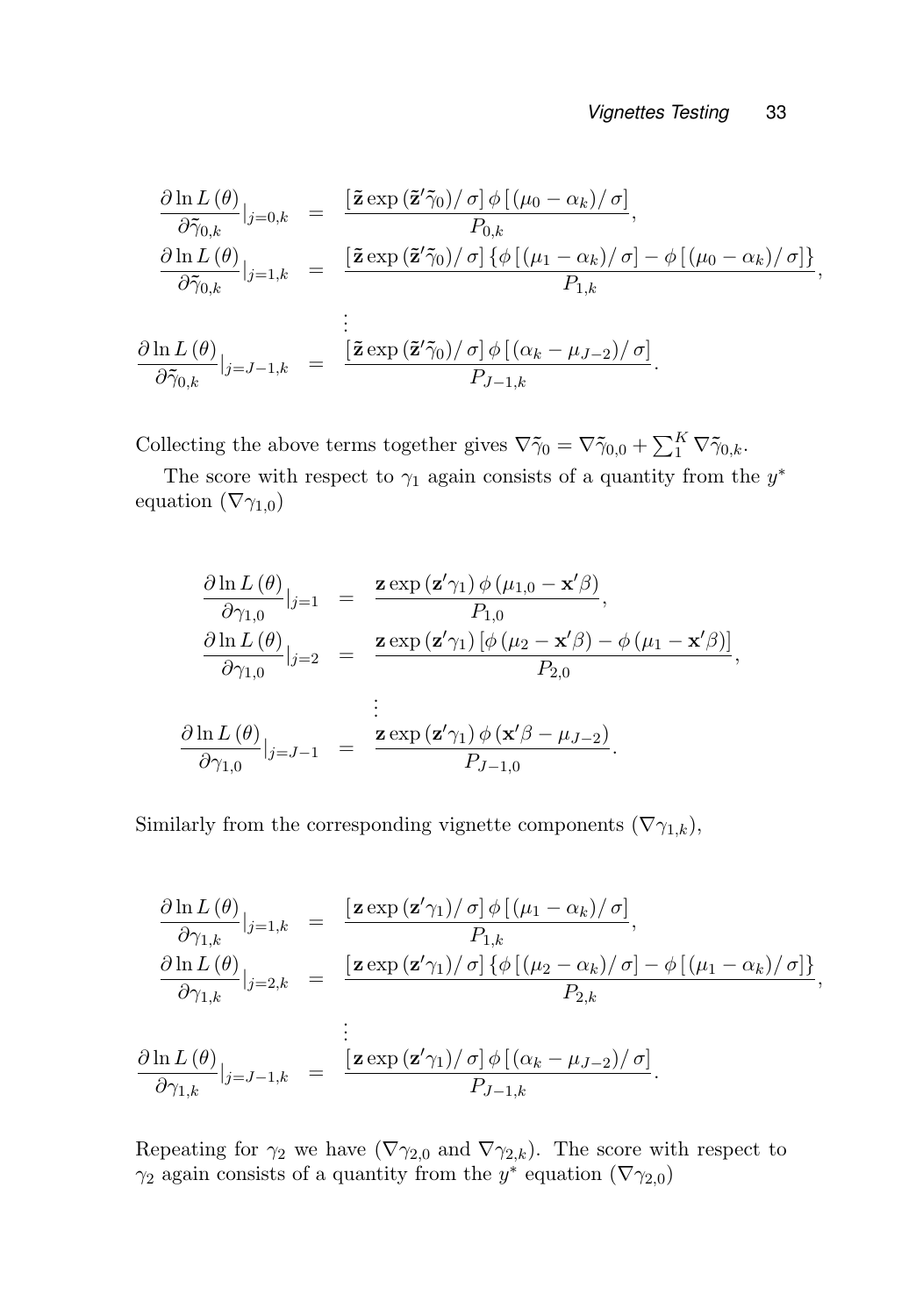$$
\begin{aligned}
\frac{\partial \ln L(\theta)}{\partial \tilde{\gamma}_{0,k}}\Big|_{j=0,k} &= \frac{[\tilde{\mathbf{z}} \exp(\tilde{\mathbf{z}}'\tilde{\gamma}_0)/\sigma]\, \phi\left[(\mu_0 - \alpha_k)/\sigma\right]}{P_{0,k}}, \\
\frac{\partial \ln L(\theta)}{\partial \tilde{\gamma}_{0,k}}\Big|_{j=1,k} &= \frac{[\tilde{\mathbf{z}} \exp(\tilde{\mathbf{z}}'\tilde{\gamma}_0)/\sigma]\, \{\phi\left[(\mu_1 - \alpha_k)/\sigma\right] - \phi\left[(\mu_0 - \alpha_k)/\sigma\right]\}}{P_{1,k}}, \\
&\vdots \\
\frac{\partial \ln L(\theta)}{\partial \tilde{\gamma}_{0,k}}\Big|_{j=J-1,k} &= \frac{[\tilde{\mathbf{z}} \exp(\tilde{\mathbf{z}}'\tilde{\gamma}_0)/\sigma]\, \phi\left[(\alpha_k - \mu_{J-2})/\sigma\right]}{P_{J-1,k}}.
\end{aligned}
$$

Collecting the above terms together gives $\nabla\tilde{\gamma}_0 = \nabla\tilde{\gamma}_{0,0} + \sum_1^K \nabla\tilde{\gamma}_{0,k}$.

The score with respect to $\gamma_1$ again consists of a quantity from the $y^*$ equation ($\nabla\gamma_{1,0}$)

$$
\begin{aligned}
\frac{\partial \ln L(\theta)}{\partial \gamma_{1,0}}\Big|_{j=1} &= \frac{\mathbf{z} \exp(\mathbf{z}'\gamma_1)\, \phi(\mu_{1,0} - \mathbf{x}'\beta)}{P_{1,0}}, \\
\frac{\partial \ln L(\theta)}{\partial \gamma_{1,0}}\Big|_{j=2} &= \frac{\mathbf{z} \exp(\mathbf{z}'\gamma_1)\left[\phi(\mu_2 - \mathbf{x}'\beta) - \phi(\mu_1 - \mathbf{x}'\beta)\right]}{P_{2,0}}, \\
&\vdots \\
\frac{\partial \ln L(\theta)}{\partial \gamma_{1,0}}\Big|_{j=J-1} &= \frac{\mathbf{z} \exp(\mathbf{z}'\gamma_1)\, \phi(\mathbf{x}'\beta - \mu_{J-2})}{P_{J-1,0}}.
\end{aligned}
$$

Similarly from the corresponding vignette components ($\nabla\gamma_{1,k}$),

$$
\begin{aligned}
\frac{\partial \ln L(\theta)}{\partial \gamma_{1,k}}\Big|_{j=1,k} &= \frac{[\mathbf{z} \exp(\mathbf{z}'\gamma_1)/\sigma]\, \phi\left[(\mu_1 - \alpha_k)/\sigma\right]}{P_{1,k}}, \\
\frac{\partial \ln L(\theta)}{\partial \gamma_{1,k}}\Big|_{j=2,k} &= \frac{[\mathbf{z} \exp(\mathbf{z}'\gamma_1)/\sigma]\, \{\phi\left[(\mu_2 - \alpha_k)/\sigma\right] - \phi\left[(\mu_1 - \alpha_k)/\sigma\right]\}}{P_{2,k}}, \\
&\vdots \\
\frac{\partial \ln L(\theta)}{\partial \gamma_{1,k}}\Big|_{j=J-1,k} &= \frac{[\mathbf{z} \exp(\mathbf{z}'\gamma_1)/\sigma]\, \phi\left[(\alpha_k - \mu_{J-2})/\sigma\right]}{P_{J-1,k}}.
\end{aligned}
$$

Repeating for $\gamma_2$ we have ($\nabla\gamma_{2,0}$ and $\nabla\gamma_{2,k}$). The score with respect to $\gamma_2$ again consists of a quantity from the $y^*$ equation ($\nabla\gamma_{2,0}$)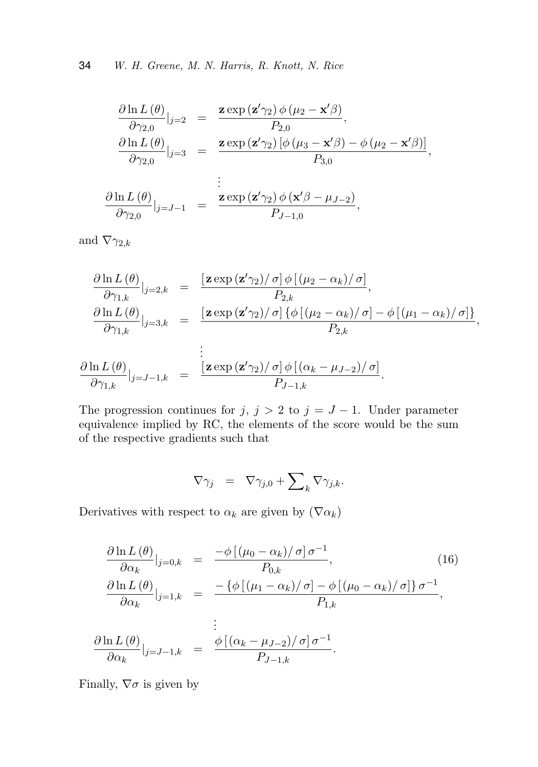$$
\begin{aligned}
\frac{\partial \ln L(\theta)}{\partial \gamma_{2,0}}|_{j=2} &= \frac{\mathbf{z} \exp(\mathbf{z}'\gamma_2)\, \phi(\mu_2 - \mathbf{x}'\beta)}{P_{2,0}}, \\
\frac{\partial \ln L(\theta)}{\partial \gamma_{2,0}}|_{j=3} &= \frac{\mathbf{z} \exp(\mathbf{z}'\gamma_2)\, [\phi(\mu_3 - \mathbf{x}'\beta) - \phi(\mu_2 - \mathbf{x}'\beta)]}{P_{3,0}}, \\
&\vdots \\
\frac{\partial \ln L(\theta)}{\partial \gamma_{2,0}}|_{j=J-1} &= \frac{\mathbf{z} \exp(\mathbf{z}'\gamma_2)\, \phi(\mathbf{x}'\beta - \mu_{J-2})}{P_{J-1,0}},
\end{aligned}
$$

and $\nabla\gamma_{2,k}$

$$
\begin{aligned}
\frac{\partial \ln L(\theta)}{\partial \gamma_{1,k}}|_{j=2,k} &= \frac{[\mathbf{z} \exp(\mathbf{z}'\gamma_2)/\,\sigma]\, \phi\,[(\mu_2 - \alpha_k)/\,\sigma]}{P_{2,k}}, \\
\frac{\partial \ln L(\theta)}{\partial \gamma_{1,k}}|_{j=3,k} &= \frac{[\mathbf{z} \exp(\mathbf{z}'\gamma_2)/\,\sigma]\, \{\phi\,[(\mu_2 - \alpha_k)/\,\sigma] - \phi\,[(\mu_1 - \alpha_k)/\,\sigma]\}}{P_{2,k}}, \\
&\vdots \\
\frac{\partial \ln L(\theta)}{\partial \gamma_{1,k}}|_{j=J-1,k} &= \frac{[\mathbf{z} \exp(\mathbf{z}'\gamma_2)/\,\sigma]\, \phi\,[(\alpha_k - \mu_{J-2})/\,\sigma]}{P_{J-1,k}}.
\end{aligned}
$$

The progression continues for $j$, $j > 2$ to $j = J - 1$. Under parameter equivalence implied by RC, the elements of the score would be the sum of the respective gradients such that

$$
\nabla\gamma_j = \nabla\gamma_{j,0} + \sum\nolimits_k \nabla\gamma_{j,k}.
$$

Derivatives with respect to $\alpha_k$ are given by $(\nabla\alpha_k)$

$$
\begin{aligned}
\frac{\partial \ln L(\theta)}{\partial \alpha_k}|_{j=0,k} &= \frac{-\phi\,[(\mu_0 - \alpha_k)/\,\sigma]\,\sigma^{-1}}{P_{0,k}}, \qquad (16) \\
\frac{\partial \ln L(\theta)}{\partial \alpha_k}|_{j=1,k} &= \frac{-\{\phi\,[(\mu_1 - \alpha_k)/\,\sigma] - \phi\,[(\mu_0 - \alpha_k)/\,\sigma]\}\,\sigma^{-1}}{P_{1,k}}, \\
&\vdots \\
\frac{\partial \ln L(\theta)}{\partial \alpha_k}|_{j=J-1,k} &= \frac{\phi\,[(\alpha_k - \mu_{J-2})/\,\sigma]\,\sigma^{-1}}{P_{J-1,k}}.
\end{aligned}
$$

Finally, $\nabla\sigma$ is given by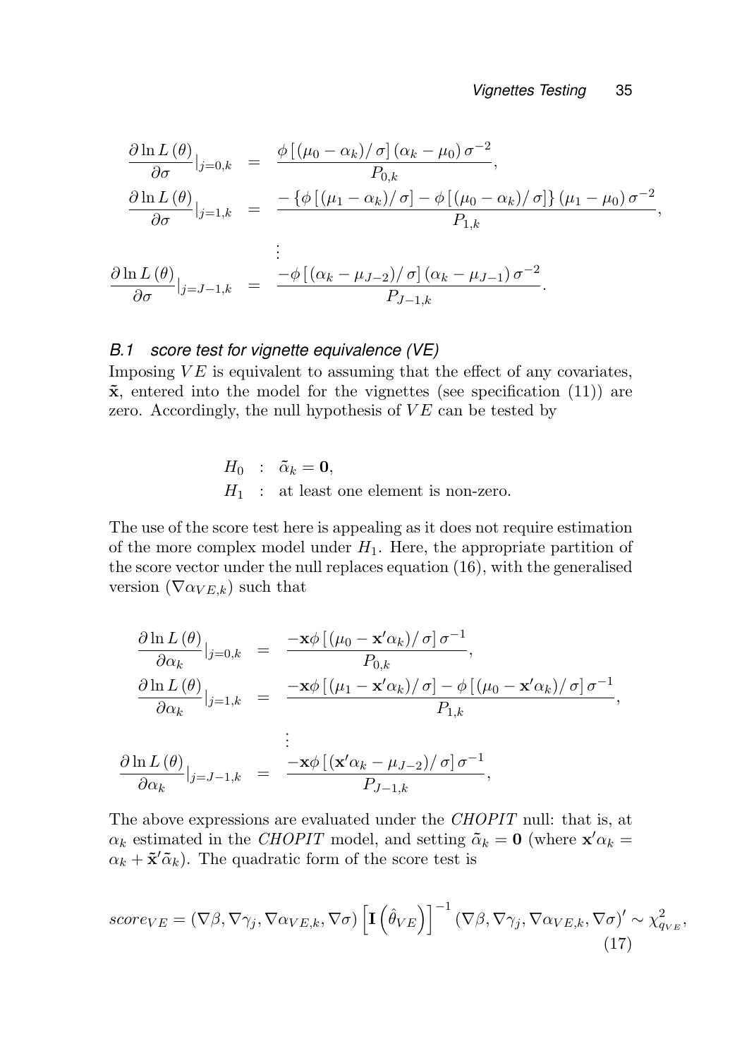$$
\begin{aligned}
\frac{\partial \ln L(\theta)}{\partial \sigma}\Big|_{j=0,k} &= \frac{\phi\left[(\mu_0-\alpha_k)/\sigma\right](\alpha_k-\mu_0)\,\sigma^{-2}}{P_{0,k}}, \\
\frac{\partial \ln L(\theta)}{\partial \sigma}\Big|_{j=1,k} &= \frac{-\left\{\phi\left[(\mu_1-\alpha_k)/\sigma\right]-\phi\left[(\mu_0-\alpha_k)/\sigma\right]\right\}(\mu_1-\mu_0)\,\sigma^{-2}}{P_{1,k}}, \\
&\vdots \\
\frac{\partial \ln L(\theta)}{\partial \sigma}\Big|_{j=J-1,k} &= \frac{-\phi\left[(\alpha_k-\mu_{J-2})/\sigma\right](\alpha_k-\mu_{J-1})\,\sigma^{-2}}{P_{J-1,k}}.
\end{aligned}
$$

### B.1 score test for vignette equivalence (VE)

Imposing $VE$ is equivalent to assuming that the effect of any covariates, $\tilde{\mathbf{x}}$, entered into the model for the vignettes (see specification (11)) are zero. Accordingly, the null hypothesis of $VE$ can be tested by

$$
\begin{aligned}
H_0 &: \tilde{\alpha}_k = \mathbf{0}, \\
H_1 &: \text{at least one element is non-zero.}
\end{aligned}
$$

The use of the score test here is appealing as it does not require estimation of the more complex model under $H_1$. Here, the appropriate partition of the score vector under the null replaces equation (16), with the generalised version ($\nabla\alpha_{VE,k}$) such that

$$
\begin{aligned}
\frac{\partial \ln L(\theta)}{\partial \alpha_k}\Big|_{j=0,k} &= \frac{-\mathbf{x}\phi\left[(\mu_0-\mathbf{x}'\alpha_k)/\sigma\right]\sigma^{-1}}{P_{0,k}}, \\
\frac{\partial \ln L(\theta)}{\partial \alpha_k}\Big|_{j=1,k} &= \frac{-\mathbf{x}\phi\left[(\mu_1-\mathbf{x}'\alpha_k)/\sigma\right]-\phi\left[(\mu_0-\mathbf{x}'\alpha_k)/\sigma\right]\sigma^{-1}}{P_{1,k}}, \\
&\vdots \\
\frac{\partial \ln L(\theta)}{\partial \alpha_k}\Big|_{j=J-1,k} &= \frac{-\mathbf{x}\phi\left[(\mathbf{x}'\alpha_k-\mu_{J-2})/\sigma\right]\sigma^{-1}}{P_{J-1,k}},
\end{aligned}
$$

The above expressions are evaluated under the *CHOPIT* null: that is, at $\alpha_k$ estimated in the *CHOPIT* model, and setting $\tilde{\alpha}_k = \mathbf{0}$ (where $\mathbf{x}'\alpha_k = \alpha_k + \tilde{\mathbf{x}}'\tilde{\alpha}_k$). The quadratic form of the score test is

$$
score_{VE} = \left(\nabla\beta, \nabla\gamma_j, \nabla\alpha_{VE,k}, \nabla\sigma\right)\left[\mathbf{I}\left(\hat{\theta}_{VE}\right)\right]^{-1}\left(\nabla\beta, \nabla\gamma_j, \nabla\alpha_{VE,k}, \nabla\sigma\right)' \sim \chi^2_{q_{VE}}, \tag{17}
$$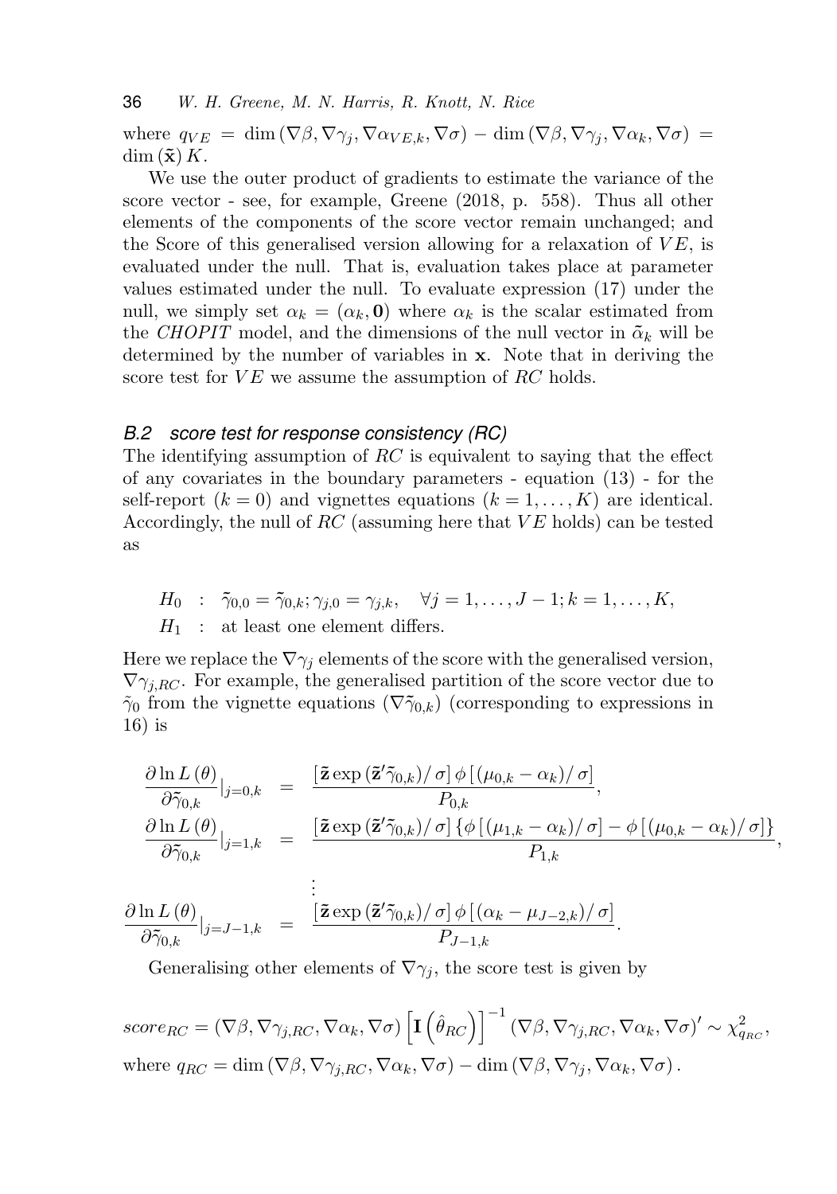where $q_{VE} = \dim(\nabla\beta, \nabla\gamma_j, \nabla\alpha_{VE,k}, \nabla\sigma) - \dim(\nabla\beta, \nabla\gamma_j, \nabla\alpha_k, \nabla\sigma) = \dim(\tilde{\mathbf{x}})\, K$.

We use the outer product of gradients to estimate the variance of the score vector - see, for example, Greene (2018, p. 558). Thus all other elements of the components of the score vector remain unchanged; and the Score of this generalised version allowing for a relaxation of $VE$, is evaluated under the null. That is, evaluation takes place at parameter values estimated under the null. To evaluate expression (17) under the null, we simply set $\alpha_k = (\alpha_k, \mathbf{0})$ where $\alpha_k$ is the scalar estimated from the *CHOPIT* model, and the dimensions of the null vector in $\tilde{\alpha}_k$ will be determined by the number of variables in $\mathbf{x}$. Note that in deriving the score test for $VE$ we assume the assumption of $RC$ holds.

### B.2 score test for response consistency (RC)

The identifying assumption of $RC$ is equivalent to saying that the effect of any covariates in the boundary parameters - equation (13) - for the self-report ($k = 0$) and vignettes equations ($k = 1, \ldots, K$) are identical. Accordingly, the null of $RC$ (assuming here that $VE$ holds) can be tested as

$$
\begin{aligned}
H_0 &: \tilde{\gamma}_{0,0} = \tilde{\gamma}_{0,k}; \gamma_{j,0} = \gamma_{j,k}, \quad \forall j = 1, \ldots, J-1; k = 1, \ldots, K, \\
H_1 &: \text{at least one element differs.}
\end{aligned}
$$

Here we replace the $\nabla\gamma_j$ elements of the score with the generalised version, $\nabla\gamma_{j,RC}$. For example, the generalised partition of the score vector due to $\tilde{\gamma}_0$ from the vignette equations ($\nabla\tilde{\gamma}_{0,k}$) (corresponding to expressions in 16) is

$$
\begin{aligned}
\frac{\partial \ln L(\theta)}{\partial \tilde{\gamma}_{0,k}}\Big|_{j=0,k} &= \frac{[\tilde{\mathbf{z}} \exp(\tilde{\mathbf{z}}'\tilde{\gamma}_{0,k})/\sigma]\, \phi[(\mu_{0,k} - \alpha_k)/\sigma]}{P_{0,k}}, \\
\frac{\partial \ln L(\theta)}{\partial \tilde{\gamma}_{0,k}}\Big|_{j=1,k} &= \frac{[\tilde{\mathbf{z}} \exp(\tilde{\mathbf{z}}'\tilde{\gamma}_{0,k})/\sigma]\, \{\phi[(\mu_{1,k} - \alpha_k)/\sigma] - \phi[(\mu_{0,k} - \alpha_k)/\sigma]\}}{P_{1,k}}, \\
&\;\;\vdots \\
\frac{\partial \ln L(\theta)}{\partial \tilde{\gamma}_{0,k}}\Big|_{j=J-1,k} &= \frac{[\tilde{\mathbf{z}} \exp(\tilde{\mathbf{z}}'\tilde{\gamma}_{0,k})/\sigma]\, \phi[(\alpha_k - \mu_{J-2,k})/\sigma]}{P_{J-1,k}}.
\end{aligned}
$$

Generalising other elements of $\nabla\gamma_j$, the score test is given by

$$
score_{RC} = (\nabla\beta, \nabla\gamma_{j,RC}, \nabla\alpha_k, \nabla\sigma) \left[\mathbf{I}\left(\hat{\theta}_{RC}\right)\right]^{-1} (\nabla\beta, \nabla\gamma_{j,RC}, \nabla\alpha_k, \nabla\sigma)' \sim \chi^2_{q_{RC}},
$$

where $q_{RC} = \dim(\nabla\beta, \nabla\gamma_{j,RC}, \nabla\alpha_k, \nabla\sigma) - \dim(\nabla\beta, \nabla\gamma_j, \nabla\alpha_k, \nabla\sigma)$.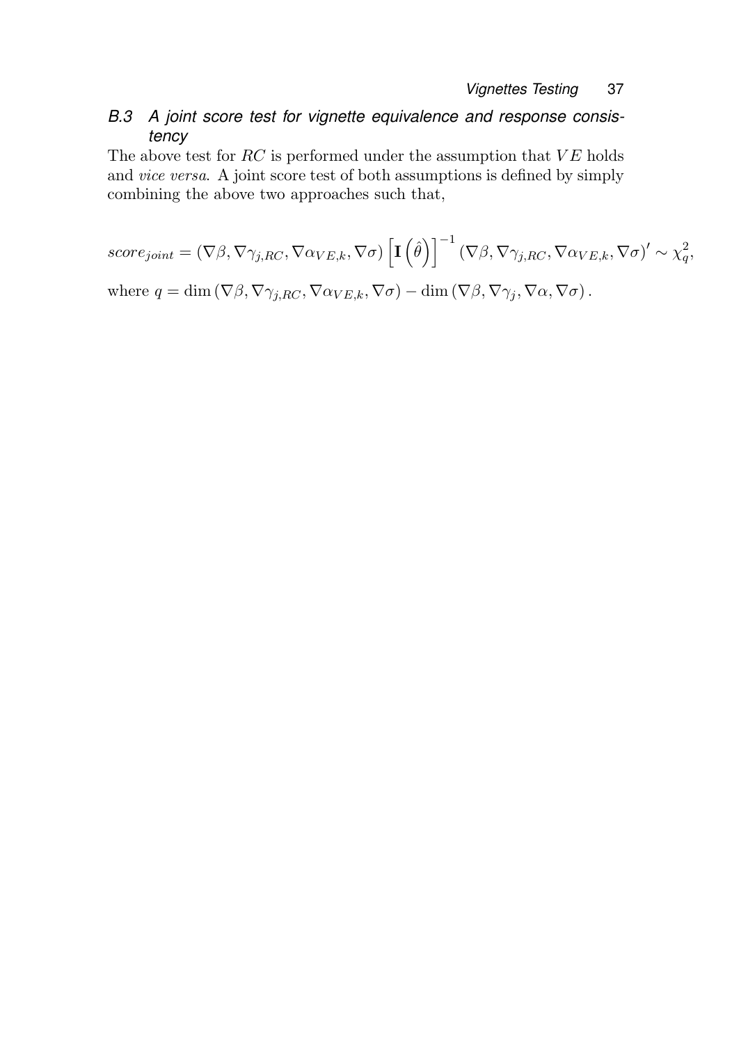### B.3 A joint score test for vignette equivalence and response consistency

The above test for $RC$ is performed under the assumption that $VE$ holds and *vice versa*. A joint score test of both assumptions is defined by simply combining the above two approaches such that,

$$score_{joint} = (\nabla\beta, \nabla\gamma_{j,RC}, \nabla\alpha_{VE,k}, \nabla\sigma) \left[\mathbf{I}\left(\hat{\theta}\right)\right]^{-1} (\nabla\beta, \nabla\gamma_{j,RC}, \nabla\alpha_{VE,k}, \nabla\sigma)' \sim \chi^2_q,$$

where $q = \dim(\nabla\beta, \nabla\gamma_{j,RC}, \nabla\alpha_{VE,k}, \nabla\sigma) - \dim(\nabla\beta, \nabla\gamma_j, \nabla\alpha, \nabla\sigma)$.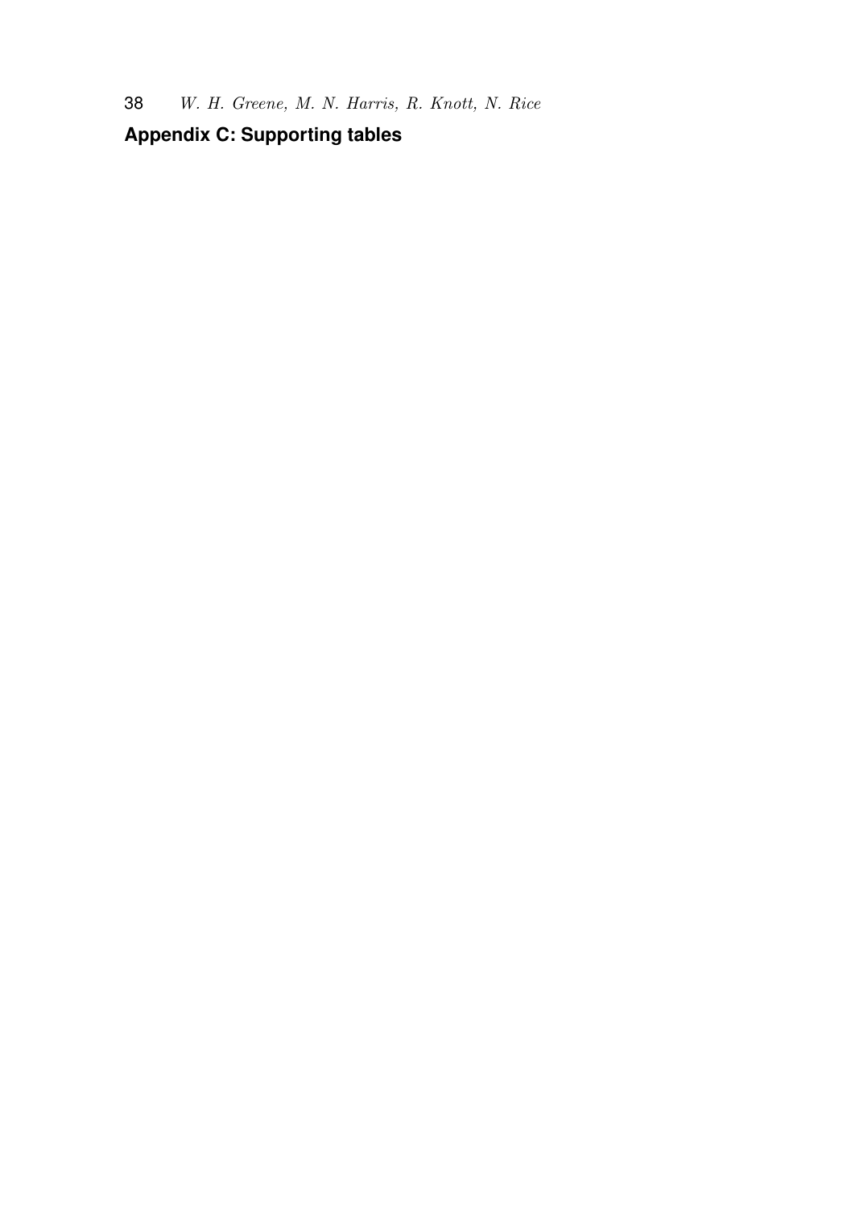## Appendix C: Supporting tables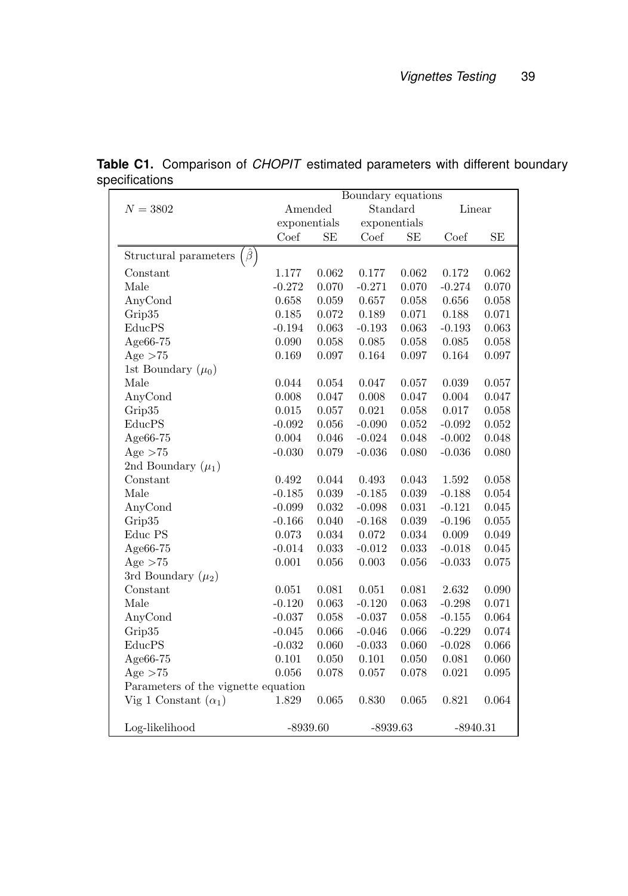**Table C1.** Comparison of *CHOPIT* estimated parameters with different boundary specifications

| $N = 3802$ | Boundary equations | | | | | |
|---|---|---|---|---|---|---|
| | Amended exponentials | | Standard exponentials | | Linear | |
| | Coef | SE | Coef | SE | Coef | SE |
| Structural parameters $\left(\hat{\beta}\right)$ | | | | | | |
| Constant | 1.177 | 0.062 | 0.177 | 0.062 | 0.172 | 0.062 |
| Male | -0.272 | 0.070 | -0.271 | 0.070 | -0.274 | 0.070 |
| AnyCond | 0.658 | 0.059 | 0.657 | 0.058 | 0.656 | 0.058 |
| Grip35 | 0.185 | 0.072 | 0.189 | 0.071 | 0.188 | 0.071 |
| EducPS | -0.194 | 0.063 | -0.193 | 0.063 | -0.193 | 0.063 |
| Age66-75 | 0.090 | 0.058 | 0.085 | 0.058 | 0.085 | 0.058 |
| Age >75 | 0.169 | 0.097 | 0.164 | 0.097 | 0.164 | 0.097 |
| 1st Boundary ($\mu_0$) | | | | | | |
| Male | 0.044 | 0.054 | 0.047 | 0.057 | 0.039 | 0.057 |
| AnyCond | 0.008 | 0.047 | 0.008 | 0.047 | 0.004 | 0.047 |
| Grip35 | 0.015 | 0.057 | 0.021 | 0.058 | 0.017 | 0.058 |
| EducPS | -0.092 | 0.056 | -0.090 | 0.052 | -0.092 | 0.052 |
| Age66-75 | 0.004 | 0.046 | -0.024 | 0.048 | -0.002 | 0.048 |
| Age >75 | -0.030 | 0.079 | -0.036 | 0.080 | -0.036 | 0.080 |
| 2nd Boundary ($\mu_1$) | | | | | | |
| Constant | 0.492 | 0.044 | 0.493 | 0.043 | 1.592 | 0.058 |
| Male | -0.185 | 0.039 | -0.185 | 0.039 | -0.188 | 0.054 |
| AnyCond | -0.099 | 0.032 | -0.098 | 0.031 | -0.121 | 0.045 |
| Grip35 | -0.166 | 0.040 | -0.168 | 0.039 | -0.196 | 0.055 |
| Educ PS | 0.073 | 0.034 | 0.072 | 0.034 | 0.009 | 0.049 |
| Age66-75 | -0.014 | 0.033 | -0.012 | 0.033 | -0.018 | 0.045 |
| Age >75 | 0.001 | 0.056 | 0.003 | 0.056 | -0.033 | 0.075 |
| 3rd Boundary ($\mu_2$) | | | | | | |
| Constant | 0.051 | 0.081 | 0.051 | 0.081 | 2.632 | 0.090 |
| Male | -0.120 | 0.063 | -0.120 | 0.063 | -0.298 | 0.071 |
| AnyCond | -0.037 | 0.058 | -0.037 | 0.058 | -0.155 | 0.064 |
| Grip35 | -0.045 | 0.066 | -0.046 | 0.066 | -0.229 | 0.074 |
| EducPS | -0.032 | 0.060 | -0.033 | 0.060 | -0.028 | 0.066 |
| Age66-75 | 0.101 | 0.050 | 0.101 | 0.050 | 0.081 | 0.060 |
| Age >75 | 0.056 | 0.078 | 0.057 | 0.078 | 0.021 | 0.095 |
| Parameters of the vignette equation | | | | | | |
| Vig 1 Constant ($\alpha_1$) | 1.829 | 0.065 | 0.830 | 0.065 | 0.821 | 0.064 |
| Log-likelihood | -8939.60 | | -8939.63 | | -8940.31 | |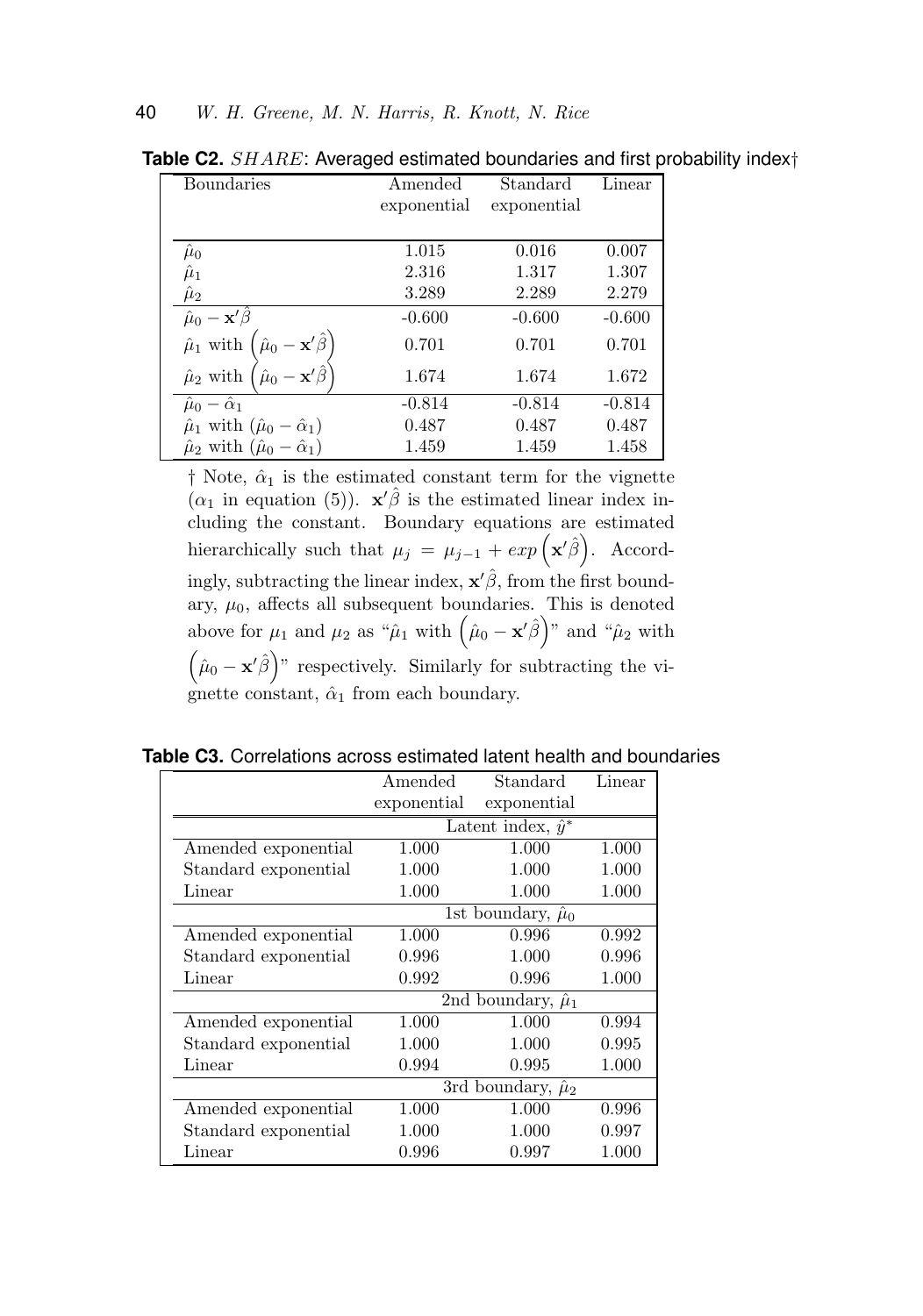**Table C2.** *SHARE*: Averaged estimated boundaries and first probability index†

| Boundaries | Amended exponential | Standard exponential | Linear |
|---|---|---|---|
| $\hat{\mu}_0$ | 1.015 | 0.016 | 0.007 |
| $\hat{\mu}_1$ | 2.316 | 1.317 | 1.307 |
| $\hat{\mu}_2$ | 3.289 | 2.289 | 2.279 |
| $\hat{\mu}_0 - \mathbf{x}'\hat{\beta}$ | -0.600 | -0.600 | -0.600 |
| $\hat{\mu}_1$ with $\left(\hat{\mu}_0 - \mathbf{x}'\hat{\beta}\right)$ | 0.701 | 0.701 | 0.701 |
| $\hat{\mu}_2$ with $\left(\hat{\mu}_0 - \mathbf{x}'\hat{\beta}\right)$ | 1.674 | 1.674 | 1.672 |
| $\hat{\mu}_0 - \hat{\alpha}_1$ | -0.814 | -0.814 | -0.814 |
| $\hat{\mu}_1$ with $(\hat{\mu}_0 - \hat{\alpha}_1)$ | 0.487 | 0.487 | 0.487 |
| $\hat{\mu}_2$ with $(\hat{\mu}_0 - \hat{\alpha}_1)$ | 1.459 | 1.459 | 1.458 |

† Note, $\hat{\alpha}_1$ is the estimated constant term for the vignette ($\alpha_1$ in equation (5)). $\mathbf{x}'\hat{\beta}$ is the estimated linear index including the constant. Boundary equations are estimated hierarchically such that $\mu_j = \mu_{j-1} + exp\left(\mathbf{x}'\hat{\beta}\right)$. Accordingly, subtracting the linear index, $\mathbf{x}'\hat{\beta}$, from the first boundary, $\mu_0$, affects all subsequent boundaries. This is denoted above for $\mu_1$ and $\mu_2$ as "$\hat{\mu}_1$ with $\left(\hat{\mu}_0 - \mathbf{x}'\hat{\beta}\right)$" and "$\hat{\mu}_2$ with $\left(\hat{\mu}_0 - \mathbf{x}'\hat{\beta}\right)$" respectively. Similarly for subtracting the vignette constant, $\hat{\alpha}_1$ from each boundary.

**Table C3.** Correlations across estimated latent health and boundaries

| | Amended exponential | Standard exponential | Linear |
|---|---|---|---|
| | Latent index, $\hat{y}^*$ | | |
| Amended exponential | 1.000 | 1.000 | 1.000 |
| Standard exponential | 1.000 | 1.000 | 1.000 |
| Linear | 1.000 | 1.000 | 1.000 |
| | 1st boundary, $\hat{\mu}_0$ | | |
| Amended exponential | 1.000 | 0.996 | 0.992 |
| Standard exponential | 0.996 | 1.000 | 0.996 |
| Linear | 0.992 | 0.996 | 1.000 |
| | 2nd boundary, $\hat{\mu}_1$ | | |
| Amended exponential | 1.000 | 1.000 | 0.994 |
| Standard exponential | 1.000 | 1.000 | 0.995 |
| Linear | 0.994 | 0.995 | 1.000 |
| | 3rd boundary, $\hat{\mu}_2$ | | |
| Amended exponential | 1.000 | 1.000 | 0.996 |
| Standard exponential | 1.000 | 1.000 | 0.997 |
| Linear | 0.996 | 0.997 | 1.000 |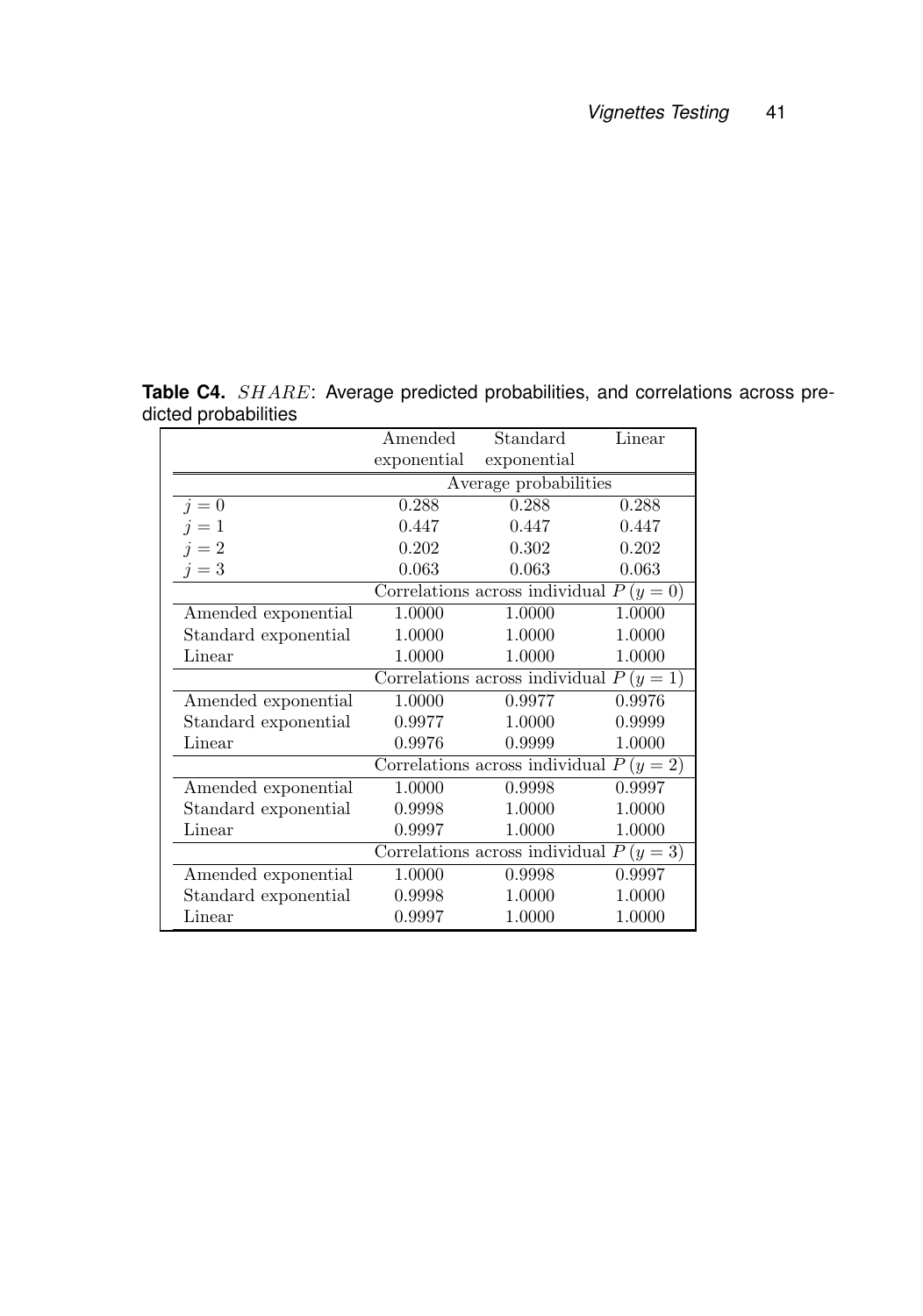**Table C4.** $SHARE$: Average predicted probabilities, and correlations across predicted probabilities

| | Amended exponential | Standard exponential | Linear |
|---|---|---|---|
| | Average probabilities | | |
| $j = 0$ | 0.288 | 0.288 | 0.288 |
| $j = 1$ | 0.447 | 0.447 | 0.447 |
| $j = 2$ | 0.202 | 0.302 | 0.202 |
| $j = 3$ | 0.063 | 0.063 | 0.063 |
| | Correlations across individual $P(y = 0)$ | | |
| Amended exponential | 1.0000 | 1.0000 | 1.0000 |
| Standard exponential | 1.0000 | 1.0000 | 1.0000 |
| Linear | 1.0000 | 1.0000 | 1.0000 |
| | Correlations across individual $P(y = 1)$ | | |
| Amended exponential | 1.0000 | 0.9977 | 0.9976 |
| Standard exponential | 0.9977 | 1.0000 | 0.9999 |
| Linear | 0.9976 | 0.9999 | 1.0000 |
| | Correlations across individual $P(y = 2)$ | | |
| Amended exponential | 1.0000 | 0.9998 | 0.9997 |
| Standard exponential | 0.9998 | 1.0000 | 1.0000 |
| Linear | 0.9997 | 1.0000 | 1.0000 |
| | Correlations across individual $P(y = 3)$ | | |
| Amended exponential | 1.0000 | 0.9998 | 0.9997 |
| Standard exponential | 0.9998 | 1.0000 | 1.0000 |
| Linear | 0.9997 | 1.0000 | 1.0000 |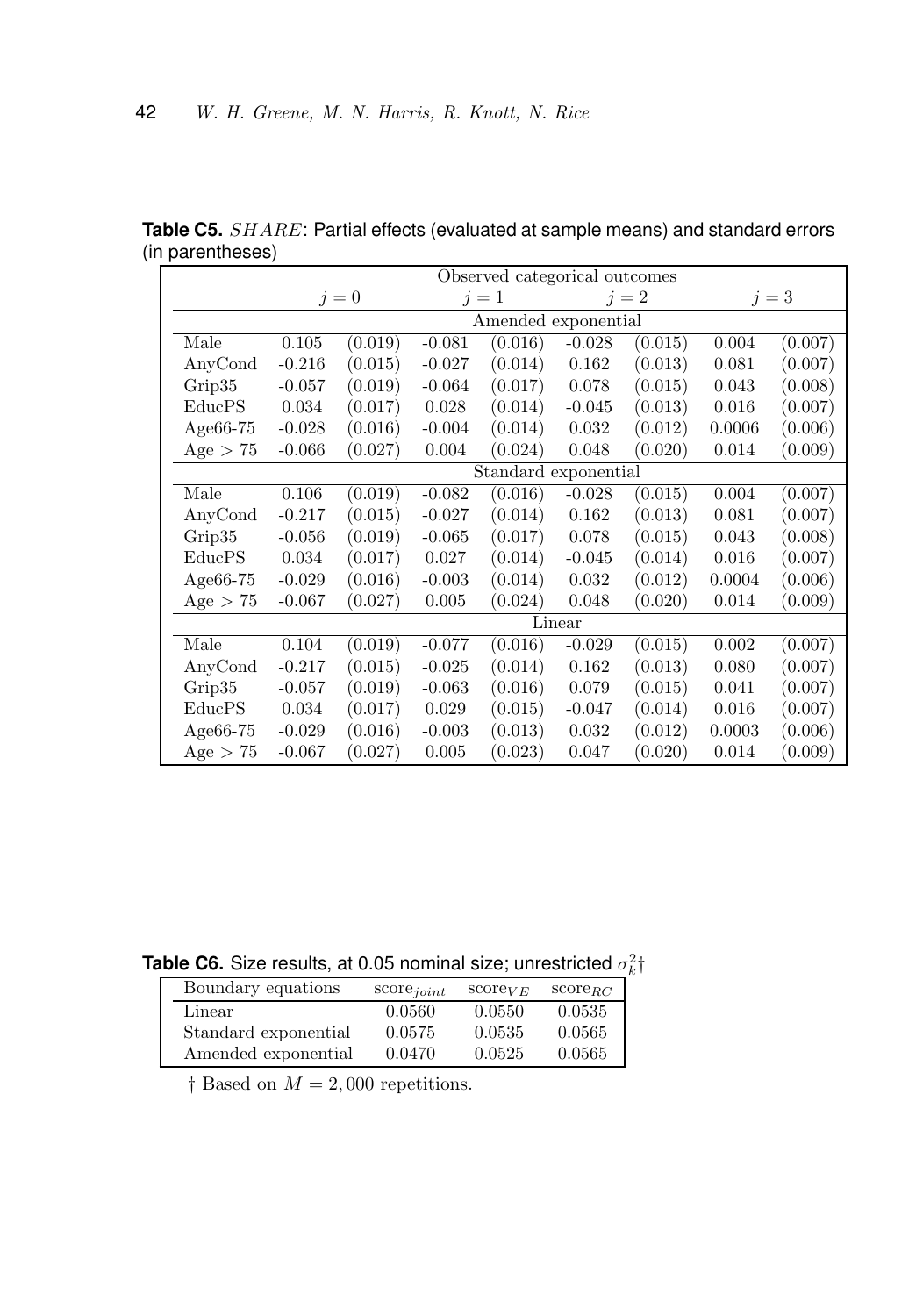**Table C5.** $SHARE$: Partial effects (evaluated at sample means) and standard errors (in parentheses)

| | Observed categorical outcomes | | | | | | | |
|---|---|---|---|---|---|---|---|---|
| | $j = 0$ | | $j = 1$ | | $j = 2$ | | $j = 3$ | |
| | Amended exponential | | | | | | | |
| Male | 0.105 | (0.019) | -0.081 | (0.016) | -0.028 | (0.015) | 0.004 | (0.007) |
| AnyCond | -0.216 | (0.015) | -0.027 | (0.014) | 0.162 | (0.013) | 0.081 | (0.007) |
| Grip35 | -0.057 | (0.019) | -0.064 | (0.017) | 0.078 | (0.015) | 0.043 | (0.008) |
| EducPS | 0.034 | (0.017) | 0.028 | (0.014) | -0.045 | (0.013) | 0.016 | (0.007) |
| Age66-75 | -0.028 | (0.016) | -0.004 | (0.014) | 0.032 | (0.012) | 0.0006 | (0.006) |
| Age $> 75$ | -0.066 | (0.027) | 0.004 | (0.024) | 0.048 | (0.020) | 0.014 | (0.009) |
| | Standard exponential | | | | | | | |
| Male | 0.106 | (0.019) | -0.082 | (0.016) | -0.028 | (0.015) | 0.004 | (0.007) |
| AnyCond | -0.217 | (0.015) | -0.027 | (0.014) | 0.162 | (0.013) | 0.081 | (0.007) |
| Grip35 | -0.056 | (0.019) | -0.065 | (0.017) | 0.078 | (0.015) | 0.043 | (0.008) |
| EducPS | 0.034 | (0.017) | 0.027 | (0.014) | -0.045 | (0.014) | 0.016 | (0.007) |
| Age66-75 | -0.029 | (0.016) | -0.003 | (0.014) | 0.032 | (0.012) | 0.0004 | (0.006) |
| Age $> 75$ | -0.067 | (0.027) | 0.005 | (0.024) | 0.048 | (0.020) | 0.014 | (0.009) |
| | Linear | | | | | | | |
| Male | 0.104 | (0.019) | -0.077 | (0.016) | -0.029 | (0.015) | 0.002 | (0.007) |
| AnyCond | -0.217 | (0.015) | -0.025 | (0.014) | 0.162 | (0.013) | 0.080 | (0.007) |
| Grip35 | -0.057 | (0.019) | -0.063 | (0.016) | 0.079 | (0.015) | 0.041 | (0.007) |
| EducPS | 0.034 | (0.017) | 0.029 | (0.015) | -0.047 | (0.014) | 0.016 | (0.007) |
| Age66-75 | -0.029 | (0.016) | -0.003 | (0.013) | 0.032 | (0.012) | 0.0003 | (0.006) |
| Age $> 75$ | -0.067 | (0.027) | 0.005 | (0.023) | 0.047 | (0.020) | 0.014 | (0.009) |

**Table C6.** Size results, at 0.05 nominal size; unrestricted $\sigma_k^2$†

| Boundary equations | $\text{score}_{joint}$ | $\text{score}_{VE}$ | $\text{score}_{RC}$ |
|---|---|---|---|
| Linear | 0.0560 | 0.0550 | 0.0535 |
| Standard exponential | 0.0575 | 0.0535 | 0.0565 |
| Amended exponential | 0.0470 | 0.0525 | 0.0565 |

† Based on $M = 2,000$ repetitions.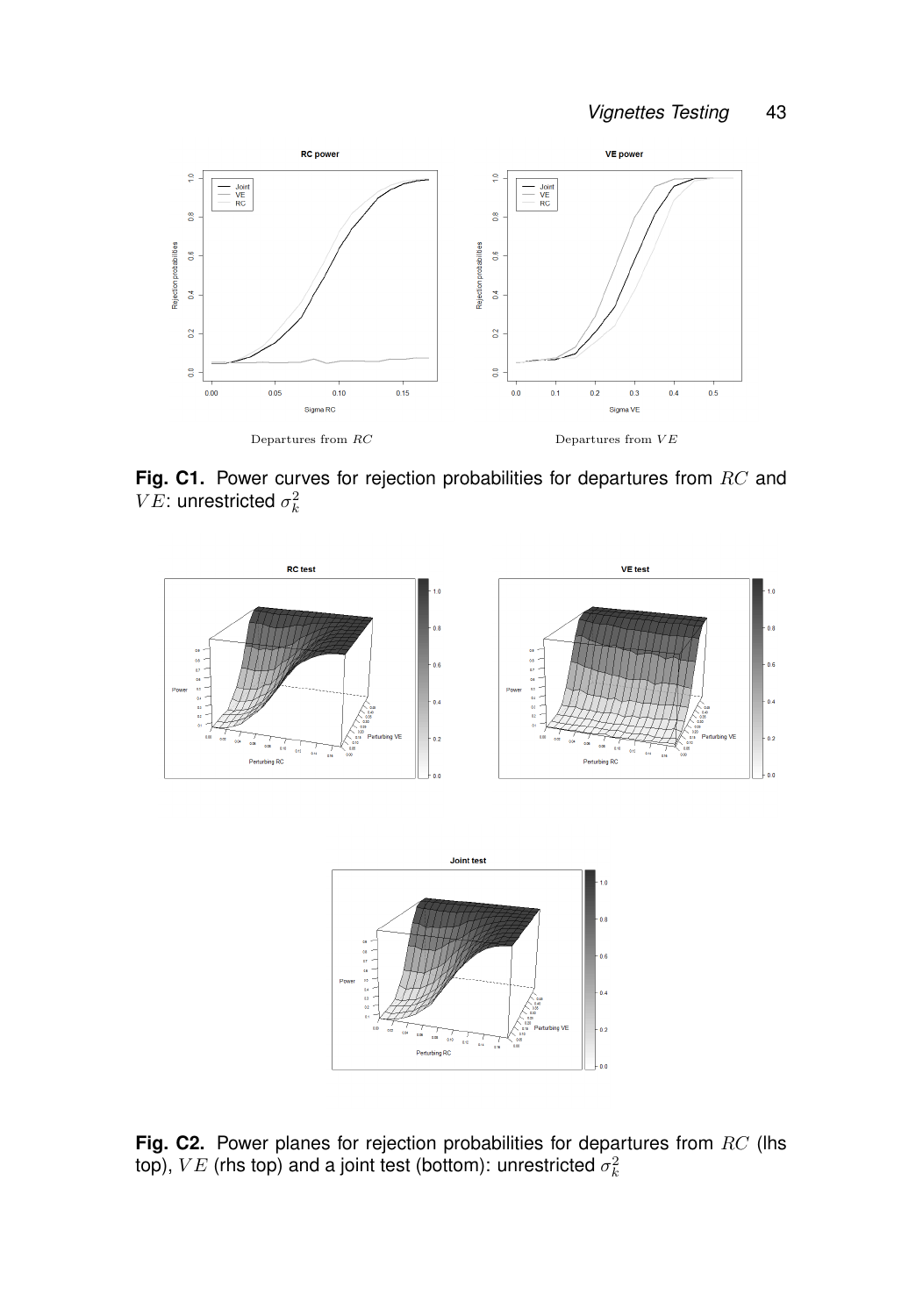RC power

Joint
VE
RC

Rejection probabilities

1.0
0.8
0.6
0.4
0.2
0.0

0.00 0.05 0.10 0.15

Sigma RC

VE power

Joint
VE
RC

Rejection probabilities

1.0
0.8
0.6
0.4
0.2
0.0

0.0 0.1 0.2 0.3 0.4 0.5

Sigma VE

Departures from $RC$

Departures from $VE$

**Fig. C1.** Power curves for rejection probabilities for departures from $RC$ and $VE$: unrestricted $\sigma_k^2$

RC test

Power

Perturbing RC

Perturbing VE

1.0
0.8
0.6
0.4
0.2
0.0

VE test

Power

Perturbing RC

Perturbing VE

1.0
0.8
0.6
0.4
0.2
0.0

Joint test

Power

Perturbing RC

Perturbing VE

1.0
0.8
0.6
0.4
0.2
0.0

**Fig. C2.** Power planes for rejection probabilities for departures from $RC$ (lhs top), $VE$ (rhs top) and a joint test (bottom): unrestricted $\sigma_k^2$